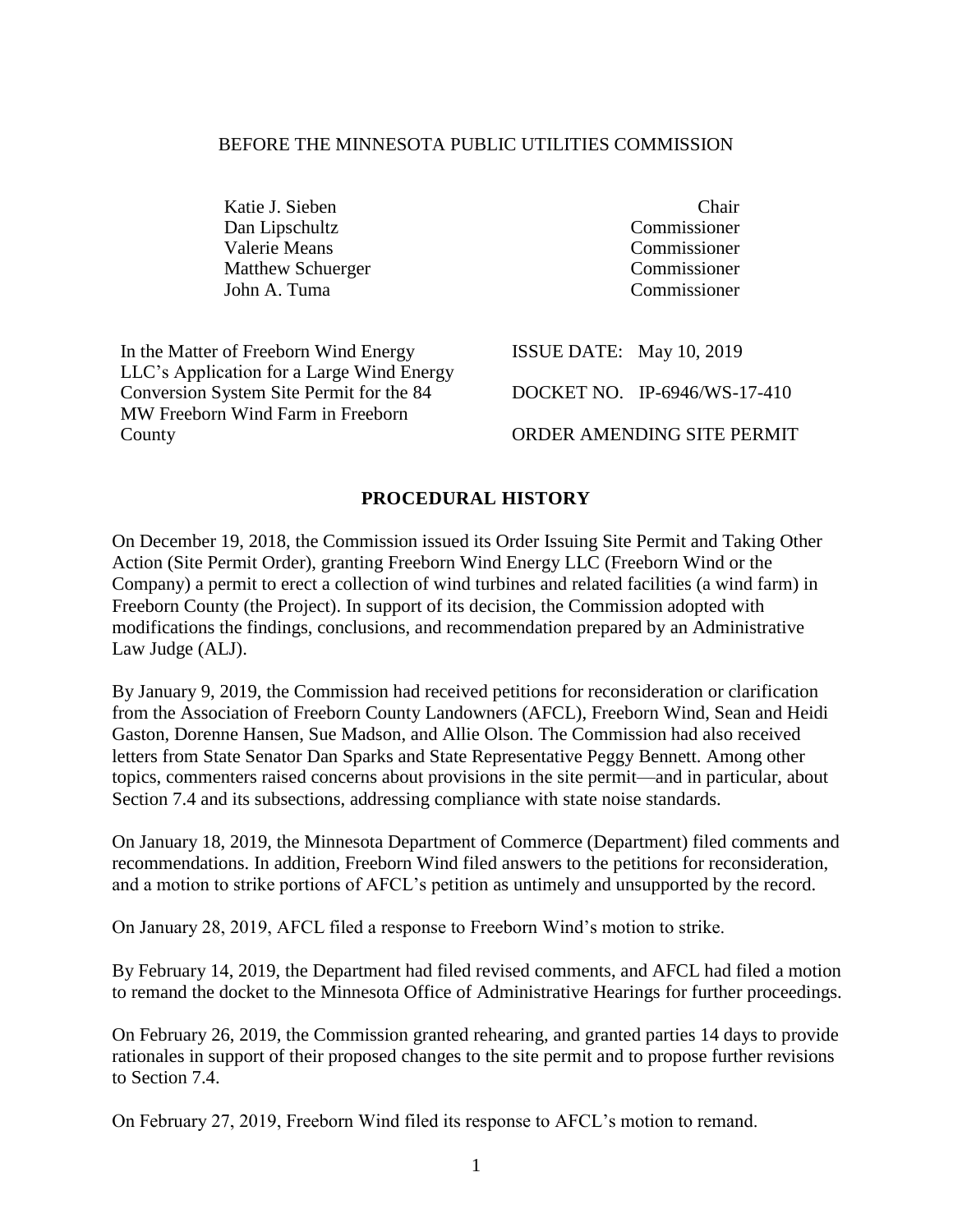BEFORE THE MINNESOTA PUBLIC UTILITIES COMMISSION

| | |
|---|---|
| Katie J. Sieben | Chair |
| Dan Lipschultz | Commissioner |
| Valerie Means | Commissioner |
| Matthew Schuerger | Commissioner |
| John A. Tuma | Commissioner |

| | |
|---|---|
| In the Matter of Freeborn Wind Energy LLC's Application for a Large Wind Energy Conversion System Site Permit for the 84 MW Freeborn Wind Farm in Freeborn County | ISSUE DATE: May 10, 2019<br><br>DOCKET NO. IP-6946/WS-17-410<br><br>ORDER AMENDING SITE PERMIT |

## PROCEDURAL HISTORY

On December 19, 2018, the Commission issued its Order Issuing Site Permit and Taking Other Action (Site Permit Order), granting Freeborn Wind Energy LLC (Freeborn Wind or the Company) a permit to erect a collection of wind turbines and related facilities (a wind farm) in Freeborn County (the Project). In support of its decision, the Commission adopted with modifications the findings, conclusions, and recommendation prepared by an Administrative Law Judge (ALJ).

By January 9, 2019, the Commission had received petitions for reconsideration or clarification from the Association of Freeborn County Landowners (AFCL), Freeborn Wind, Sean and Heidi Gaston, Dorenne Hansen, Sue Madson, and Allie Olson. The Commission had also received letters from State Senator Dan Sparks and State Representative Peggy Bennett. Among other topics, commenters raised concerns about provisions in the site permit—and in particular, about Section 7.4 and its subsections, addressing compliance with state noise standards.

On January 18, 2019, the Minnesota Department of Commerce (Department) filed comments and recommendations. In addition, Freeborn Wind filed answers to the petitions for reconsideration, and a motion to strike portions of AFCL's petition as untimely and unsupported by the record.

On January 28, 2019, AFCL filed a response to Freeborn Wind's motion to strike.

By February 14, 2019, the Department had filed revised comments, and AFCL had filed a motion to remand the docket to the Minnesota Office of Administrative Hearings for further proceedings.

On February 26, 2019, the Commission granted rehearing, and granted parties 14 days to provide rationales in support of their proposed changes to the site permit and to propose further revisions to Section 7.4.

On February 27, 2019, Freeborn Wind filed its response to AFCL's motion to remand.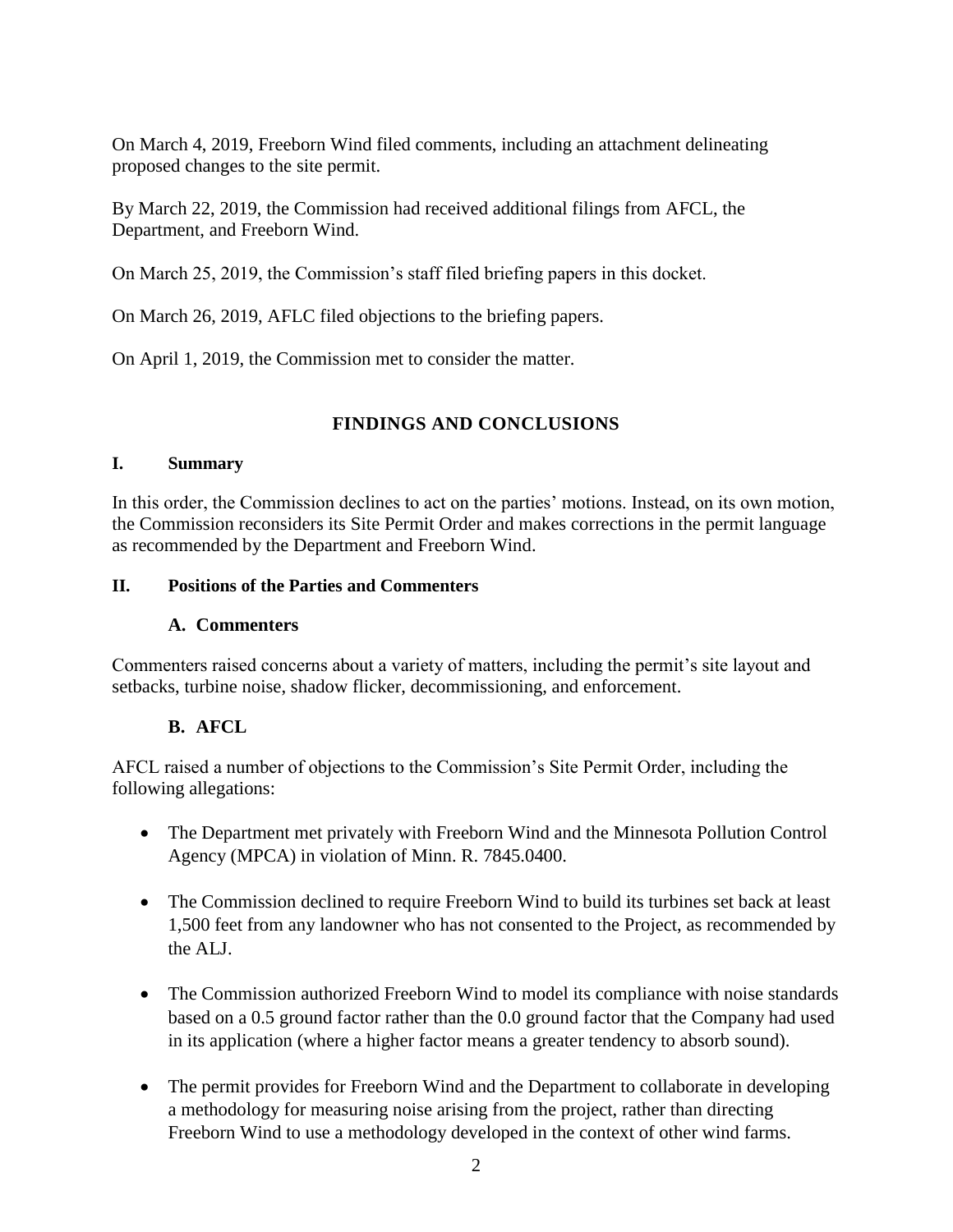On March 4, 2019, Freeborn Wind filed comments, including an attachment delineating proposed changes to the site permit.

By March 22, 2019, the Commission had received additional filings from AFCL, the Department, and Freeborn Wind.

On March 25, 2019, the Commission's staff filed briefing papers in this docket.

On March 26, 2019, AFLC filed objections to the briefing papers.

On April 1, 2019, the Commission met to consider the matter.

## FINDINGS AND CONCLUSIONS

### I. Summary

In this order, the Commission declines to act on the parties' motions. Instead, on its own motion, the Commission reconsiders its Site Permit Order and makes corrections in the permit language as recommended by the Department and Freeborn Wind.

### II. Positions of the Parties and Commenters

#### A. Commenters

Commenters raised concerns about a variety of matters, including the permit's site layout and setbacks, turbine noise, shadow flicker, decommissioning, and enforcement.

#### B. AFCL

AFCL raised a number of objections to the Commission's Site Permit Order, including the following allegations:

- The Department met privately with Freeborn Wind and the Minnesota Pollution Control Agency (MPCA) in violation of Minn. R. 7845.0400.
- The Commission declined to require Freeborn Wind to build its turbines set back at least 1,500 feet from any landowner who has not consented to the Project, as recommended by the ALJ.
- The Commission authorized Freeborn Wind to model its compliance with noise standards based on a 0.5 ground factor rather than the 0.0 ground factor that the Company had used in its application (where a higher factor means a greater tendency to absorb sound).
- The permit provides for Freeborn Wind and the Department to collaborate in developing a methodology for measuring noise arising from the project, rather than directing Freeborn Wind to use a methodology developed in the context of other wind farms.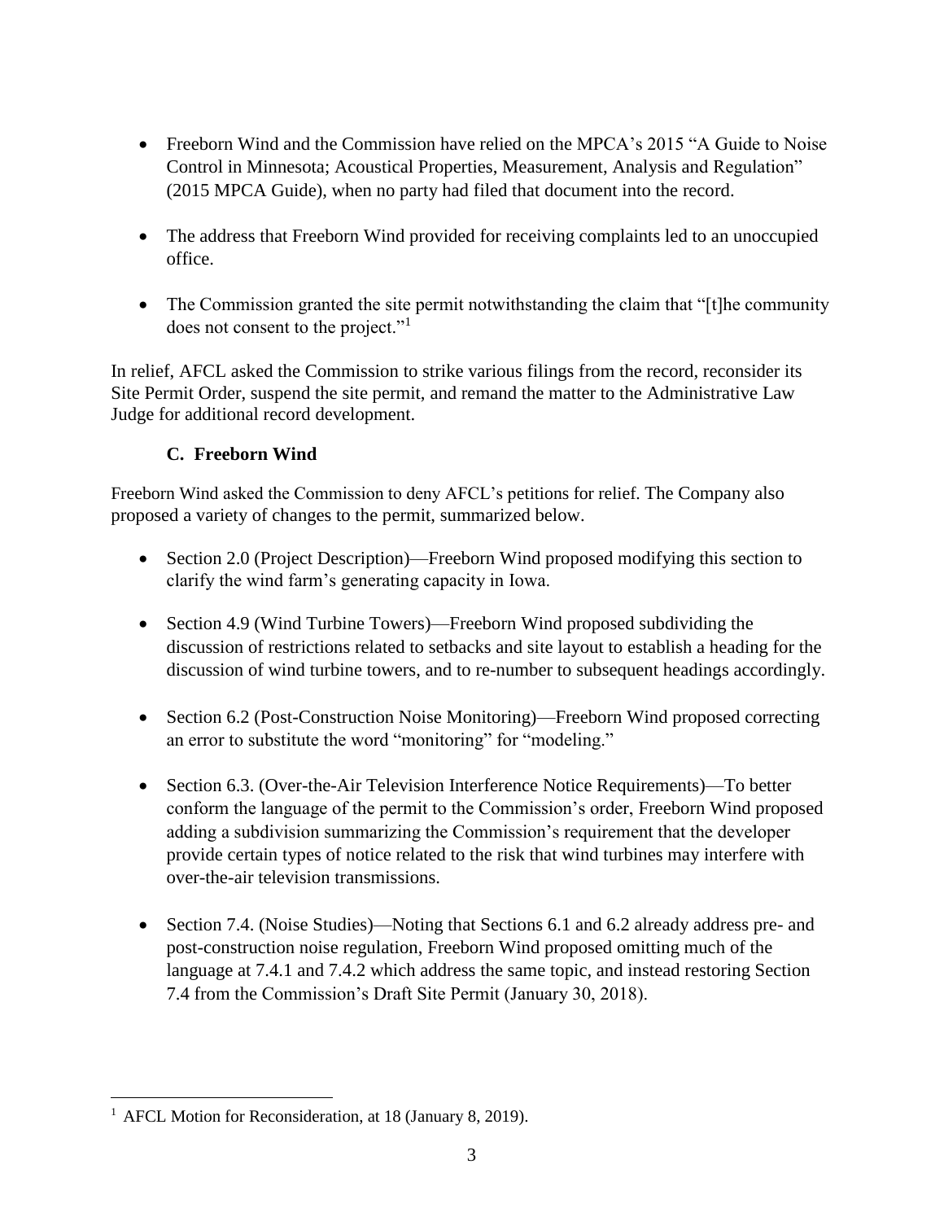- Freeborn Wind and the Commission have relied on the MPCA's 2015 "A Guide to Noise Control in Minnesota; Acoustical Properties, Measurement, Analysis and Regulation" (2015 MPCA Guide), when no party had filed that document into the record.

- The address that Freeborn Wind provided for receiving complaints led to an unoccupied office.

- The Commission granted the site permit notwithstanding the claim that "[t]he community does not consent to the project."[1]

In relief, AFCL asked the Commission to strike various filings from the record, reconsider its Site Permit Order, suspend the site permit, and remand the matter to the Administrative Law Judge for additional record development.

### C. Freeborn Wind

Freeborn Wind asked the Commission to deny AFCL's petitions for relief. The Company also proposed a variety of changes to the permit, summarized below.

- Section 2.0 (Project Description)—Freeborn Wind proposed modifying this section to clarify the wind farm's generating capacity in Iowa.

- Section 4.9 (Wind Turbine Towers)—Freeborn Wind proposed subdividing the discussion of restrictions related to setbacks and site layout to establish a heading for the discussion of wind turbine towers, and to re-number to subsequent headings accordingly.

- Section 6.2 (Post-Construction Noise Monitoring)—Freeborn Wind proposed correcting an error to substitute the word "monitoring" for "modeling."

- Section 6.3. (Over-the-Air Television Interference Notice Requirements)—To better conform the language of the permit to the Commission's order, Freeborn Wind proposed adding a subdivision summarizing the Commission's requirement that the developer provide certain types of notice related to the risk that wind turbines may interfere with over-the-air television transmissions.

- Section 7.4. (Noise Studies)—Noting that Sections 6.1 and 6.2 already address pre- and post-construction noise regulation, Freeborn Wind proposed omitting much of the language at 7.4.1 and 7.4.2 which address the same topic, and instead restoring Section 7.4 from the Commission's Draft Site Permit (January 30, 2018).

[1] AFCL Motion for Reconsideration, at 18 (January 8, 2019).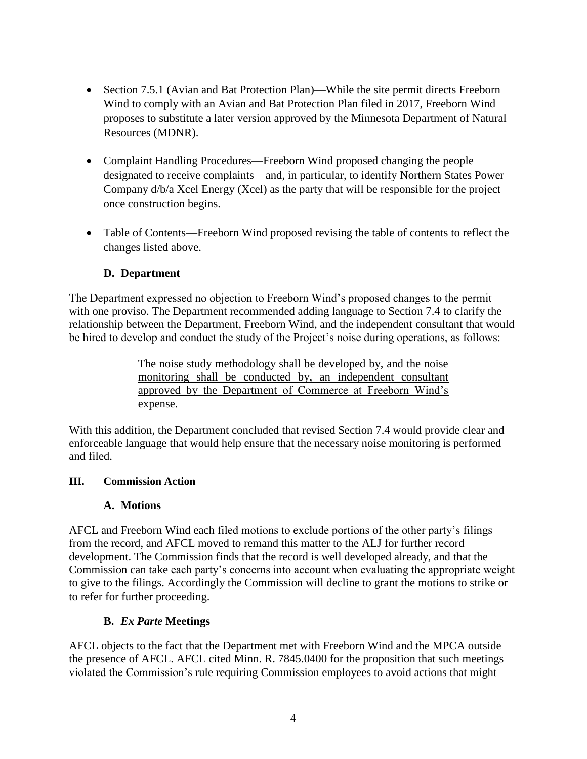- Section 7.5.1 (Avian and Bat Protection Plan)—While the site permit directs Freeborn Wind to comply with an Avian and Bat Protection Plan filed in 2017, Freeborn Wind proposes to substitute a later version approved by the Minnesota Department of Natural Resources (MDNR).

- Complaint Handling Procedures—Freeborn Wind proposed changing the people designated to receive complaints—and, in particular, to identify Northern States Power Company d/b/a Xcel Energy (Xcel) as the party that will be responsible for the project once construction begins.

- Table of Contents—Freeborn Wind proposed revising the table of contents to reflect the changes listed above.

### D. Department

The Department expressed no objection to Freeborn Wind's proposed changes to the permit—with one proviso. The Department recommended adding language to Section 7.4 to clarify the relationship between the Department, Freeborn Wind, and the independent consultant that would be hired to develop and conduct the study of the Project's noise during operations, as follows:

> <u>The noise study methodology shall be developed by, and the noise monitoring shall be conducted by, an independent consultant approved by the Department of Commerce at Freeborn Wind's expense.</u>

With this addition, the Department concluded that revised Section 7.4 would provide clear and enforceable language that would help ensure that the necessary noise monitoring is performed and filed.

## III. Commission Action

### A. Motions

AFCL and Freeborn Wind each filed motions to exclude portions of the other party's filings from the record, and AFCL moved to remand this matter to the ALJ for further record development. The Commission finds that the record is well developed already, and that the Commission can take each party's concerns into account when evaluating the appropriate weight to give to the filings. Accordingly the Commission will decline to grant the motions to strike or to refer for further proceeding.

### B. *Ex Parte* Meetings

AFCL objects to the fact that the Department met with Freeborn Wind and the MPCA outside the presence of AFCL. AFCL cited Minn. R. 7845.0400 for the proposition that such meetings violated the Commission's rule requiring Commission employees to avoid actions that might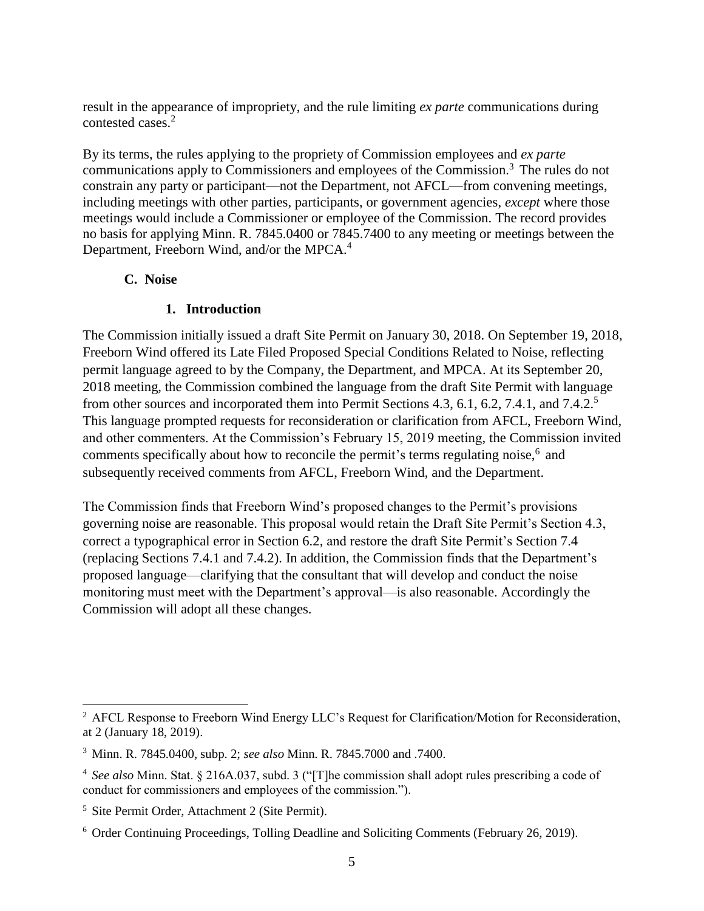result in the appearance of impropriety, and the rule limiting *ex parte* communications during contested cases.[2]

By its terms, the rules applying to the propriety of Commission employees and *ex parte* communications apply to Commissioners and employees of the Commission.[3] The rules do not constrain any party or participant—not the Department, not AFCL—from convening meetings, including meetings with other parties, participants, or government agencies, *except* where those meetings would include a Commissioner or employee of the Commission. The record provides no basis for applying Minn. R. 7845.0400 or 7845.7400 to any meeting or meetings between the Department, Freeborn Wind, and/or the MPCA.[4]

### C. Noise

#### 1. Introduction

The Commission initially issued a draft Site Permit on January 30, 2018. On September 19, 2018, Freeborn Wind offered its Late Filed Proposed Special Conditions Related to Noise, reflecting permit language agreed to by the Company, the Department, and MPCA. At its September 20, 2018 meeting, the Commission combined the language from the draft Site Permit with language from other sources and incorporated them into Permit Sections 4.3, 6.1, 6.2, 7.4.1, and 7.4.2.[5] This language prompted requests for reconsideration or clarification from AFCL, Freeborn Wind, and other commenters. At the Commission's February 15, 2019 meeting, the Commission invited comments specifically about how to reconcile the permit's terms regulating noise,[6] and subsequently received comments from AFCL, Freeborn Wind, and the Department.

The Commission finds that Freeborn Wind's proposed changes to the Permit's provisions governing noise are reasonable. This proposal would retain the Draft Site Permit's Section 4.3, correct a typographical error in Section 6.2, and restore the draft Site Permit's Section 7.4 (replacing Sections 7.4.1 and 7.4.2). In addition, the Commission finds that the Department's proposed language—clarifying that the consultant that will develop and conduct the noise monitoring must meet with the Department's approval—is also reasonable. Accordingly the Commission will adopt all these changes.

---

[2] AFCL Response to Freeborn Wind Energy LLC's Request for Clarification/Motion for Reconsideration, at 2 (January 18, 2019).

[3] Minn. R. 7845.0400, subp. 2; *see also* Minn. R. 7845.7000 and .7400.

[4] *See also* Minn. Stat. § 216A.037, subd. 3 ("[T]he commission shall adopt rules prescribing a code of conduct for commissioners and employees of the commission.").

[5] Site Permit Order, Attachment 2 (Site Permit).

[6] Order Continuing Proceedings, Tolling Deadline and Soliciting Comments (February 26, 2019).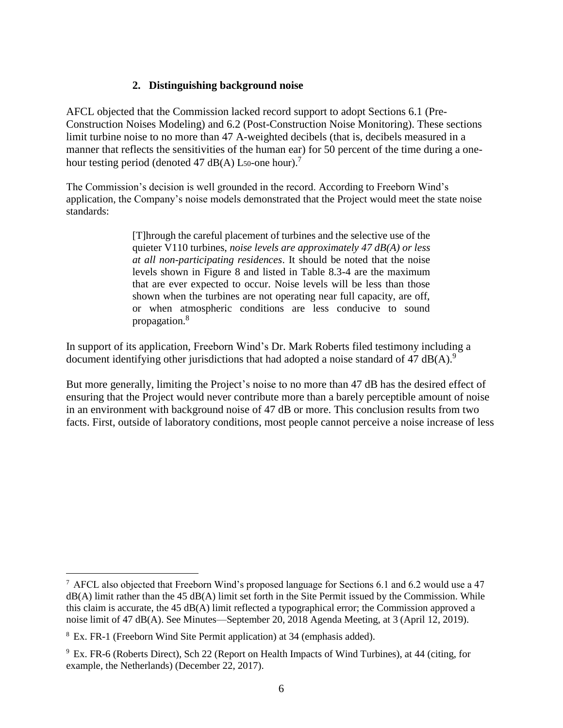### 2. Distinguishing background noise

AFCL objected that the Commission lacked record support to adopt Sections 6.1 (Pre-Construction Noises Modeling) and 6.2 (Post-Construction Noise Monitoring). These sections limit turbine noise to no more than 47 A-weighted decibels (that is, decibels measured in a manner that reflects the sensitivities of the human ear) for 50 percent of the time during a one-hour testing period (denoted 47 dB(A) $L_{50}$-one hour).[7]

The Commission's decision is well grounded in the record. According to Freeborn Wind's application, the Company's noise models demonstrated that the Project would meet the state noise standards:

> [T]hrough the careful placement of turbines and the selective use of the quieter V110 turbines, *noise levels are approximately 47 dB(A) or less at all non-participating residences*. It should be noted that the noise levels shown in Figure 8 and listed in Table 8.3-4 are the maximum that are ever expected to occur. Noise levels will be less than those shown when the turbines are not operating near full capacity, are off, or when atmospheric conditions are less conducive to sound propagation.[8]

In support of its application, Freeborn Wind's Dr. Mark Roberts filed testimony including a document identifying other jurisdictions that had adopted a noise standard of 47 dB(A).[9]

But more generally, limiting the Project's noise to no more than 47 dB has the desired effect of ensuring that the Project would never contribute more than a barely perceptible amount of noise in an environment with background noise of 47 dB or more. This conclusion results from two facts. First, outside of laboratory conditions, most people cannot perceive a noise increase of less

---

[7] AFCL also objected that Freeborn Wind's proposed language for Sections 6.1 and 6.2 would use a 47 dB(A) limit rather than the 45 dB(A) limit set forth in the Site Permit issued by the Commission. While this claim is accurate, the 45 dB(A) limit reflected a typographical error; the Commission approved a noise limit of 47 dB(A). See Minutes—September 20, 2018 Agenda Meeting, at 3 (April 12, 2019).

[8] Ex. FR-1 (Freeborn Wind Site Permit application) at 34 (emphasis added).

[9] Ex. FR-6 (Roberts Direct), Sch 22 (Report on Health Impacts of Wind Turbines), at 44 (citing, for example, the Netherlands) (December 22, 2017).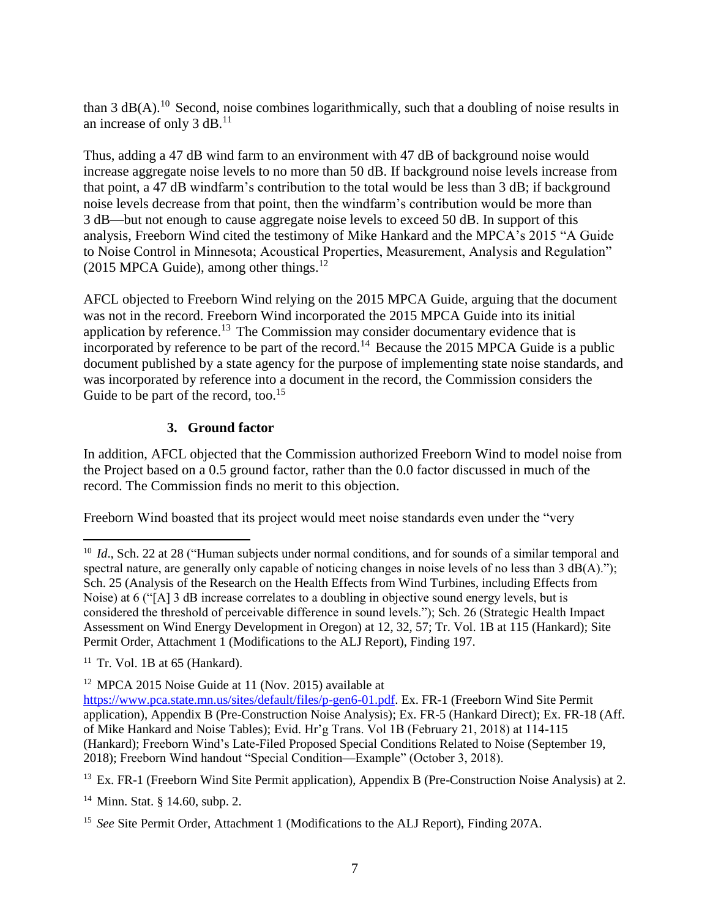than 3 dB(A).[10] Second, noise combines logarithmically, such that a doubling of noise results in an increase of only 3 dB.[11]

Thus, adding a 47 dB wind farm to an environment with 47 dB of background noise would increase aggregate noise levels to no more than 50 dB. If background noise levels increase from that point, a 47 dB windfarm's contribution to the total would be less than 3 dB; if background noise levels decrease from that point, then the windfarm's contribution would be more than 3 dB—but not enough to cause aggregate noise levels to exceed 50 dB. In support of this analysis, Freeborn Wind cited the testimony of Mike Hankard and the MPCA's 2015 "A Guide to Noise Control in Minnesota; Acoustical Properties, Measurement, Analysis and Regulation" (2015 MPCA Guide), among other things.[12]

AFCL objected to Freeborn Wind relying on the 2015 MPCA Guide, arguing that the document was not in the record. Freeborn Wind incorporated the 2015 MPCA Guide into its initial application by reference.[13] The Commission may consider documentary evidence that is incorporated by reference to be part of the record.[14] Because the 2015 MPCA Guide is a public document published by a state agency for the purpose of implementing state noise standards, and was incorporated by reference into a document in the record, the Commission considers the Guide to be part of the record, too.[15]

### 3. Ground factor

In addition, AFCL objected that the Commission authorized Freeborn Wind to model noise from the Project based on a 0.5 ground factor, rather than the 0.0 factor discussed in much of the record. The Commission finds no merit to this objection.

Freeborn Wind boasted that its project would meet noise standards even under the "very

---

[10] *Id*., Sch. 22 at 28 ("Human subjects under normal conditions, and for sounds of a similar temporal and spectral nature, are generally only capable of noticing changes in noise levels of no less than 3 dB(A)."); Sch. 25 (Analysis of the Research on the Health Effects from Wind Turbines, including Effects from Noise) at 6 ("[A] 3 dB increase correlates to a doubling in objective sound energy levels, but is considered the threshold of perceivable difference in sound levels."); Sch. 26 (Strategic Health Impact Assessment on Wind Energy Development in Oregon) at 12, 32, 57; Tr. Vol. 1B at 115 (Hankard); Site Permit Order, Attachment 1 (Modifications to the ALJ Report), Finding 197.

[11] Tr. Vol. 1B at 65 (Hankard).

[12] MPCA 2015 Noise Guide at 11 (Nov. 2015) available at https://www.pca.state.mn.us/sites/default/files/p-gen6-01.pdf. Ex. FR-1 (Freeborn Wind Site Permit application), Appendix B (Pre-Construction Noise Analysis); Ex. FR-5 (Hankard Direct); Ex. FR-18 (Aff. of Mike Hankard and Noise Tables); Evid. Hr'g Trans. Vol 1B (February 21, 2018) at 114-115 (Hankard); Freeborn Wind's Late-Filed Proposed Special Conditions Related to Noise (September 19, 2018); Freeborn Wind handout "Special Condition—Example" (October 3, 2018).

[13] Ex. FR-1 (Freeborn Wind Site Permit application), Appendix B (Pre-Construction Noise Analysis) at 2.

[14] Minn. Stat. § 14.60, subp. 2.

[15] *See* Site Permit Order, Attachment 1 (Modifications to the ALJ Report), Finding 207A.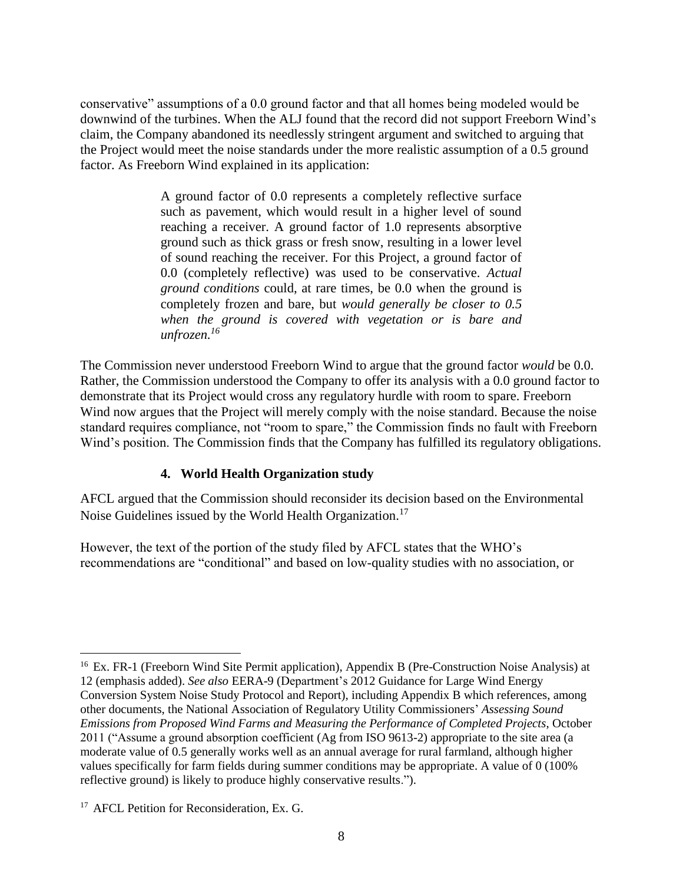conservative" assumptions of a 0.0 ground factor and that all homes being modeled would be downwind of the turbines. When the ALJ found that the record did not support Freeborn Wind's claim, the Company abandoned its needlessly stringent argument and switched to arguing that the Project would meet the noise standards under the more realistic assumption of a 0.5 ground factor. As Freeborn Wind explained in its application:

> A ground factor of 0.0 represents a completely reflective surface such as pavement, which would result in a higher level of sound reaching a receiver. A ground factor of 1.0 represents absorptive ground such as thick grass or fresh snow, resulting in a lower level of sound reaching the receiver. For this Project, a ground factor of 0.0 (completely reflective) was used to be conservative. *Actual ground conditions* could, at rare times, be 0.0 when the ground is completely frozen and bare, but *would generally be closer to 0.5 when the ground is covered with vegetation or is bare and unfrozen.*[16]

The Commission never understood Freeborn Wind to argue that the ground factor *would* be 0.0. Rather, the Commission understood the Company to offer its analysis with a 0.0 ground factor to demonstrate that its Project would cross any regulatory hurdle with room to spare. Freeborn Wind now argues that the Project will merely comply with the noise standard. Because the noise standard requires compliance, not "room to spare," the Commission finds no fault with Freeborn Wind's position. The Commission finds that the Company has fulfilled its regulatory obligations.

#### 4. World Health Organization study

AFCL argued that the Commission should reconsider its decision based on the Environmental Noise Guidelines issued by the World Health Organization.[17]

However, the text of the portion of the study filed by AFCL states that the WHO's recommendations are "conditional" and based on low-quality studies with no association, or

---

[16] Ex. FR-1 (Freeborn Wind Site Permit application), Appendix B (Pre-Construction Noise Analysis) at 12 (emphasis added). *See also* EERA-9 (Department's 2012 Guidance for Large Wind Energy Conversion System Noise Study Protocol and Report), including Appendix B which references, among other documents, the National Association of Regulatory Utility Commissioners' *Assessing Sound Emissions from Proposed Wind Farms and Measuring the Performance of Completed Projects*, October 2011 ("Assume a ground absorption coefficient (Ag from ISO 9613-2) appropriate to the site area (a moderate value of 0.5 generally works well as an annual average for rural farmland, although higher values specifically for farm fields during summer conditions may be appropriate. A value of 0 (100% reflective ground) is likely to produce highly conservative results.").

[17] AFCL Petition for Reconsideration, Ex. G.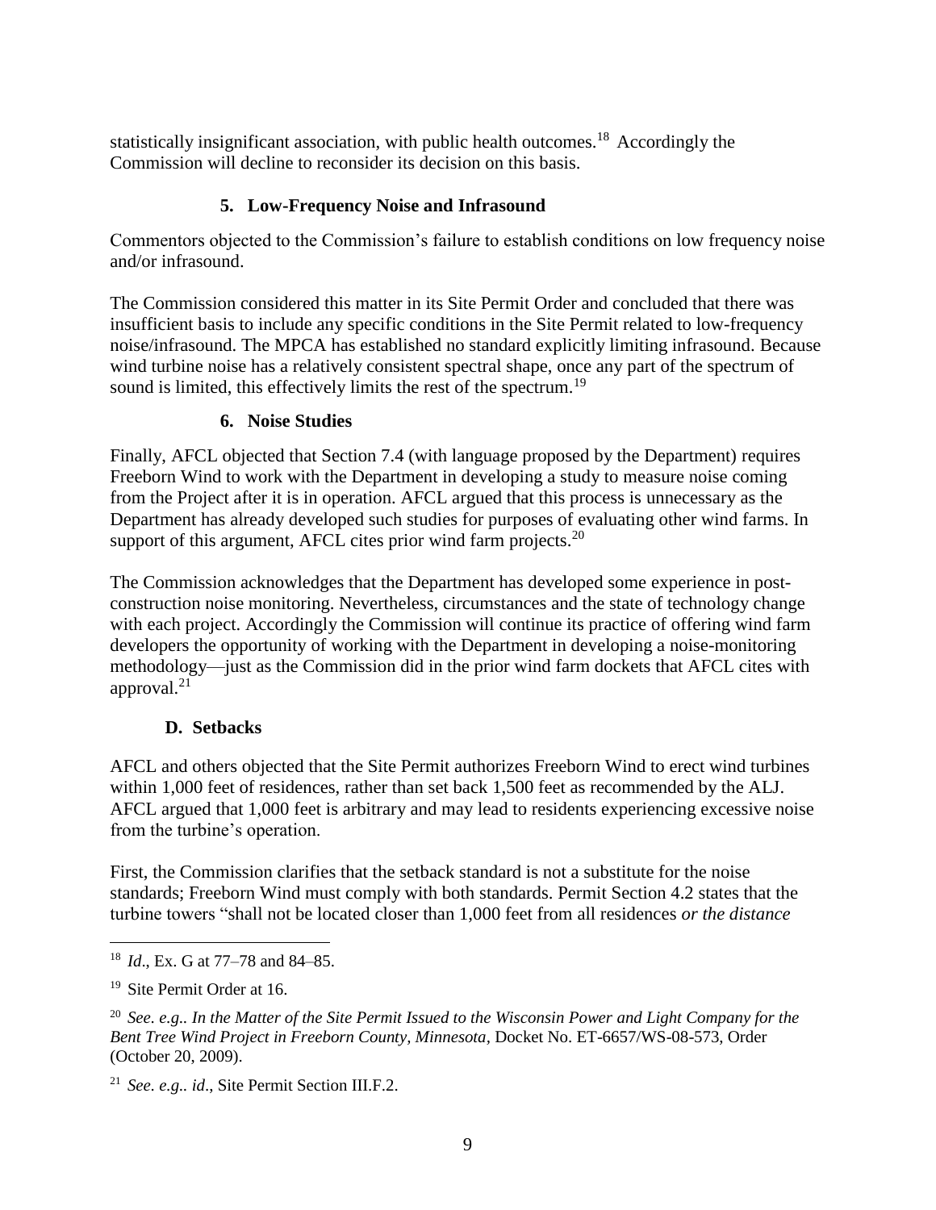statistically insignificant association, with public health outcomes.[18] Accordingly the Commission will decline to reconsider its decision on this basis.

### 5. Low-Frequency Noise and Infrasound

Commentors objected to the Commission's failure to establish conditions on low frequency noise and/or infrasound.

The Commission considered this matter in its Site Permit Order and concluded that there was insufficient basis to include any specific conditions in the Site Permit related to low-frequency noise/infrasound. The MPCA has established no standard explicitly limiting infrasound. Because wind turbine noise has a relatively consistent spectral shape, once any part of the spectrum of sound is limited, this effectively limits the rest of the spectrum.[19]

### 6. Noise Studies

Finally, AFCL objected that Section 7.4 (with language proposed by the Department) requires Freeborn Wind to work with the Department in developing a study to measure noise coming from the Project after it is in operation. AFCL argued that this process is unnecessary as the Department has already developed such studies for purposes of evaluating other wind farms. In support of this argument, AFCL cites prior wind farm projects.[20]

The Commission acknowledges that the Department has developed some experience in post-construction noise monitoring. Nevertheless, circumstances and the state of technology change with each project. Accordingly the Commission will continue its practice of offering wind farm developers the opportunity of working with the Department in developing a noise-monitoring methodology—just as the Commission did in the prior wind farm dockets that AFCL cites with approval.[21]

## D. Setbacks

AFCL and others objected that the Site Permit authorizes Freeborn Wind to erect wind turbines within 1,000 feet of residences, rather than set back 1,500 feet as recommended by the ALJ. AFCL argued that 1,000 feet is arbitrary and may lead to residents experiencing excessive noise from the turbine's operation.

First, the Commission clarifies that the setback standard is not a substitute for the noise standards; Freeborn Wind must comply with both standards. Permit Section 4.2 states that the turbine towers "shall not be located closer than 1,000 feet from all residences *or the distance*

---

[18] *Id*., Ex. G at 77–78 and 84–85.

[19] Site Permit Order at 16.

[20] *See. e.g.. In the Matter of the Site Permit Issued to the Wisconsin Power and Light Company for the Bent Tree Wind Project in Freeborn County, Minnesota*, Docket No. ET-6657/WS-08-573, Order (October 20, 2009).

[21] *See. e.g.. id*., Site Permit Section III.F.2.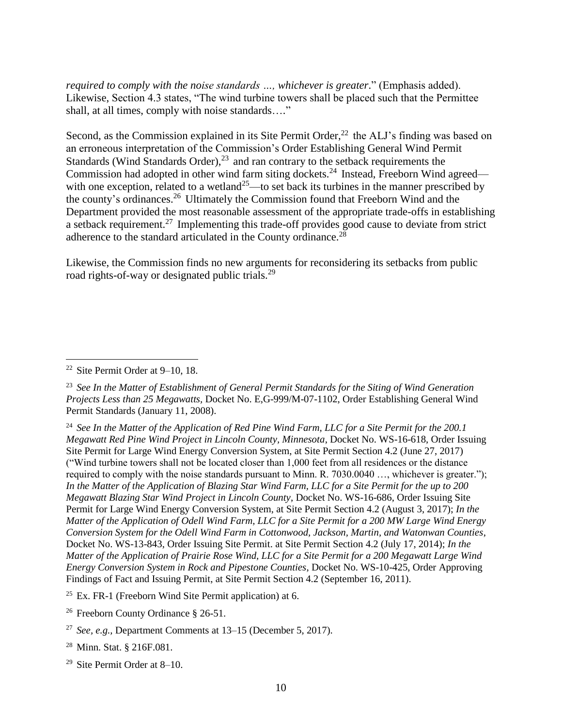*required to comply with the noise standards …, whichever is greater*." (Emphasis added). Likewise, Section 4.3 states, "The wind turbine towers shall be placed such that the Permittee shall, at all times, comply with noise standards…."

Second, as the Commission explained in its Site Permit Order,[22] the ALJ's finding was based on an erroneous interpretation of the Commission's Order Establishing General Wind Permit Standards (Wind Standards Order),[23] and ran contrary to the setback requirements the Commission had adopted in other wind farm siting dockets.[24] Instead, Freeborn Wind agreed—with one exception, related to a wetland[25]—to set back its turbines in the manner prescribed by the county's ordinances.[26] Ultimately the Commission found that Freeborn Wind and the Department provided the most reasonable assessment of the appropriate trade-offs in establishing a setback requirement.[27] Implementing this trade-off provides good cause to deviate from strict adherence to the standard articulated in the County ordinance.[28]

Likewise, the Commission finds no new arguments for reconsidering its setbacks from public road rights-of-way or designated public trials.[29]

---

[22] Site Permit Order at 9–10, 18.

[23] *See In the Matter of Establishment of General Permit Standards for the Siting of Wind Generation Projects Less than 25 Megawatts*, Docket No. E,G-999/M-07-1102, Order Establishing General Wind Permit Standards (January 11, 2008).

[24] *See In the Matter of the Application of Red Pine Wind Farm, LLC for a Site Permit for the 200.1 Megawatt Red Pine Wind Project in Lincoln County, Minnesota*, Docket No. WS-16-618, Order Issuing Site Permit for Large Wind Energy Conversion System, at Site Permit Section 4.2 (June 27, 2017) ("Wind turbine towers shall not be located closer than 1,000 feet from all residences or the distance required to comply with the noise standards pursuant to Minn. R. 7030.0040 …, whichever is greater."); *In the Matter of the Application of Blazing Star Wind Farm, LLC for a Site Permit for the up to 200 Megawatt Blazing Star Wind Project in Lincoln County*, Docket No. WS-16-686, Order Issuing Site Permit for Large Wind Energy Conversion System, at Site Permit Section 4.2 (August 3, 2017); *In the Matter of the Application of Odell Wind Farm, LLC for a Site Permit for a 200 MW Large Wind Energy Conversion System for the Odell Wind Farm in Cottonwood, Jackson, Martin, and Watonwan Counties*, Docket No. WS-13-843, Order Issuing Site Permit. at Site Permit Section 4.2 (July 17, 2014); *In the Matter of the Application of Prairie Rose Wind, LLC for a Site Permit for a 200 Megawatt Large Wind Energy Conversion System in Rock and Pipestone Counties*, Docket No. WS-10-425, Order Approving Findings of Fact and Issuing Permit, at Site Permit Section 4.2 (September 16, 2011).

[25] Ex. FR-1 (Freeborn Wind Site Permit application) at 6.

[26] Freeborn County Ordinance § 26-51.

[27] *See, e.g.,* Department Comments at 13–15 (December 5, 2017).

[28] Minn. Stat. § 216F.081.

[29] Site Permit Order at 8–10.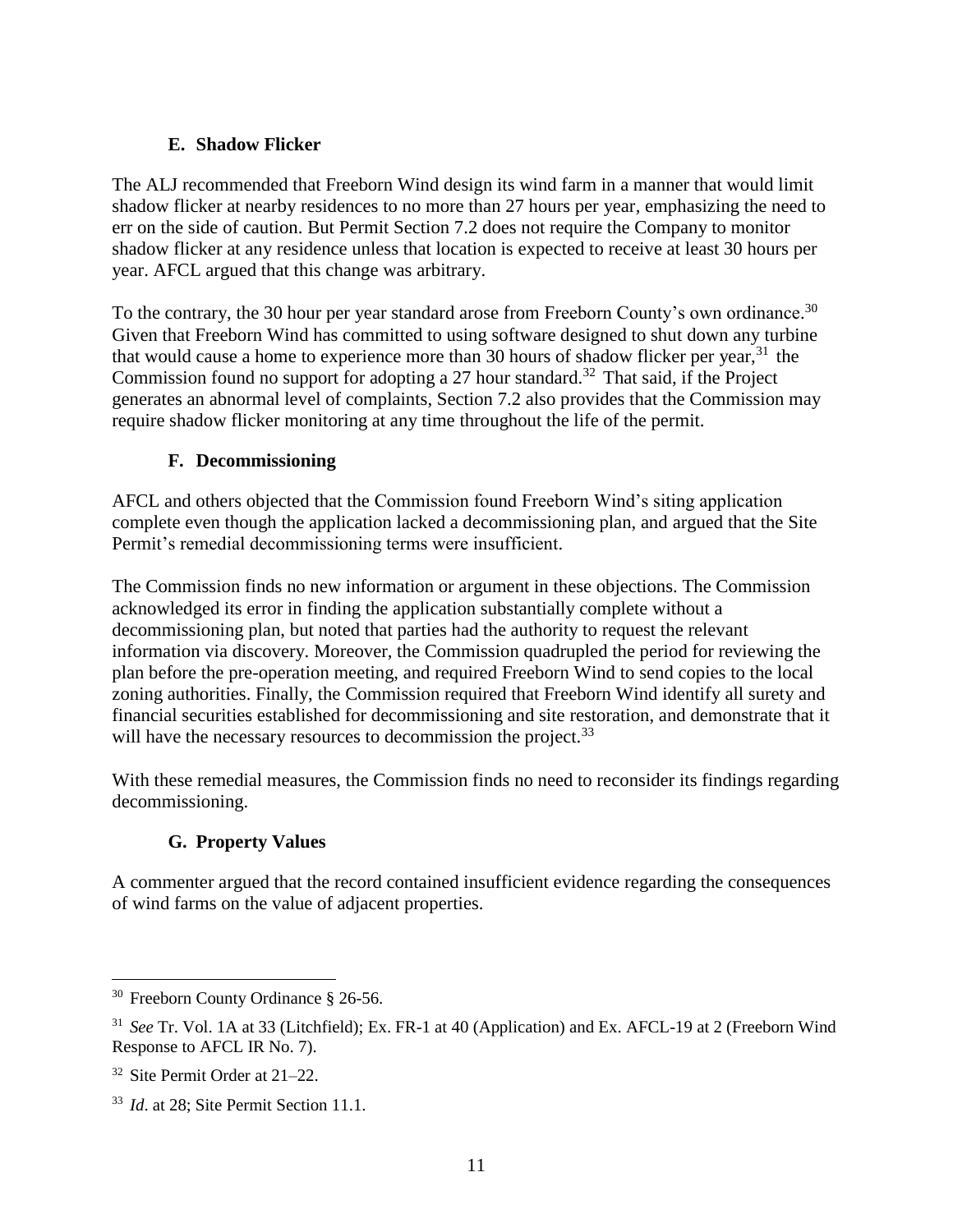### E. Shadow Flicker

The ALJ recommended that Freeborn Wind design its wind farm in a manner that would limit shadow flicker at nearby residences to no more than 27 hours per year, emphasizing the need to err on the side of caution. But Permit Section 7.2 does not require the Company to monitor shadow flicker at any residence unless that location is expected to receive at least 30 hours per year. AFCL argued that this change was arbitrary.

To the contrary, the 30 hour per year standard arose from Freeborn County's own ordinance.[30] Given that Freeborn Wind has committed to using software designed to shut down any turbine that would cause a home to experience more than 30 hours of shadow flicker per year,[31] the Commission found no support for adopting a 27 hour standard.[32] That said, if the Project generates an abnormal level of complaints, Section 7.2 also provides that the Commission may require shadow flicker monitoring at any time throughout the life of the permit.

### F. Decommissioning

AFCL and others objected that the Commission found Freeborn Wind's siting application complete even though the application lacked a decommissioning plan, and argued that the Site Permit's remedial decommissioning terms were insufficient.

The Commission finds no new information or argument in these objections. The Commission acknowledged its error in finding the application substantially complete without a decommissioning plan, but noted that parties had the authority to request the relevant information via discovery. Moreover, the Commission quadrupled the period for reviewing the plan before the pre-operation meeting, and required Freeborn Wind to send copies to the local zoning authorities. Finally, the Commission required that Freeborn Wind identify all surety and financial securities established for decommissioning and site restoration, and demonstrate that it will have the necessary resources to decommission the project.[33]

With these remedial measures, the Commission finds no need to reconsider its findings regarding decommissioning.

### G. Property Values

A commenter argued that the record contained insufficient evidence regarding the consequences of wind farms on the value of adjacent properties.

---

[30] Freeborn County Ordinance § 26-56.

[31] *See* Tr. Vol. 1A at 33 (Litchfield); Ex. FR-1 at 40 (Application) and Ex. AFCL-19 at 2 (Freeborn Wind Response to AFCL IR No. 7).

[32] Site Permit Order at 21–22.

[33] *Id*. at 28; Site Permit Section 11.1.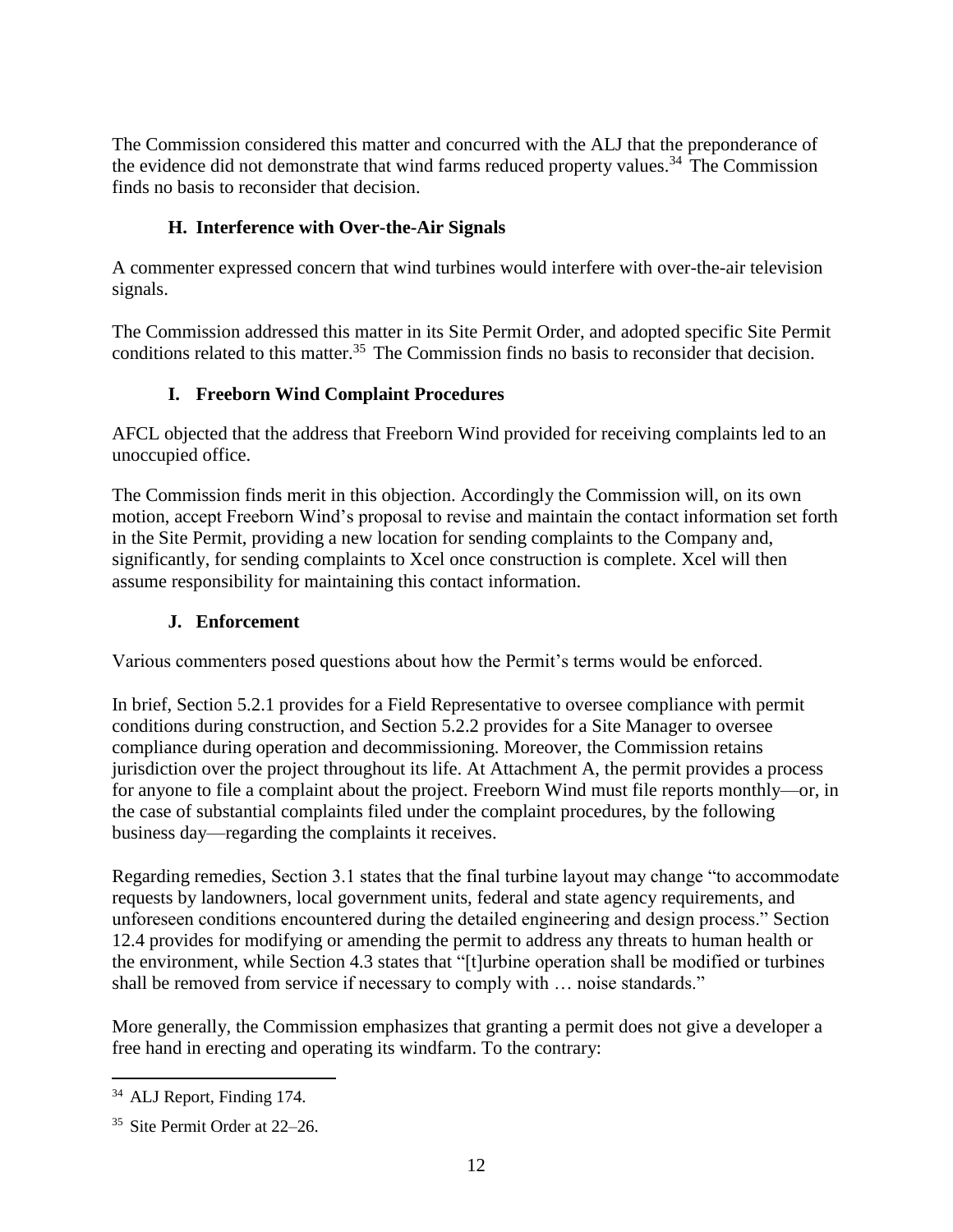The Commission considered this matter and concurred with the ALJ that the preponderance of the evidence did not demonstrate that wind farms reduced property values.[34] The Commission finds no basis to reconsider that decision.

### H. Interference with Over-the-Air Signals

A commenter expressed concern that wind turbines would interfere with over-the-air television signals.

The Commission addressed this matter in its Site Permit Order, and adopted specific Site Permit conditions related to this matter.[35] The Commission finds no basis to reconsider that decision.

### I. Freeborn Wind Complaint Procedures

AFCL objected that the address that Freeborn Wind provided for receiving complaints led to an unoccupied office.

The Commission finds merit in this objection. Accordingly the Commission will, on its own motion, accept Freeborn Wind's proposal to revise and maintain the contact information set forth in the Site Permit, providing a new location for sending complaints to the Company and, significantly, for sending complaints to Xcel once construction is complete. Xcel will then assume responsibility for maintaining this contact information.

### J. Enforcement

Various commenters posed questions about how the Permit's terms would be enforced.

In brief, Section 5.2.1 provides for a Field Representative to oversee compliance with permit conditions during construction, and Section 5.2.2 provides for a Site Manager to oversee compliance during operation and decommissioning. Moreover, the Commission retains jurisdiction over the project throughout its life. At Attachment A, the permit provides a process for anyone to file a complaint about the project. Freeborn Wind must file reports monthly—or, in the case of substantial complaints filed under the complaint procedures, by the following business day—regarding the complaints it receives.

Regarding remedies, Section 3.1 states that the final turbine layout may change "to accommodate requests by landowners, local government units, federal and state agency requirements, and unforeseen conditions encountered during the detailed engineering and design process." Section 12.4 provides for modifying or amending the permit to address any threats to human health or the environment, while Section 4.3 states that "[t]urbine operation shall be modified or turbines shall be removed from service if necessary to comply with … noise standards."

More generally, the Commission emphasizes that granting a permit does not give a developer a free hand in erecting and operating its windfarm. To the contrary:

---

[34] ALJ Report, Finding 174.

[35] Site Permit Order at 22–26.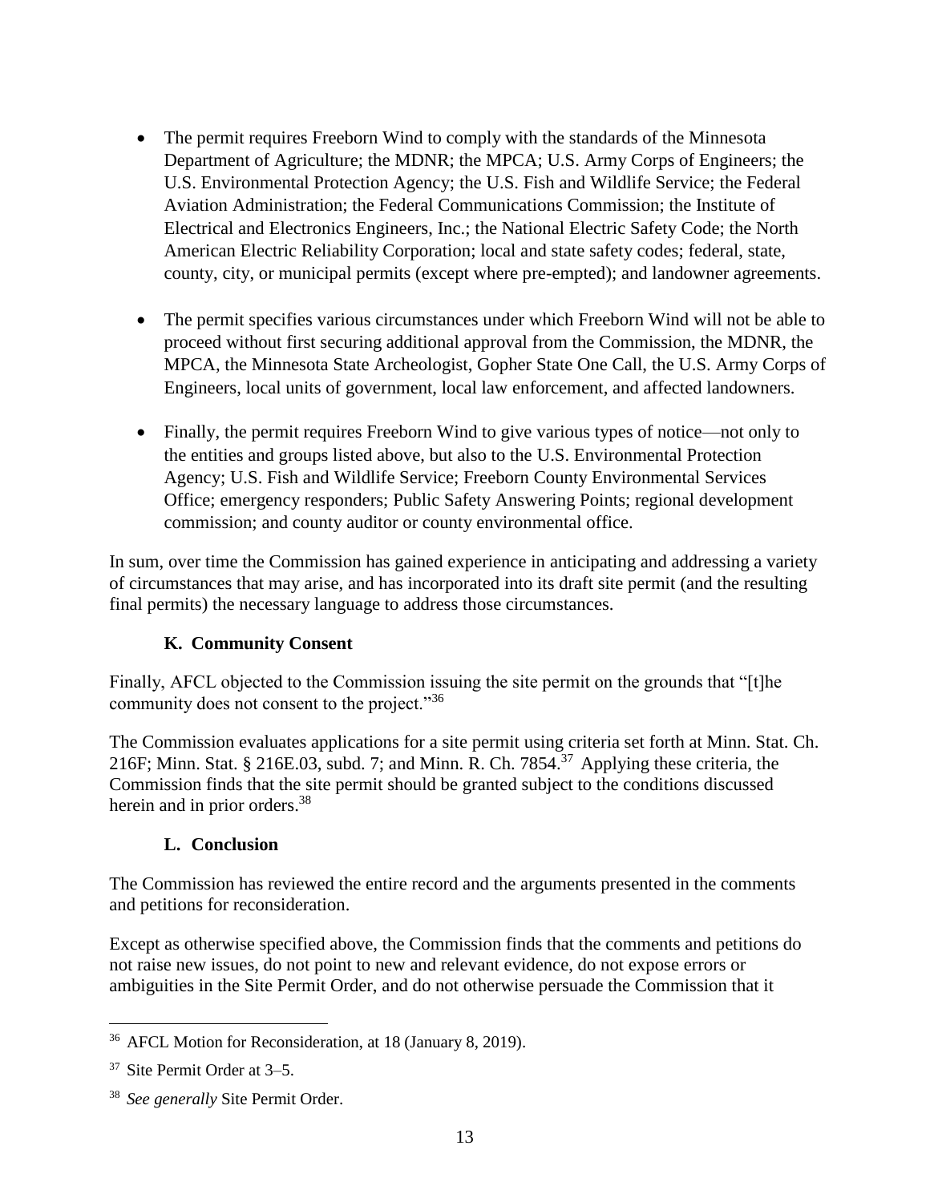- The permit requires Freeborn Wind to comply with the standards of the Minnesota Department of Agriculture; the MDNR; the MPCA; U.S. Army Corps of Engineers; the U.S. Environmental Protection Agency; the U.S. Fish and Wildlife Service; the Federal Aviation Administration; the Federal Communications Commission; the Institute of Electrical and Electronics Engineers, Inc.; the National Electric Safety Code; the North American Electric Reliability Corporation; local and state safety codes; federal, state, county, city, or municipal permits (except where pre-empted); and landowner agreements.

- The permit specifies various circumstances under which Freeborn Wind will not be able to proceed without first securing additional approval from the Commission, the MDNR, the MPCA, the Minnesota State Archeologist, Gopher State One Call, the U.S. Army Corps of Engineers, local units of government, local law enforcement, and affected landowners.

- Finally, the permit requires Freeborn Wind to give various types of notice—not only to the entities and groups listed above, but also to the U.S. Environmental Protection Agency; U.S. Fish and Wildlife Service; Freeborn County Environmental Services Office; emergency responders; Public Safety Answering Points; regional development commission; and county auditor or county environmental office.

In sum, over time the Commission has gained experience in anticipating and addressing a variety of circumstances that may arise, and has incorporated into its draft site permit (and the resulting final permits) the necessary language to address those circumstances.

### K. Community Consent

Finally, AFCL objected to the Commission issuing the site permit on the grounds that "[t]he community does not consent to the project."[36]

The Commission evaluates applications for a site permit using criteria set forth at Minn. Stat. Ch. 216F; Minn. Stat. § 216E.03, subd. 7; and Minn. R. Ch. 7854.[37] Applying these criteria, the Commission finds that the site permit should be granted subject to the conditions discussed herein and in prior orders.[38]

### L. Conclusion

The Commission has reviewed the entire record and the arguments presented in the comments and petitions for reconsideration.

Except as otherwise specified above, the Commission finds that the comments and petitions do not raise new issues, do not point to new and relevant evidence, do not expose errors or ambiguities in the Site Permit Order, and do not otherwise persuade the Commission that it

---

[36] AFCL Motion for Reconsideration, at 18 (January 8, 2019).

[37] Site Permit Order at 3–5.

[38] *See generally* Site Permit Order.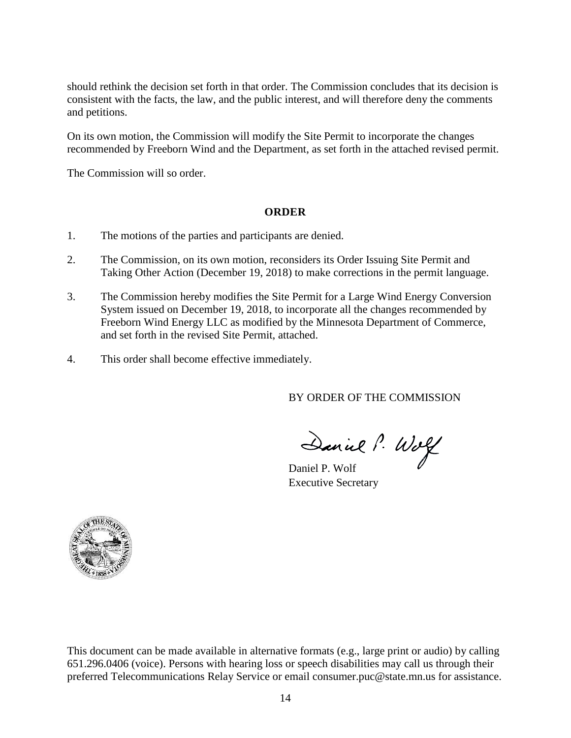should rethink the decision set forth in that order. The Commission concludes that its decision is consistent with the facts, the law, and the public interest, and will therefore deny the comments and petitions.

On its own motion, the Commission will modify the Site Permit to incorporate the changes recommended by Freeborn Wind and the Department, as set forth in the attached revised permit.

The Commission will so order.

## ORDER

1. The motions of the parties and participants are denied.

2. The Commission, on its own motion, reconsiders its Order Issuing Site Permit and Taking Other Action (December 19, 2018) to make corrections in the permit language.

3. The Commission hereby modifies the Site Permit for a Large Wind Energy Conversion System issued on December 19, 2018, to incorporate all the changes recommended by Freeborn Wind Energy LLC as modified by the Minnesota Department of Commerce, and set forth in the revised Site Permit, attached.

4. This order shall become effective immediately.

BY ORDER OF THE COMMISSION

Daniel P. Wolf
Executive Secretary

This document can be made available in alternative formats (e.g., large print or audio) by calling 651.296.0406 (voice). Persons with hearing loss or speech disabilities may call us through their preferred Telecommunications Relay Service or email consumer.puc@state.mn.us for assistance.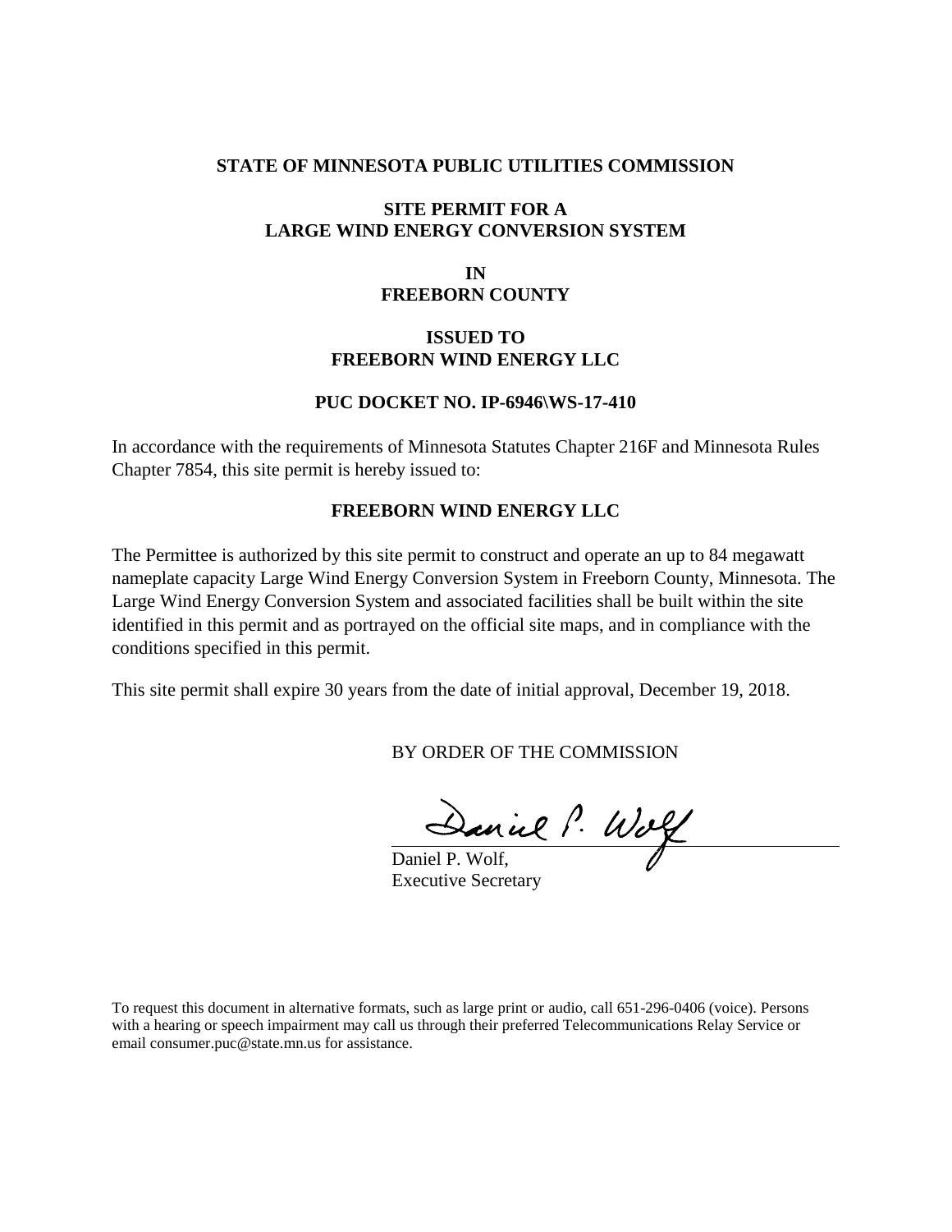**STATE OF MINNESOTA PUBLIC UTILITIES COMMISSION**

**SITE PERMIT FOR A**
**LARGE WIND ENERGY CONVERSION SYSTEM**

**IN**
**FREEBORN COUNTY**

**ISSUED TO**
**FREEBORN WIND ENERGY LLC**

**PUC DOCKET NO. IP-6946\WS-17-410**

In accordance with the requirements of Minnesota Statutes Chapter 216F and Minnesota Rules Chapter 7854, this site permit is hereby issued to:

**FREEBORN WIND ENERGY LLC**

The Permittee is authorized by this site permit to construct and operate an up to 84 megawatt nameplate capacity Large Wind Energy Conversion System in Freeborn County, Minnesota. The Large Wind Energy Conversion System and associated facilities shall be built within the site identified in this permit and as portrayed on the official site maps, and in compliance with the conditions specified in this permit.

This site permit shall expire 30 years from the date of initial approval, December 19, 2018.

BY ORDER OF THE COMMISSION

Daniel P. Wolf,
Executive Secretary

To request this document in alternative formats, such as large print or audio, call 651-296-0406 (voice). Persons with a hearing or speech impairment may call us through their preferred Telecommunications Relay Service or email consumer.puc@state.mn.us for assistance.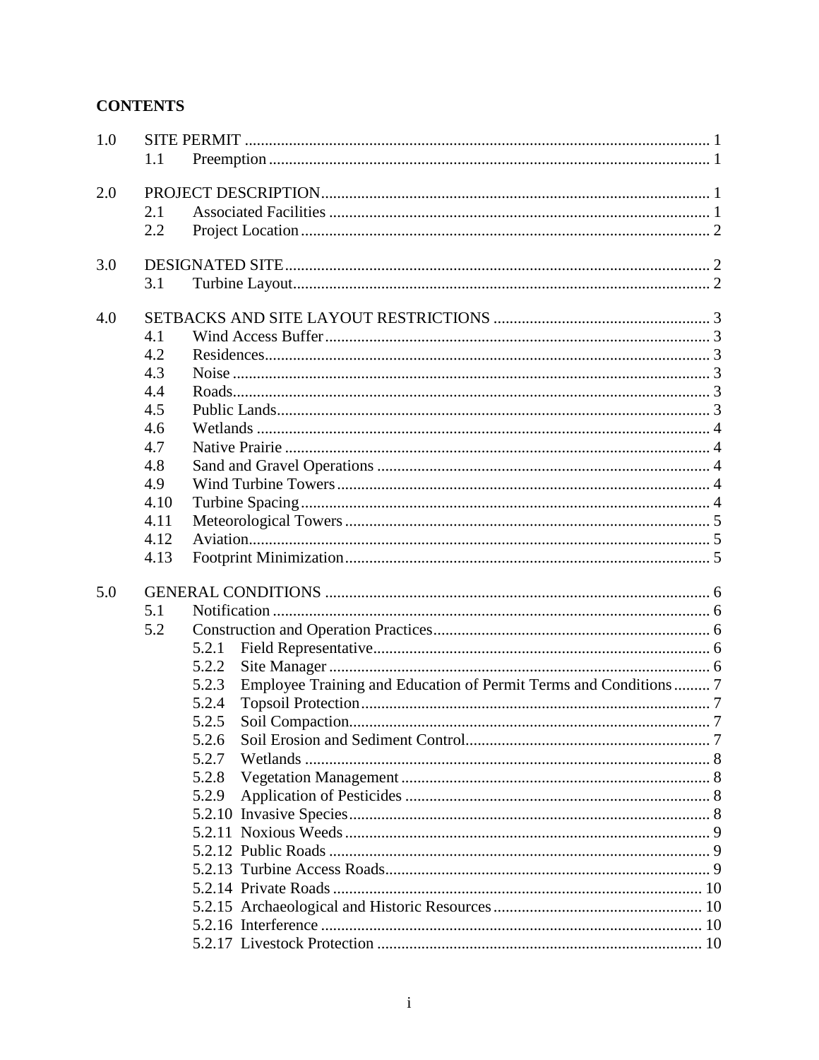**CONTENTS**

1.0 SITE PERMIT ........ 1
- 1.1 Preemption ........ 1

2.0 PROJECT DESCRIPTION ........ 1
- 2.1 Associated Facilities ........ 1
- 2.2 Project Location ........ 2

3.0 DESIGNATED SITE ........ 2
- 3.1 Turbine Layout ........ 2

4.0 SETBACKS AND SITE LAYOUT RESTRICTIONS ........ 3
- 4.1 Wind Access Buffer ........ 3
- 4.2 Residences ........ 3
- 4.3 Noise ........ 3
- 4.4 Roads ........ 3
- 4.5 Public Lands ........ 3
- 4.6 Wetlands ........ 4
- 4.7 Native Prairie ........ 4
- 4.8 Sand and Gravel Operations ........ 4
- 4.9 Wind Turbine Towers ........ 4
- 4.10 Turbine Spacing ........ 4
- 4.11 Meteorological Towers ........ 5
- 4.12 Aviation ........ 5
- 4.13 Footprint Minimization ........ 5

5.0 GENERAL CONDITIONS ........ 6
- 5.1 Notification ........ 6
- 5.2 Construction and Operation Practices ........ 6
  - 5.2.1 Field Representative ........ 6
  - 5.2.2 Site Manager ........ 6
  - 5.2.3 Employee Training and Education of Permit Terms and Conditions ........ 7
  - 5.2.4 Topsoil Protection ........ 7
  - 5.2.5 Soil Compaction ........ 7
  - 5.2.6 Soil Erosion and Sediment Control ........ 7
  - 5.2.7 Wetlands ........ 8
  - 5.2.8 Vegetation Management ........ 8
  - 5.2.9 Application of Pesticides ........ 8
  - 5.2.10 Invasive Species ........ 8
  - 5.2.11 Noxious Weeds ........ 9
  - 5.2.12 Public Roads ........ 9
  - 5.2.13 Turbine Access Roads ........ 9
  - 5.2.14 Private Roads ........ 10
  - 5.2.15 Archaeological and Historic Resources ........ 10
  - 5.2.16 Interference ........ 10
  - 5.2.17 Livestock Protection ........ 10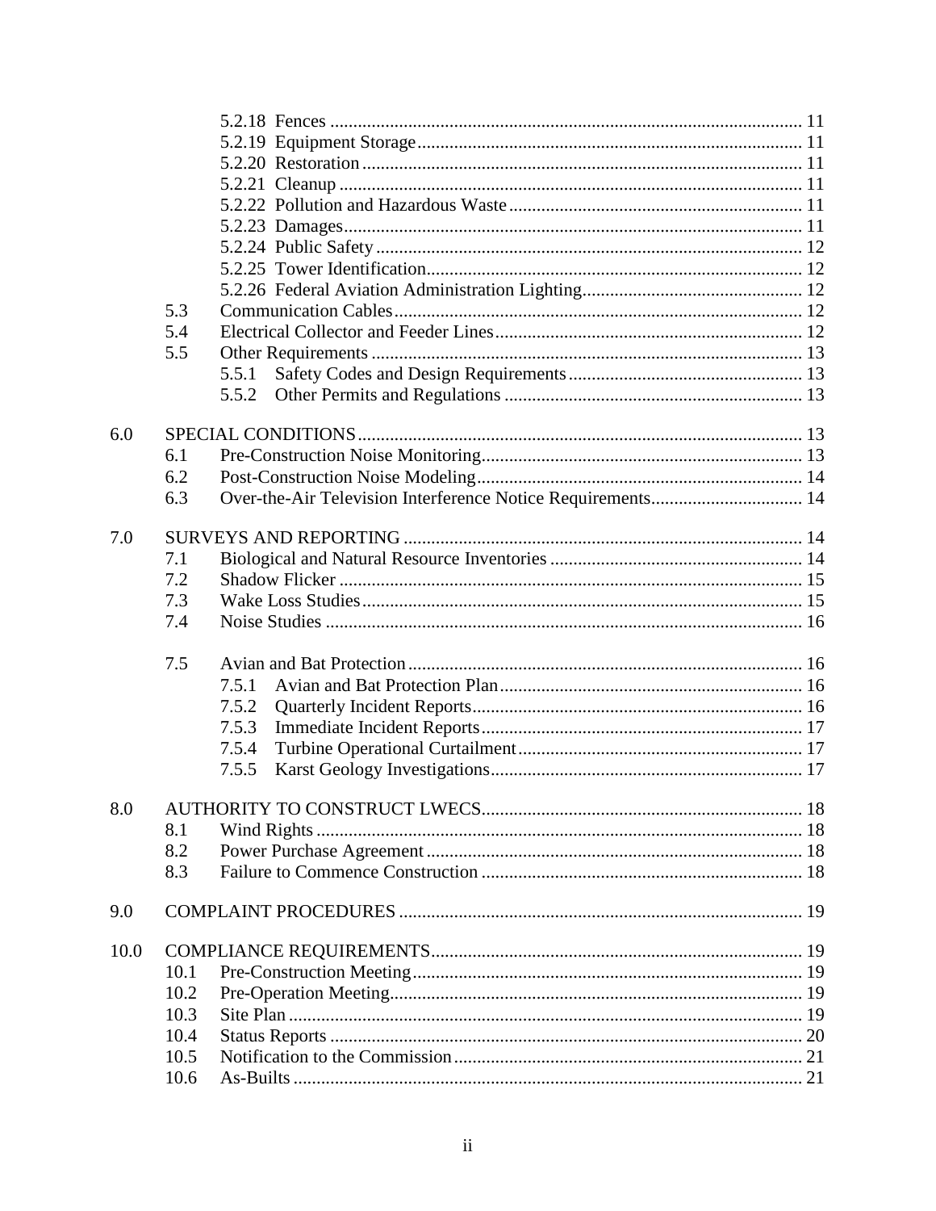| | | | |
|---|---|---|---|
| | | 5.2.18 Fences | 11 |
| | | 5.2.19 Equipment Storage | 11 |
| | | 5.2.20 Restoration | 11 |
| | | 5.2.21 Cleanup | 11 |
| | | 5.2.22 Pollution and Hazardous Waste | 11 |
| | | 5.2.23 Damages | 11 |
| | | 5.2.24 Public Safety | 12 |
| | | 5.2.25 Tower Identification | 12 |
| | | 5.2.26 Federal Aviation Administration Lighting | 12 |
| | 5.3 | Communication Cables | 12 |
| | 5.4 | Electrical Collector and Feeder Lines | 12 |
| | 5.5 | Other Requirements | 13 |
| | | 5.5.1 Safety Codes and Design Requirements | 13 |
| | | 5.5.2 Other Permits and Regulations | 13 |
| 6.0 | SPECIAL CONDITIONS | | 13 |
| | 6.1 | Pre-Construction Noise Monitoring | 13 |
| | 6.2 | Post-Construction Noise Modeling | 14 |
| | 6.3 | Over-the-Air Television Interference Notice Requirements | 14 |
| 7.0 | SURVEYS AND REPORTING | | 14 |
| | 7.1 | Biological and Natural Resource Inventories | 14 |
| | 7.2 | Shadow Flicker | 15 |
| | 7.3 | Wake Loss Studies | 15 |
| | 7.4 | Noise Studies | 16 |
| | 7.5 | Avian and Bat Protection | 16 |
| | | 7.5.1 Avian and Bat Protection Plan | 16 |
| | | 7.5.2 Quarterly Incident Reports | 16 |
| | | 7.5.3 Immediate Incident Reports | 17 |
| | | 7.5.4 Turbine Operational Curtailment | 17 |
| | | 7.5.5 Karst Geology Investigations | 17 |
| 8.0 | AUTHORITY TO CONSTRUCT LWECS | | 18 |
| | 8.1 | Wind Rights | 18 |
| | 8.2 | Power Purchase Agreement | 18 |
| | 8.3 | Failure to Commence Construction | 18 |
| 9.0 | COMPLAINT PROCEDURES | | 19 |
| 10.0 | COMPLIANCE REQUIREMENTS | | 19 |
| | 10.1 | Pre-Construction Meeting | 19 |
| | 10.2 | Pre-Operation Meeting | 19 |
| | 10.3 | Site Plan | 19 |
| | 10.4 | Status Reports | 20 |
| | 10.5 | Notification to the Commission | 21 |
| | 10.6 | As-Builts | 21 |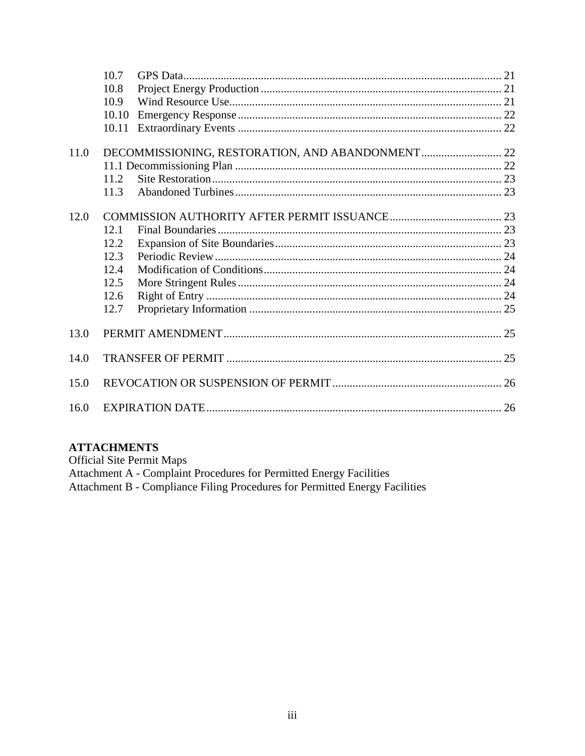10.7 GPS Data .......... 21
10.8 Project Energy Production .......... 21
10.9 Wind Resource Use .......... 21
10.10 Emergency Response .......... 22
10.11 Extraordinary Events .......... 22

11.0 DECOMMISSIONING, RESTORATION, AND ABANDONMENT .......... 22
11.1 Decommissioning Plan .......... 22
11.2 Site Restoration .......... 23
11.3 Abandoned Turbines .......... 23

12.0 COMMISSION AUTHORITY AFTER PERMIT ISSUANCE .......... 23
12.1 Final Boundaries .......... 23
12.2 Expansion of Site Boundaries .......... 23
12.3 Periodic Review .......... 24
12.4 Modification of Conditions .......... 24
12.5 More Stringent Rules .......... 24
12.6 Right of Entry .......... 24
12.7 Proprietary Information .......... 25

13.0 PERMIT AMENDMENT .......... 25

14.0 TRANSFER OF PERMIT .......... 25

15.0 REVOCATION OR SUSPENSION OF PERMIT .......... 26

16.0 EXPIRATION DATE .......... 26

**ATTACHMENTS**
Official Site Permit Maps
Attachment A - Complaint Procedures for Permitted Energy Facilities
Attachment B - Compliance Filing Procedures for Permitted Energy Facilities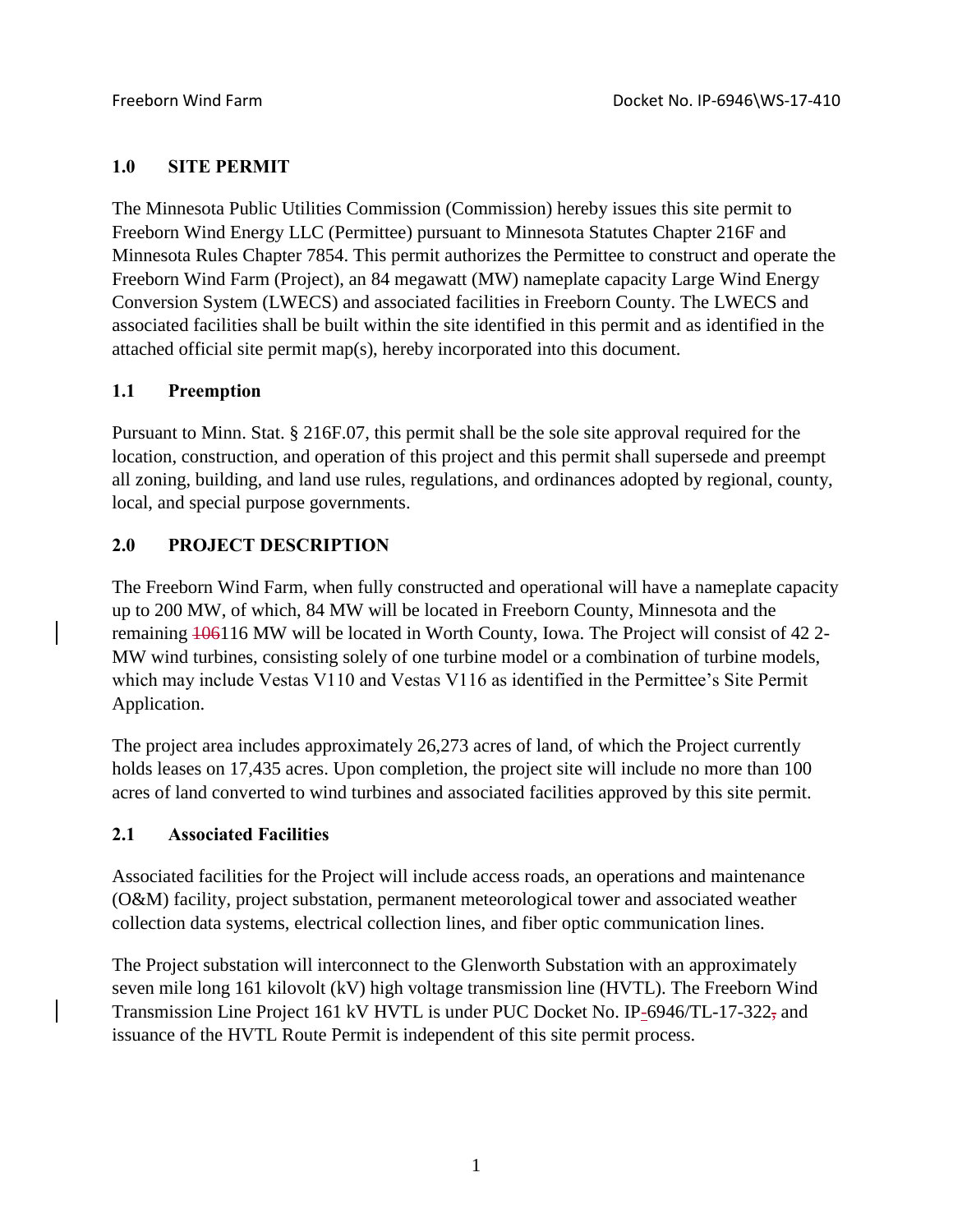## 1.0 SITE PERMIT

The Minnesota Public Utilities Commission (Commission) hereby issues this site permit to Freeborn Wind Energy LLC (Permittee) pursuant to Minnesota Statutes Chapter 216F and Minnesota Rules Chapter 7854. This permit authorizes the Permittee to construct and operate the Freeborn Wind Farm (Project), an 84 megawatt (MW) nameplate capacity Large Wind Energy Conversion System (LWECS) and associated facilities in Freeborn County. The LWECS and associated facilities shall be built within the site identified in this permit and as identified in the attached official site permit map(s), hereby incorporated into this document.

### 1.1 Preemption

Pursuant to Minn. Stat. § 216F.07, this permit shall be the sole site approval required for the location, construction, and operation of this project and this permit shall supersede and preempt all zoning, building, and land use rules, regulations, and ordinances adopted by regional, county, local, and special purpose governments.

## 2.0 PROJECT DESCRIPTION

The Freeborn Wind Farm, when fully constructed and operational will have a nameplate capacity up to 200 MW, of which, 84 MW will be located in Freeborn County, Minnesota and the remaining ~~106~~116 MW will be located in Worth County, Iowa. The Project will consist of 42 2-MW wind turbines, consisting solely of one turbine model or a combination of turbine models, which may include Vestas V110 and Vestas V116 as identified in the Permittee's Site Permit Application.

The project area includes approximately 26,273 acres of land, of which the Project currently holds leases on 17,435 acres. Upon completion, the project site will include no more than 100 acres of land converted to wind turbines and associated facilities approved by this site permit.

### 2.1 Associated Facilities

Associated facilities for the Project will include access roads, an operations and maintenance (O&M) facility, project substation, permanent meteorological tower and associated weather collection data systems, electrical collection lines, and fiber optic communication lines.

The Project substation will interconnect to the Glenworth Substation with an approximately seven mile long 161 kilovolt (kV) high voltage transmission line (HVTL). The Freeborn Wind Transmission Line Project 161 kV HVTL is under PUC Docket No. IP-6946/TL-17-322~~,~~ and issuance of the HVTL Route Permit is independent of this site permit process.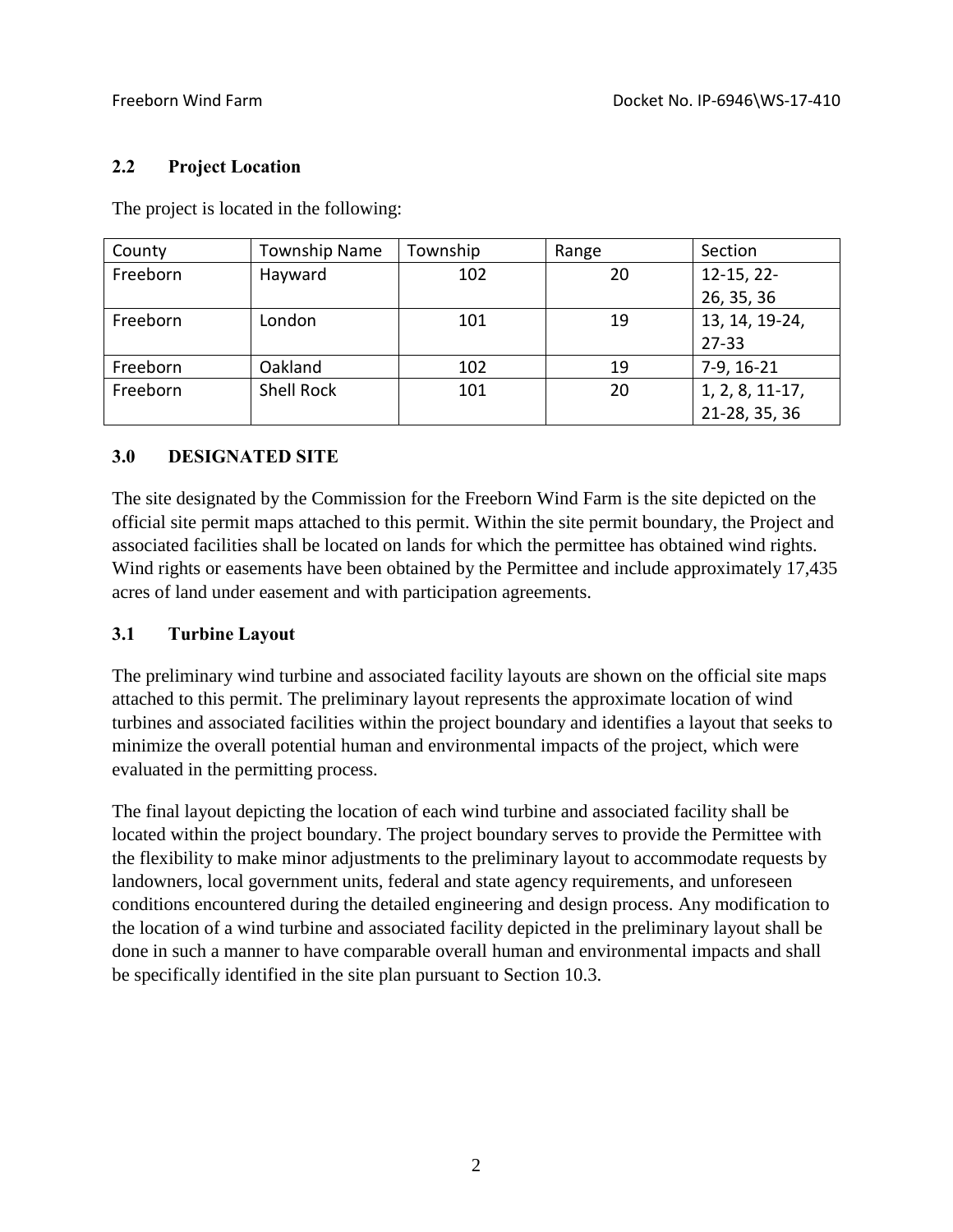## 2.2 Project Location

The project is located in the following:

| County | Township Name | Township | Range | Section |
|---|---|---|---|---|
| Freeborn | Hayward | 102 | 20 | 12-15, 22-26, 35, 36 |
| Freeborn | London | 101 | 19 | 13, 14, 19-24, 27-33 |
| Freeborn | Oakland | 102 | 19 | 7-9, 16-21 |
| Freeborn | Shell Rock | 101 | 20 | 1, 2, 8, 11-17, 21-28, 35, 36 |

## 3.0 DESIGNATED SITE

The site designated by the Commission for the Freeborn Wind Farm is the site depicted on the official site permit maps attached to this permit. Within the site permit boundary, the Project and associated facilities shall be located on lands for which the permittee has obtained wind rights. Wind rights or easements have been obtained by the Permittee and include approximately 17,435 acres of land under easement and with participation agreements.

## 3.1 Turbine Layout

The preliminary wind turbine and associated facility layouts are shown on the official site maps attached to this permit. The preliminary layout represents the approximate location of wind turbines and associated facilities within the project boundary and identifies a layout that seeks to minimize the overall potential human and environmental impacts of the project, which were evaluated in the permitting process.

The final layout depicting the location of each wind turbine and associated facility shall be located within the project boundary. The project boundary serves to provide the Permittee with the flexibility to make minor adjustments to the preliminary layout to accommodate requests by landowners, local government units, federal and state agency requirements, and unforeseen conditions encountered during the detailed engineering and design process. Any modification to the location of a wind turbine and associated facility depicted in the preliminary layout shall be done in such a manner to have comparable overall human and environmental impacts and shall be specifically identified in the site plan pursuant to Section 10.3.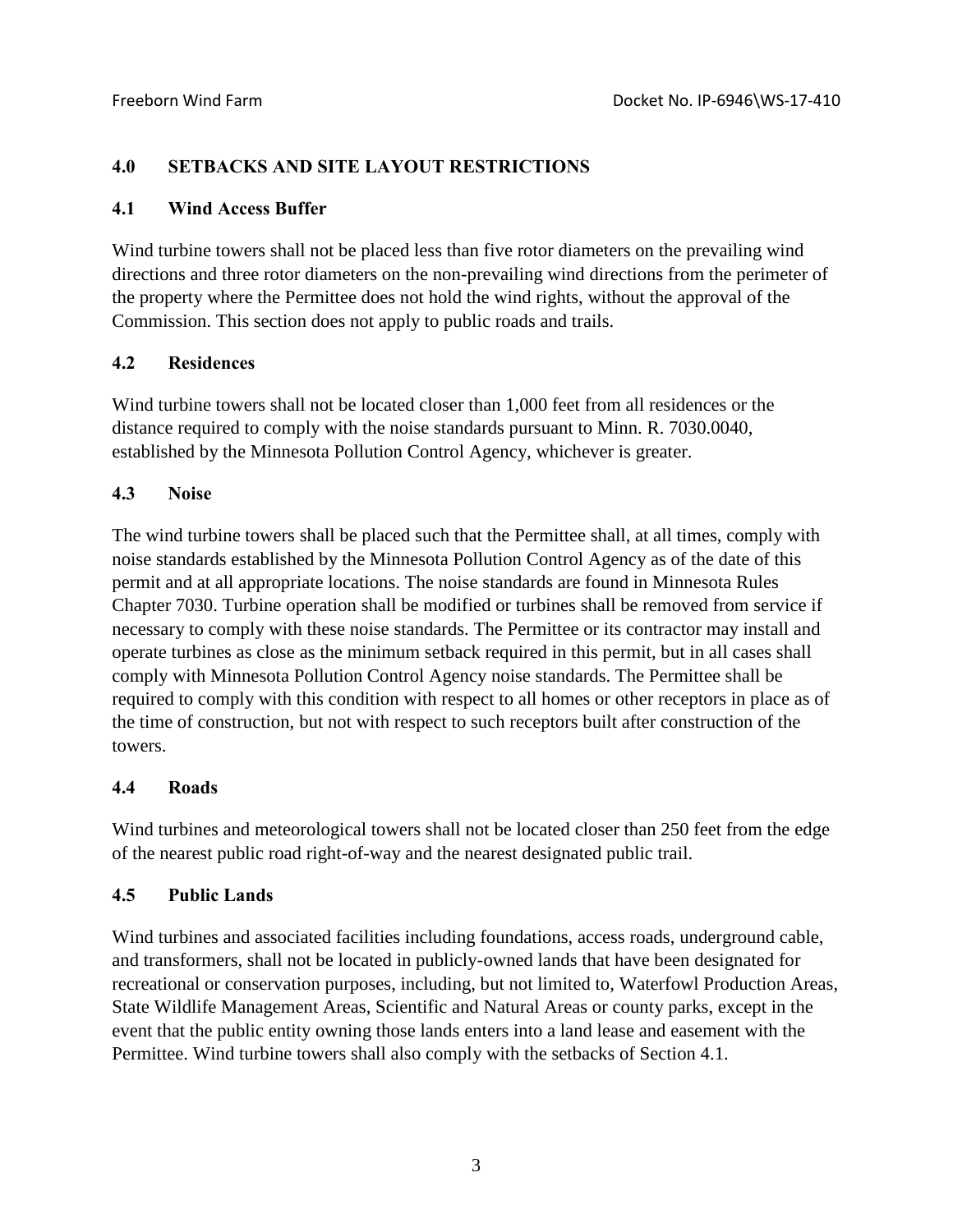## 4.0 SETBACKS AND SITE LAYOUT RESTRICTIONS

### 4.1 Wind Access Buffer

Wind turbine towers shall not be placed less than five rotor diameters on the prevailing wind directions and three rotor diameters on the non-prevailing wind directions from the perimeter of the property where the Permittee does not hold the wind rights, without the approval of the Commission. This section does not apply to public roads and trails.

### 4.2 Residences

Wind turbine towers shall not be located closer than 1,000 feet from all residences or the distance required to comply with the noise standards pursuant to Minn. R. 7030.0040, established by the Minnesota Pollution Control Agency, whichever is greater.

### 4.3 Noise

The wind turbine towers shall be placed such that the Permittee shall, at all times, comply with noise standards established by the Minnesota Pollution Control Agency as of the date of this permit and at all appropriate locations. The noise standards are found in Minnesota Rules Chapter 7030. Turbine operation shall be modified or turbines shall be removed from service if necessary to comply with these noise standards. The Permittee or its contractor may install and operate turbines as close as the minimum setback required in this permit, but in all cases shall comply with Minnesota Pollution Control Agency noise standards. The Permittee shall be required to comply with this condition with respect to all homes or other receptors in place as of the time of construction, but not with respect to such receptors built after construction of the towers.

### 4.4 Roads

Wind turbines and meteorological towers shall not be located closer than 250 feet from the edge of the nearest public road right-of-way and the nearest designated public trail.

### 4.5 Public Lands

Wind turbines and associated facilities including foundations, access roads, underground cable, and transformers, shall not be located in publicly-owned lands that have been designated for recreational or conservation purposes, including, but not limited to, Waterfowl Production Areas, State Wildlife Management Areas, Scientific and Natural Areas or county parks, except in the event that the public entity owning those lands enters into a land lease and easement with the Permittee. Wind turbine towers shall also comply with the setbacks of Section 4.1.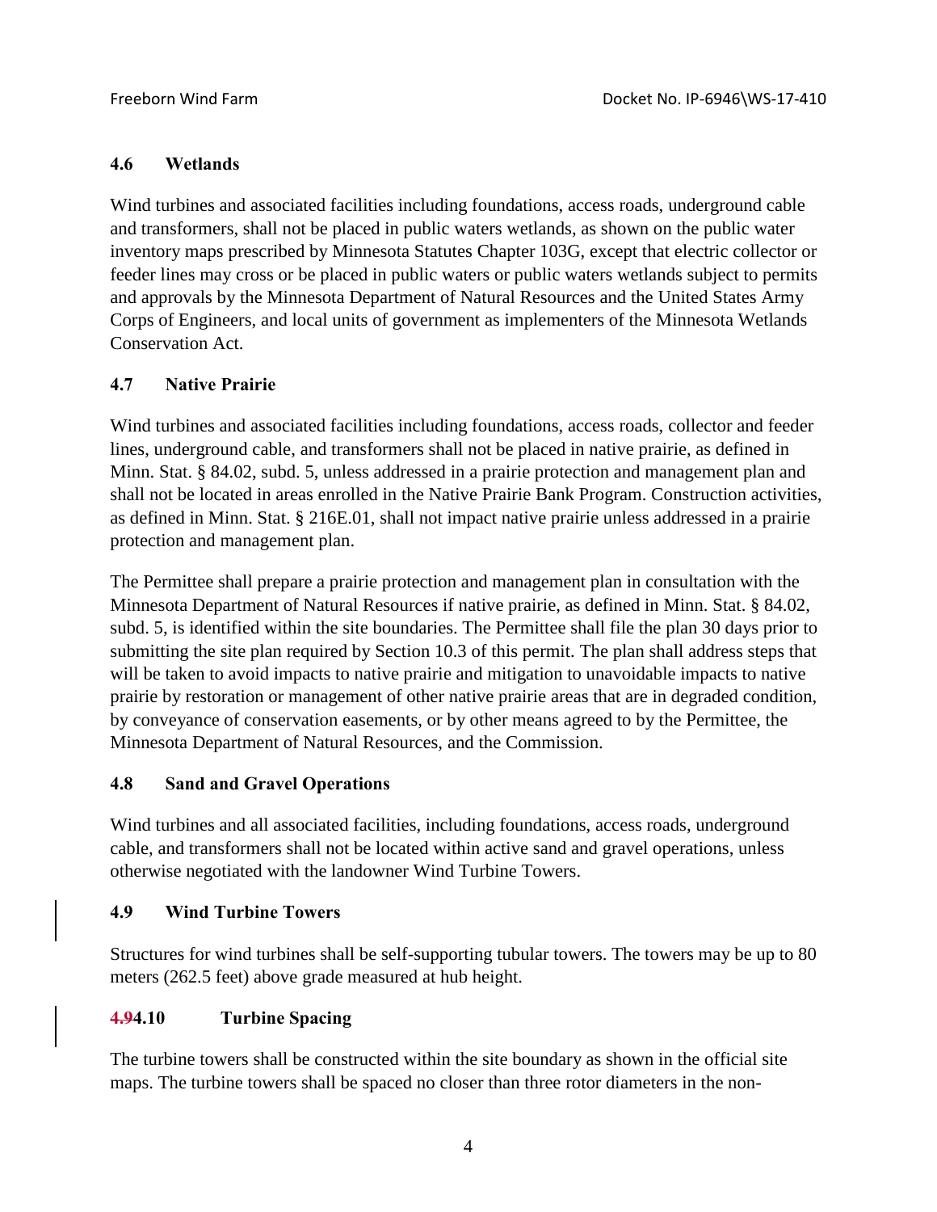### 4.6 Wetlands

Wind turbines and associated facilities including foundations, access roads, underground cable and transformers, shall not be placed in public waters wetlands, as shown on the public water inventory maps prescribed by Minnesota Statutes Chapter 103G, except that electric collector or feeder lines may cross or be placed in public waters or public waters wetlands subject to permits and approvals by the Minnesota Department of Natural Resources and the United States Army Corps of Engineers, and local units of government as implementers of the Minnesota Wetlands Conservation Act.

### 4.7 Native Prairie

Wind turbines and associated facilities including foundations, access roads, collector and feeder lines, underground cable, and transformers shall not be placed in native prairie, as defined in Minn. Stat. § 84.02, subd. 5, unless addressed in a prairie protection and management plan and shall not be located in areas enrolled in the Native Prairie Bank Program. Construction activities, as defined in Minn. Stat. § 216E.01, shall not impact native prairie unless addressed in a prairie protection and management plan.

The Permittee shall prepare a prairie protection and management plan in consultation with the Minnesota Department of Natural Resources if native prairie, as defined in Minn. Stat. § 84.02, subd. 5, is identified within the site boundaries. The Permittee shall file the plan 30 days prior to submitting the site plan required by Section 10.3 of this permit. The plan shall address steps that will be taken to avoid impacts to native prairie and mitigation to unavoidable impacts to native prairie by restoration or management of other native prairie areas that are in degraded condition, by conveyance of conservation easements, or by other means agreed to by the Permittee, the Minnesota Department of Natural Resources, and the Commission.

### 4.8 Sand and Gravel Operations

Wind turbines and all associated facilities, including foundations, access roads, underground cable, and transformers shall not be located within active sand and gravel operations, unless otherwise negotiated with the landowner Wind Turbine Towers.

### 4.9 Wind Turbine Towers

Structures for wind turbines shall be self-supporting tubular towers. The towers may be up to 80 meters (262.5 feet) above grade measured at hub height.

### ~~4.9~~4.10 Turbine Spacing

The turbine towers shall be constructed within the site boundary as shown in the official site maps. The turbine towers shall be spaced no closer than three rotor diameters in the non-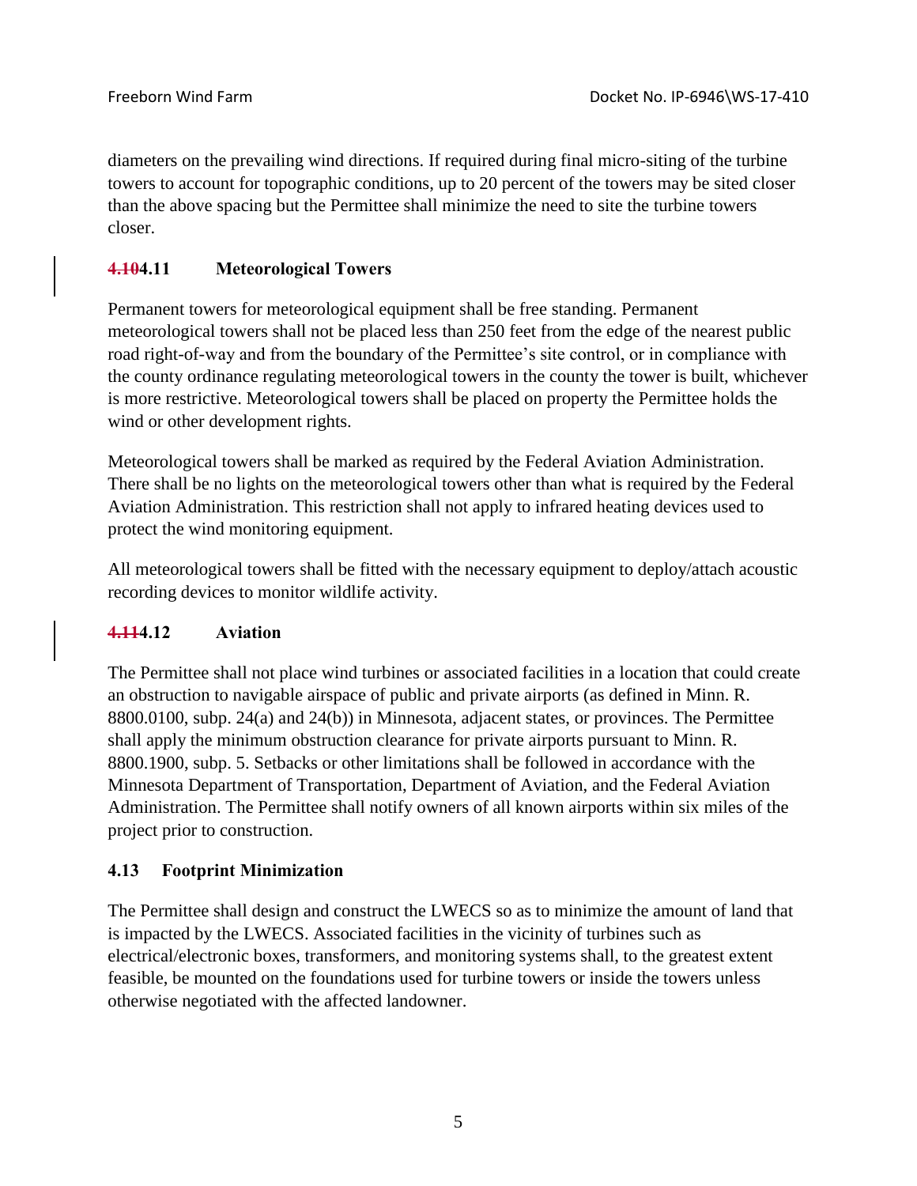diameters on the prevailing wind directions. If required during final micro-siting of the turbine towers to account for topographic conditions, up to 20 percent of the towers may be sited closer than the above spacing but the Permittee shall minimize the need to site the turbine towers closer.

### ~~4.10~~4.11 Meteorological Towers

Permanent towers for meteorological equipment shall be free standing. Permanent meteorological towers shall not be placed less than 250 feet from the edge of the nearest public road right-of-way and from the boundary of the Permittee's site control, or in compliance with the county ordinance regulating meteorological towers in the county the tower is built, whichever is more restrictive. Meteorological towers shall be placed on property the Permittee holds the wind or other development rights.

Meteorological towers shall be marked as required by the Federal Aviation Administration. There shall be no lights on the meteorological towers other than what is required by the Federal Aviation Administration. This restriction shall not apply to infrared heating devices used to protect the wind monitoring equipment.

All meteorological towers shall be fitted with the necessary equipment to deploy/attach acoustic recording devices to monitor wildlife activity.

### ~~4.11~~4.12 Aviation

The Permittee shall not place wind turbines or associated facilities in a location that could create an obstruction to navigable airspace of public and private airports (as defined in Minn. R. 8800.0100, subp. 24(a) and 24(b)) in Minnesota, adjacent states, or provinces. The Permittee shall apply the minimum obstruction clearance for private airports pursuant to Minn. R. 8800.1900, subp. 5. Setbacks or other limitations shall be followed in accordance with the Minnesota Department of Transportation, Department of Aviation, and the Federal Aviation Administration. The Permittee shall notify owners of all known airports within six miles of the project prior to construction.

### 4.13 Footprint Minimization

The Permittee shall design and construct the LWECS so as to minimize the amount of land that is impacted by the LWECS. Associated facilities in the vicinity of turbines such as electrical/electronic boxes, transformers, and monitoring systems shall, to the greatest extent feasible, be mounted on the foundations used for turbine towers or inside the towers unless otherwise negotiated with the affected landowner.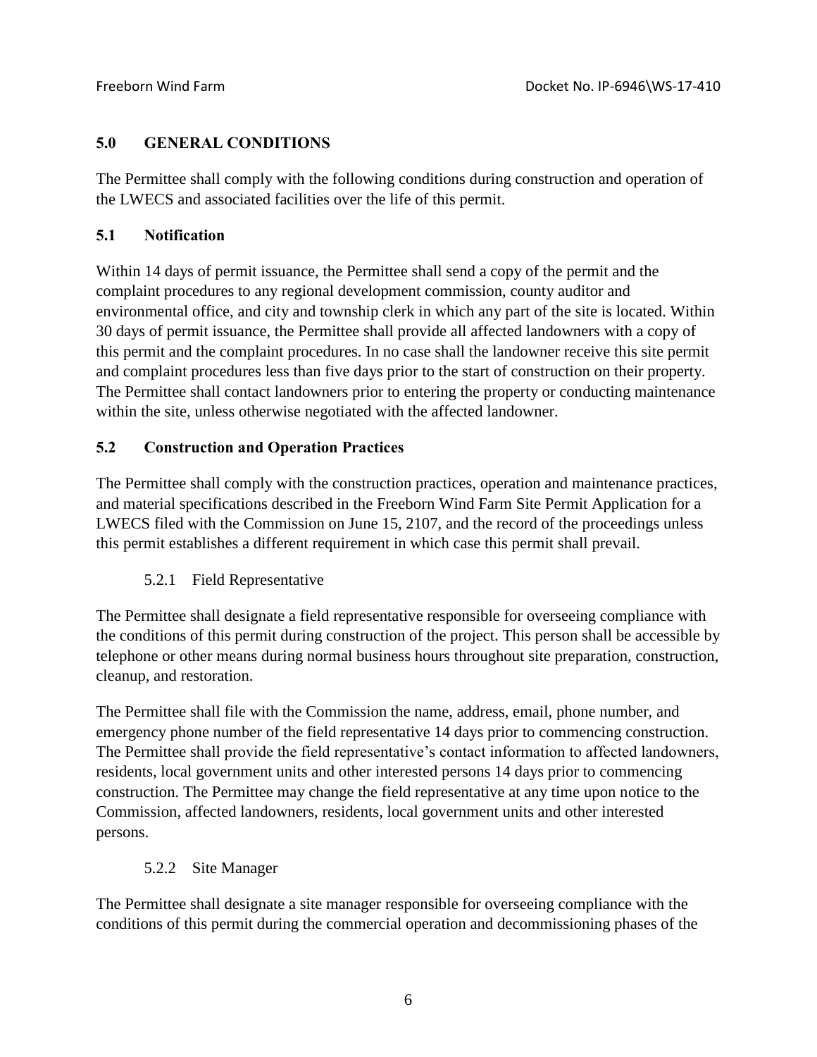## 5.0 GENERAL CONDITIONS

The Permittee shall comply with the following conditions during construction and operation of the LWECS and associated facilities over the life of this permit.

### 5.1 Notification

Within 14 days of permit issuance, the Permittee shall send a copy of the permit and the complaint procedures to any regional development commission, county auditor and environmental office, and city and township clerk in which any part of the site is located. Within 30 days of permit issuance, the Permittee shall provide all affected landowners with a copy of this permit and the complaint procedures. In no case shall the landowner receive this site permit and complaint procedures less than five days prior to the start of construction on their property. The Permittee shall contact landowners prior to entering the property or conducting maintenance within the site, unless otherwise negotiated with the affected landowner.

### 5.2 Construction and Operation Practices

The Permittee shall comply with the construction practices, operation and maintenance practices, and material specifications described in the Freeborn Wind Farm Site Permit Application for a LWECS filed with the Commission on June 15, 2107, and the record of the proceedings unless this permit establishes a different requirement in which case this permit shall prevail.

#### 5.2.1 Field Representative

The Permittee shall designate a field representative responsible for overseeing compliance with the conditions of this permit during construction of the project. This person shall be accessible by telephone or other means during normal business hours throughout site preparation, construction, cleanup, and restoration.

The Permittee shall file with the Commission the name, address, email, phone number, and emergency phone number of the field representative 14 days prior to commencing construction. The Permittee shall provide the field representative's contact information to affected landowners, residents, local government units and other interested persons 14 days prior to commencing construction. The Permittee may change the field representative at any time upon notice to the Commission, affected landowners, residents, local government units and other interested persons.

#### 5.2.2 Site Manager

The Permittee shall designate a site manager responsible for overseeing compliance with the conditions of this permit during the commercial operation and decommissioning phases of the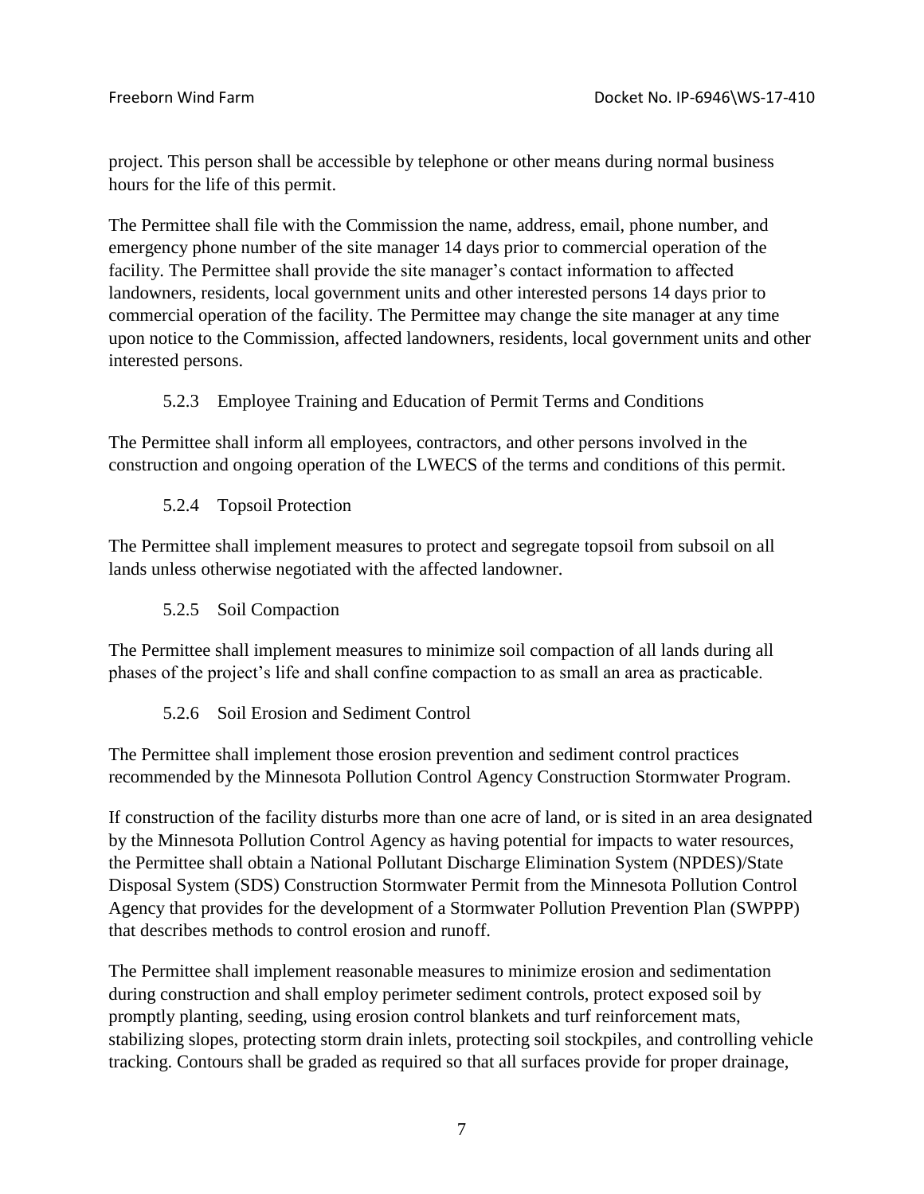project. This person shall be accessible by telephone or other means during normal business hours for the life of this permit.

The Permittee shall file with the Commission the name, address, email, phone number, and emergency phone number of the site manager 14 days prior to commercial operation of the facility. The Permittee shall provide the site manager's contact information to affected landowners, residents, local government units and other interested persons 14 days prior to commercial operation of the facility. The Permittee may change the site manager at any time upon notice to the Commission, affected landowners, residents, local government units and other interested persons.

### 5.2.3 Employee Training and Education of Permit Terms and Conditions

The Permittee shall inform all employees, contractors, and other persons involved in the construction and ongoing operation of the LWECS of the terms and conditions of this permit.

### 5.2.4 Topsoil Protection

The Permittee shall implement measures to protect and segregate topsoil from subsoil on all lands unless otherwise negotiated with the affected landowner.

### 5.2.5 Soil Compaction

The Permittee shall implement measures to minimize soil compaction of all lands during all phases of the project's life and shall confine compaction to as small an area as practicable.

### 5.2.6 Soil Erosion and Sediment Control

The Permittee shall implement those erosion prevention and sediment control practices recommended by the Minnesota Pollution Control Agency Construction Stormwater Program.

If construction of the facility disturbs more than one acre of land, or is sited in an area designated by the Minnesota Pollution Control Agency as having potential for impacts to water resources, the Permittee shall obtain a National Pollutant Discharge Elimination System (NPDES)/State Disposal System (SDS) Construction Stormwater Permit from the Minnesota Pollution Control Agency that provides for the development of a Stormwater Pollution Prevention Plan (SWPPP) that describes methods to control erosion and runoff.

The Permittee shall implement reasonable measures to minimize erosion and sedimentation during construction and shall employ perimeter sediment controls, protect exposed soil by promptly planting, seeding, using erosion control blankets and turf reinforcement mats, stabilizing slopes, protecting storm drain inlets, protecting soil stockpiles, and controlling vehicle tracking. Contours shall be graded as required so that all surfaces provide for proper drainage,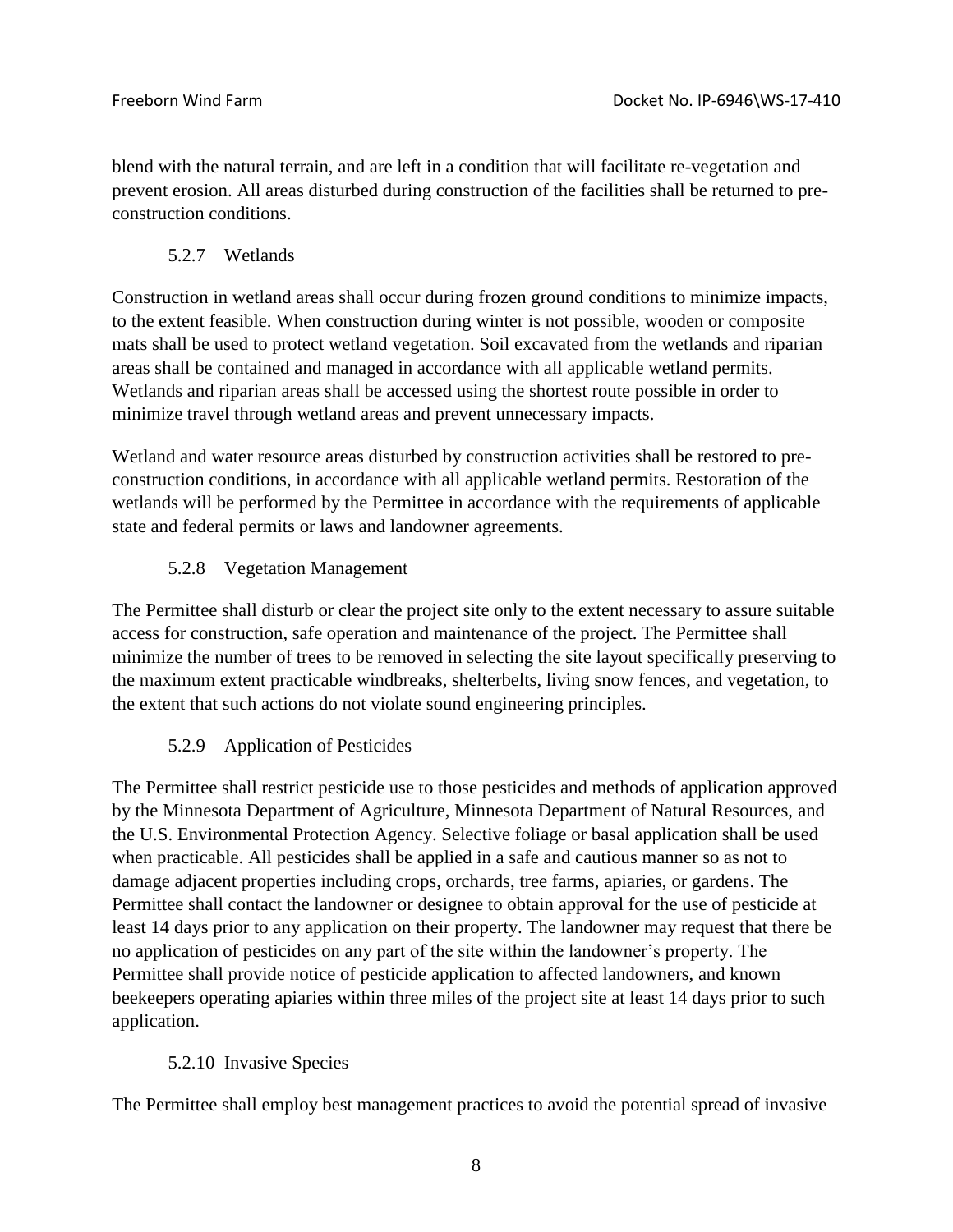blend with the natural terrain, and are left in a condition that will facilitate re-vegetation and prevent erosion. All areas disturbed during construction of the facilities shall be returned to pre-construction conditions.

### 5.2.7 Wetlands

Construction in wetland areas shall occur during frozen ground conditions to minimize impacts, to the extent feasible. When construction during winter is not possible, wooden or composite mats shall be used to protect wetland vegetation. Soil excavated from the wetlands and riparian areas shall be contained and managed in accordance with all applicable wetland permits. Wetlands and riparian areas shall be accessed using the shortest route possible in order to minimize travel through wetland areas and prevent unnecessary impacts.

Wetland and water resource areas disturbed by construction activities shall be restored to pre-construction conditions, in accordance with all applicable wetland permits. Restoration of the wetlands will be performed by the Permittee in accordance with the requirements of applicable state and federal permits or laws and landowner agreements.

### 5.2.8 Vegetation Management

The Permittee shall disturb or clear the project site only to the extent necessary to assure suitable access for construction, safe operation and maintenance of the project. The Permittee shall minimize the number of trees to be removed in selecting the site layout specifically preserving to the maximum extent practicable windbreaks, shelterbelts, living snow fences, and vegetation, to the extent that such actions do not violate sound engineering principles.

### 5.2.9 Application of Pesticides

The Permittee shall restrict pesticide use to those pesticides and methods of application approved by the Minnesota Department of Agriculture, Minnesota Department of Natural Resources, and the U.S. Environmental Protection Agency. Selective foliage or basal application shall be used when practicable. All pesticides shall be applied in a safe and cautious manner so as not to damage adjacent properties including crops, orchards, tree farms, apiaries, or gardens. The Permittee shall contact the landowner or designee to obtain approval for the use of pesticide at least 14 days prior to any application on their property. The landowner may request that there be no application of pesticides on any part of the site within the landowner's property. The Permittee shall provide notice of pesticide application to affected landowners, and known beekeepers operating apiaries within three miles of the project site at least 14 days prior to such application.

### 5.2.10 Invasive Species

The Permittee shall employ best management practices to avoid the potential spread of invasive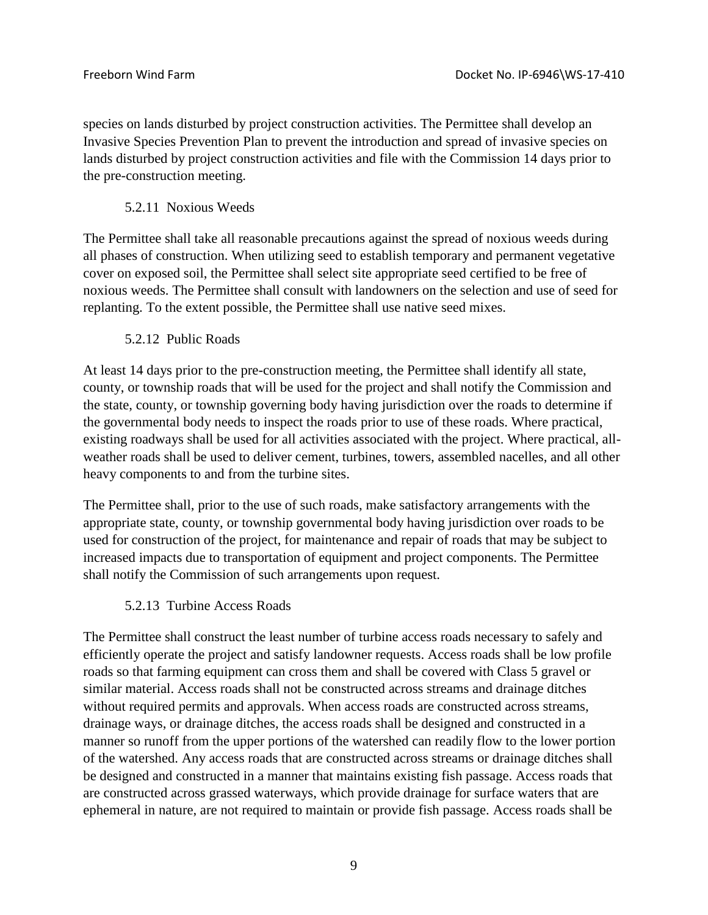species on lands disturbed by project construction activities. The Permittee shall develop an Invasive Species Prevention Plan to prevent the introduction and spread of invasive species on lands disturbed by project construction activities and file with the Commission 14 days prior to the pre-construction meeting.

#### 5.2.11 Noxious Weeds

The Permittee shall take all reasonable precautions against the spread of noxious weeds during all phases of construction. When utilizing seed to establish temporary and permanent vegetative cover on exposed soil, the Permittee shall select site appropriate seed certified to be free of noxious weeds. The Permittee shall consult with landowners on the selection and use of seed for replanting. To the extent possible, the Permittee shall use native seed mixes.

#### 5.2.12 Public Roads

At least 14 days prior to the pre-construction meeting, the Permittee shall identify all state, county, or township roads that will be used for the project and shall notify the Commission and the state, county, or township governing body having jurisdiction over the roads to determine if the governmental body needs to inspect the roads prior to use of these roads. Where practical, existing roadways shall be used for all activities associated with the project. Where practical, all-weather roads shall be used to deliver cement, turbines, towers, assembled nacelles, and all other heavy components to and from the turbine sites.

The Permittee shall, prior to the use of such roads, make satisfactory arrangements with the appropriate state, county, or township governmental body having jurisdiction over roads to be used for construction of the project, for maintenance and repair of roads that may be subject to increased impacts due to transportation of equipment and project components. The Permittee shall notify the Commission of such arrangements upon request.

#### 5.2.13 Turbine Access Roads

The Permittee shall construct the least number of turbine access roads necessary to safely and efficiently operate the project and satisfy landowner requests. Access roads shall be low profile roads so that farming equipment can cross them and shall be covered with Class 5 gravel or similar material. Access roads shall not be constructed across streams and drainage ditches without required permits and approvals. When access roads are constructed across streams, drainage ways, or drainage ditches, the access roads shall be designed and constructed in a manner so runoff from the upper portions of the watershed can readily flow to the lower portion of the watershed. Any access roads that are constructed across streams or drainage ditches shall be designed and constructed in a manner that maintains existing fish passage. Access roads that are constructed across grassed waterways, which provide drainage for surface waters that are ephemeral in nature, are not required to maintain or provide fish passage. Access roads shall be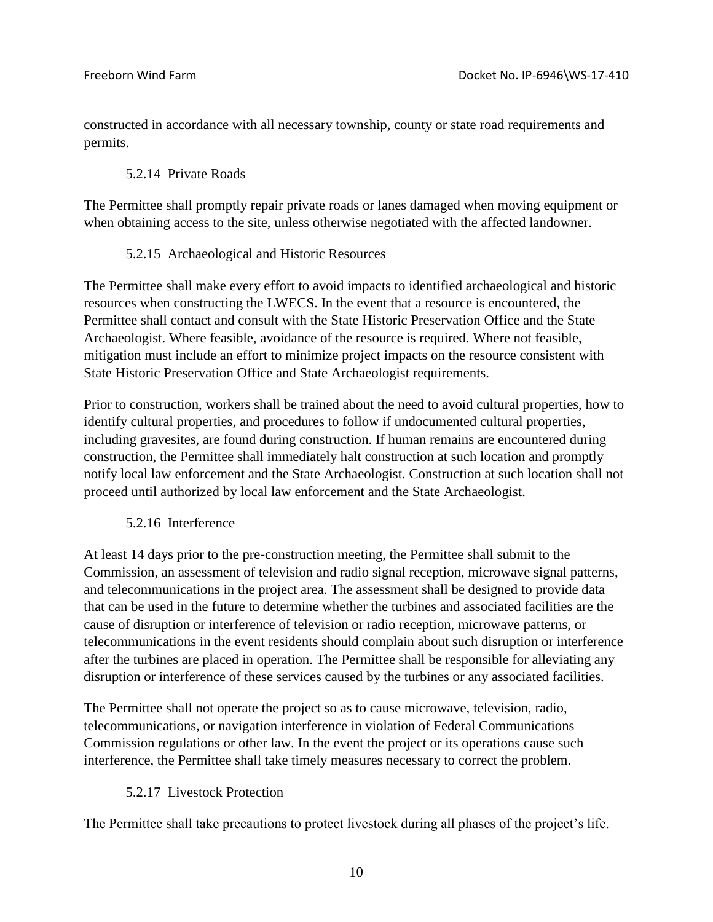constructed in accordance with all necessary township, county or state road requirements and permits.

### 5.2.14 Private Roads

The Permittee shall promptly repair private roads or lanes damaged when moving equipment or when obtaining access to the site, unless otherwise negotiated with the affected landowner.

### 5.2.15 Archaeological and Historic Resources

The Permittee shall make every effort to avoid impacts to identified archaeological and historic resources when constructing the LWECS. In the event that a resource is encountered, the Permittee shall contact and consult with the State Historic Preservation Office and the State Archaeologist. Where feasible, avoidance of the resource is required. Where not feasible, mitigation must include an effort to minimize project impacts on the resource consistent with State Historic Preservation Office and State Archaeologist requirements.

Prior to construction, workers shall be trained about the need to avoid cultural properties, how to identify cultural properties, and procedures to follow if undocumented cultural properties, including gravesites, are found during construction. If human remains are encountered during construction, the Permittee shall immediately halt construction at such location and promptly notify local law enforcement and the State Archaeologist. Construction at such location shall not proceed until authorized by local law enforcement and the State Archaeologist.

### 5.2.16 Interference

At least 14 days prior to the pre-construction meeting, the Permittee shall submit to the Commission, an assessment of television and radio signal reception, microwave signal patterns, and telecommunications in the project area. The assessment shall be designed to provide data that can be used in the future to determine whether the turbines and associated facilities are the cause of disruption or interference of television or radio reception, microwave patterns, or telecommunications in the event residents should complain about such disruption or interference after the turbines are placed in operation. The Permittee shall be responsible for alleviating any disruption or interference of these services caused by the turbines or any associated facilities.

The Permittee shall not operate the project so as to cause microwave, television, radio, telecommunications, or navigation interference in violation of Federal Communications Commission regulations or other law. In the event the project or its operations cause such interference, the Permittee shall take timely measures necessary to correct the problem.

### 5.2.17 Livestock Protection

The Permittee shall take precautions to protect livestock during all phases of the project's life.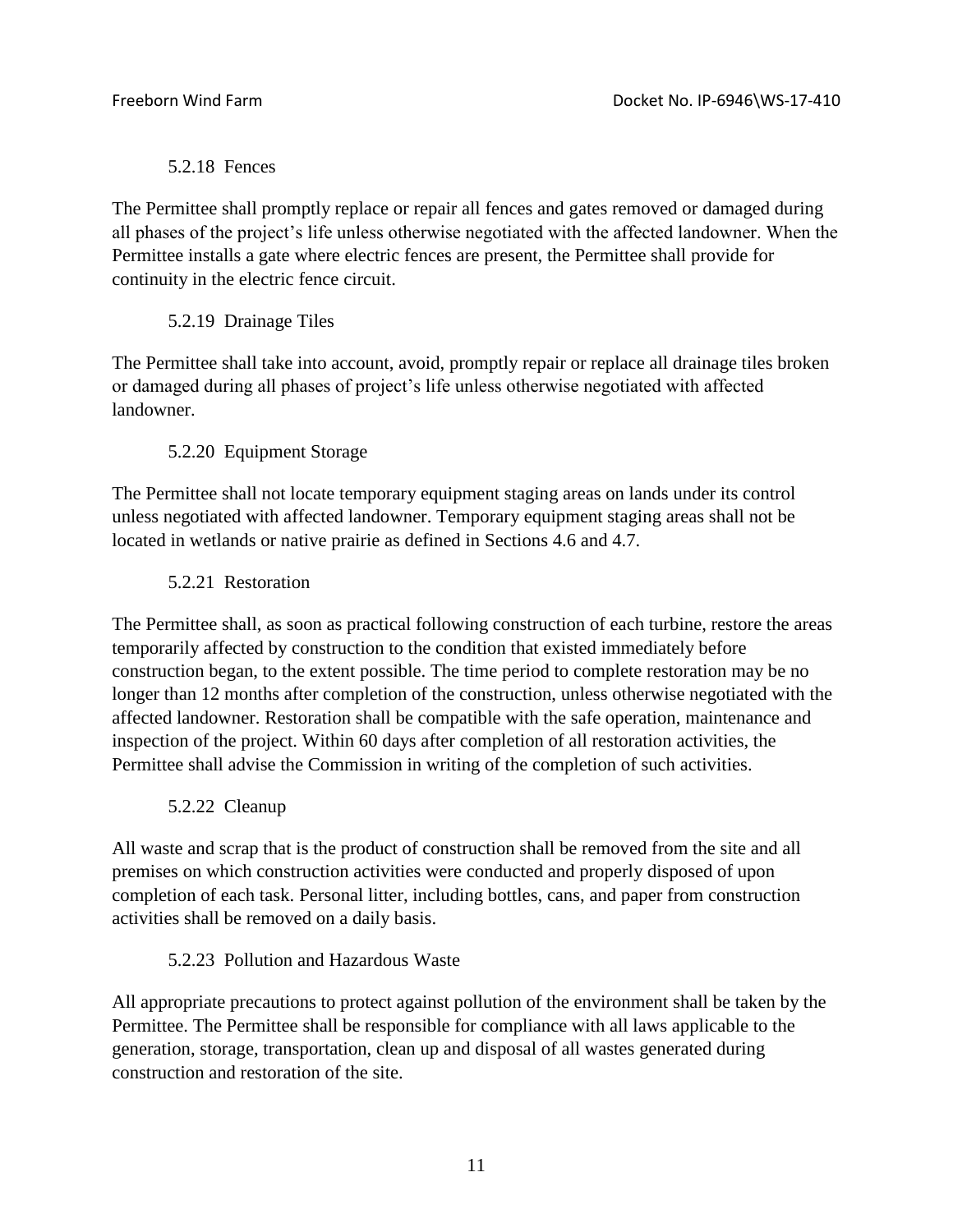#### 5.2.18 Fences

The Permittee shall promptly replace or repair all fences and gates removed or damaged during all phases of the project's life unless otherwise negotiated with the affected landowner. When the Permittee installs a gate where electric fences are present, the Permittee shall provide for continuity in the electric fence circuit.

#### 5.2.19 Drainage Tiles

The Permittee shall take into account, avoid, promptly repair or replace all drainage tiles broken or damaged during all phases of project's life unless otherwise negotiated with affected landowner.

#### 5.2.20 Equipment Storage

The Permittee shall not locate temporary equipment staging areas on lands under its control unless negotiated with affected landowner. Temporary equipment staging areas shall not be located in wetlands or native prairie as defined in Sections 4.6 and 4.7.

#### 5.2.21 Restoration

The Permittee shall, as soon as practical following construction of each turbine, restore the areas temporarily affected by construction to the condition that existed immediately before construction began, to the extent possible. The time period to complete restoration may be no longer than 12 months after completion of the construction, unless otherwise negotiated with the affected landowner. Restoration shall be compatible with the safe operation, maintenance and inspection of the project. Within 60 days after completion of all restoration activities, the Permittee shall advise the Commission in writing of the completion of such activities.

#### 5.2.22 Cleanup

All waste and scrap that is the product of construction shall be removed from the site and all premises on which construction activities were conducted and properly disposed of upon completion of each task. Personal litter, including bottles, cans, and paper from construction activities shall be removed on a daily basis.

#### 5.2.23 Pollution and Hazardous Waste

All appropriate precautions to protect against pollution of the environment shall be taken by the Permittee. The Permittee shall be responsible for compliance with all laws applicable to the generation, storage, transportation, clean up and disposal of all wastes generated during construction and restoration of the site.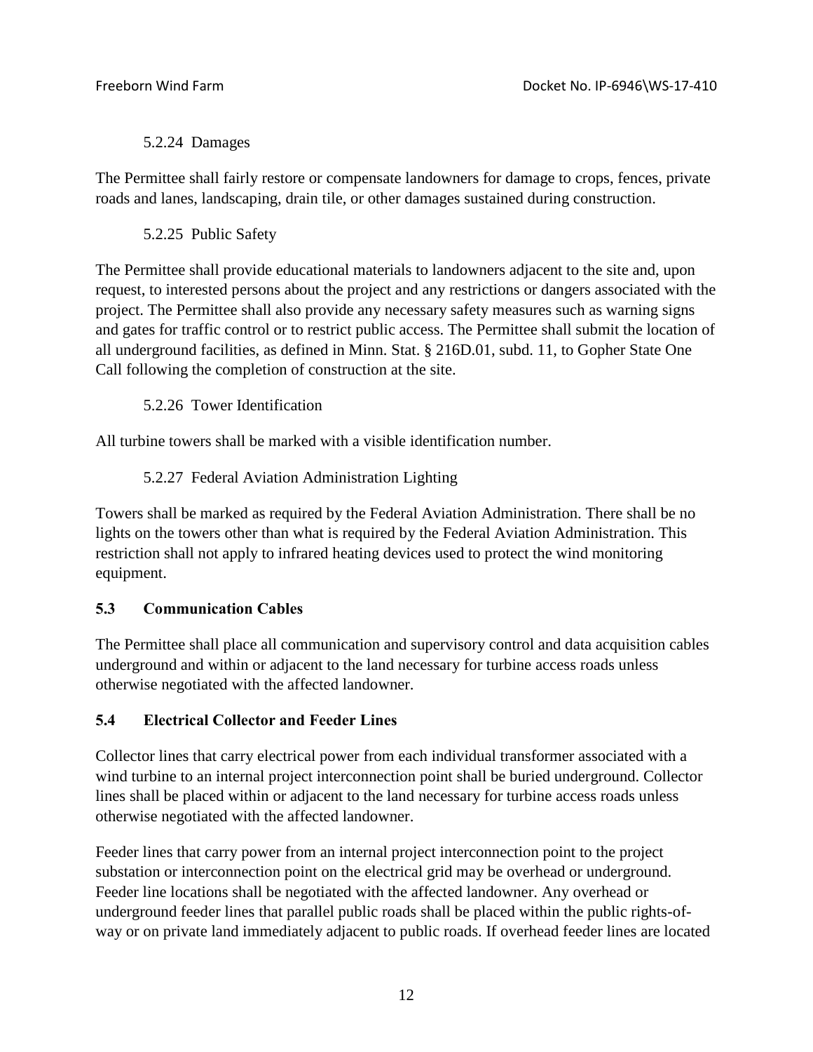#### 5.2.24 Damages

The Permittee shall fairly restore or compensate landowners for damage to crops, fences, private roads and lanes, landscaping, drain tile, or other damages sustained during construction.

#### 5.2.25 Public Safety

The Permittee shall provide educational materials to landowners adjacent to the site and, upon request, to interested persons about the project and any restrictions or dangers associated with the project. The Permittee shall also provide any necessary safety measures such as warning signs and gates for traffic control or to restrict public access. The Permittee shall submit the location of all underground facilities, as defined in Minn. Stat. § 216D.01, subd. 11, to Gopher State One Call following the completion of construction at the site.

#### 5.2.26 Tower Identification

All turbine towers shall be marked with a visible identification number.

#### 5.2.27 Federal Aviation Administration Lighting

Towers shall be marked as required by the Federal Aviation Administration. There shall be no lights on the towers other than what is required by the Federal Aviation Administration. This restriction shall not apply to infrared heating devices used to protect the wind monitoring equipment.

### 5.3 Communication Cables

The Permittee shall place all communication and supervisory control and data acquisition cables underground and within or adjacent to the land necessary for turbine access roads unless otherwise negotiated with the affected landowner.

### 5.4 Electrical Collector and Feeder Lines

Collector lines that carry electrical power from each individual transformer associated with a wind turbine to an internal project interconnection point shall be buried underground. Collector lines shall be placed within or adjacent to the land necessary for turbine access roads unless otherwise negotiated with the affected landowner.

Feeder lines that carry power from an internal project interconnection point to the project substation or interconnection point on the electrical grid may be overhead or underground. Feeder line locations shall be negotiated with the affected landowner. Any overhead or underground feeder lines that parallel public roads shall be placed within the public rights-of-way or on private land immediately adjacent to public roads. If overhead feeder lines are located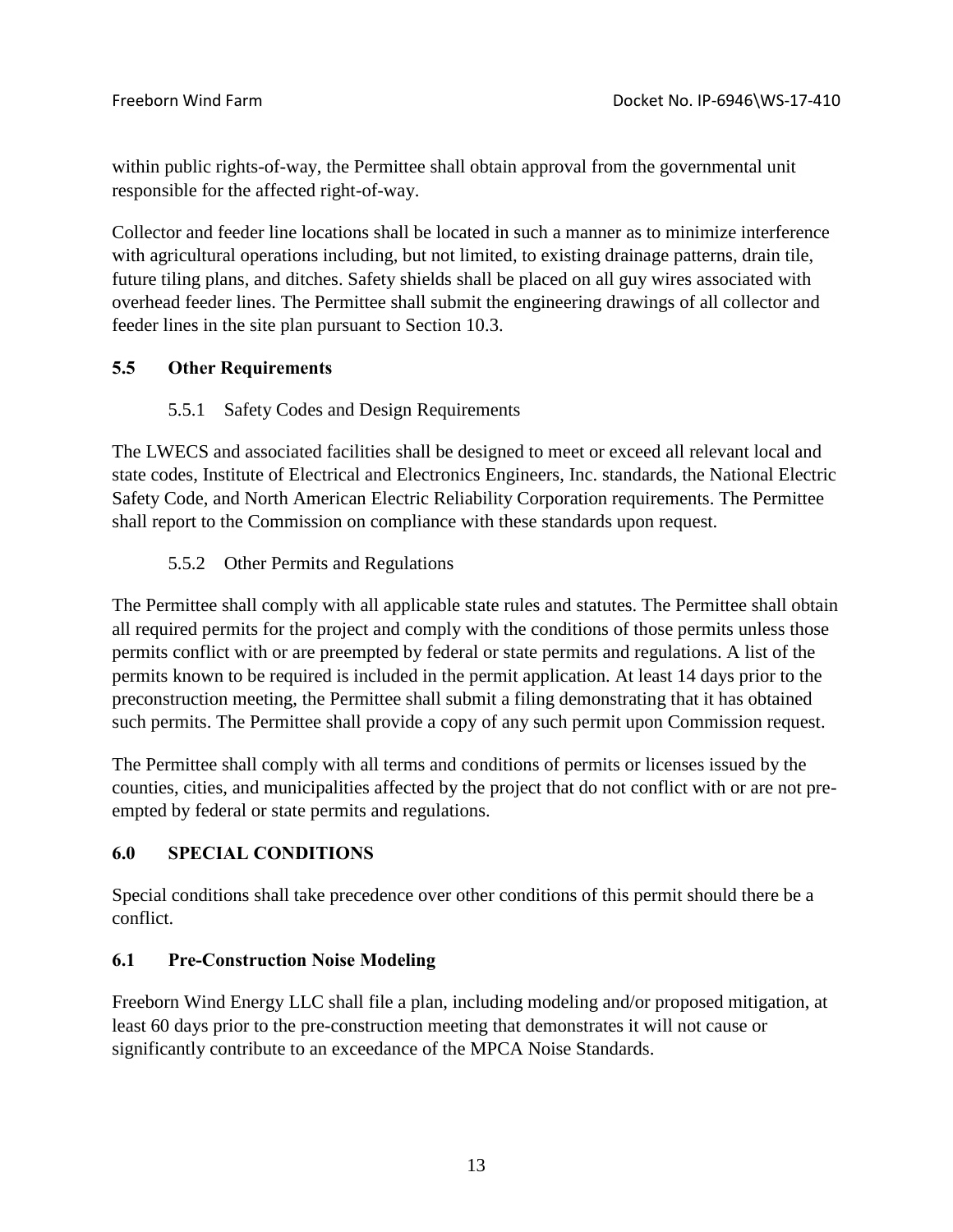within public rights-of-way, the Permittee shall obtain approval from the governmental unit responsible for the affected right-of-way.

Collector and feeder line locations shall be located in such a manner as to minimize interference with agricultural operations including, but not limited, to existing drainage patterns, drain tile, future tiling plans, and ditches. Safety shields shall be placed on all guy wires associated with overhead feeder lines. The Permittee shall submit the engineering drawings of all collector and feeder lines in the site plan pursuant to Section 10.3.

## 5.5 Other Requirements

### 5.5.1 Safety Codes and Design Requirements

The LWECS and associated facilities shall be designed to meet or exceed all relevant local and state codes, Institute of Electrical and Electronics Engineers, Inc. standards, the National Electric Safety Code, and North American Electric Reliability Corporation requirements. The Permittee shall report to the Commission on compliance with these standards upon request.

### 5.5.2 Other Permits and Regulations

The Permittee shall comply with all applicable state rules and statutes. The Permittee shall obtain all required permits for the project and comply with the conditions of those permits unless those permits conflict with or are preempted by federal or state permits and regulations. A list of the permits known to be required is included in the permit application. At least 14 days prior to the preconstruction meeting, the Permittee shall submit a filing demonstrating that it has obtained such permits. The Permittee shall provide a copy of any such permit upon Commission request.

The Permittee shall comply with all terms and conditions of permits or licenses issued by the counties, cities, and municipalities affected by the project that do not conflict with or are not pre-empted by federal or state permits and regulations.

# 6.0 SPECIAL CONDITIONS

Special conditions shall take precedence over other conditions of this permit should there be a conflict.

## 6.1 Pre-Construction Noise Modeling

Freeborn Wind Energy LLC shall file a plan, including modeling and/or proposed mitigation, at least 60 days prior to the pre-construction meeting that demonstrates it will not cause or significantly contribute to an exceedance of the MPCA Noise Standards.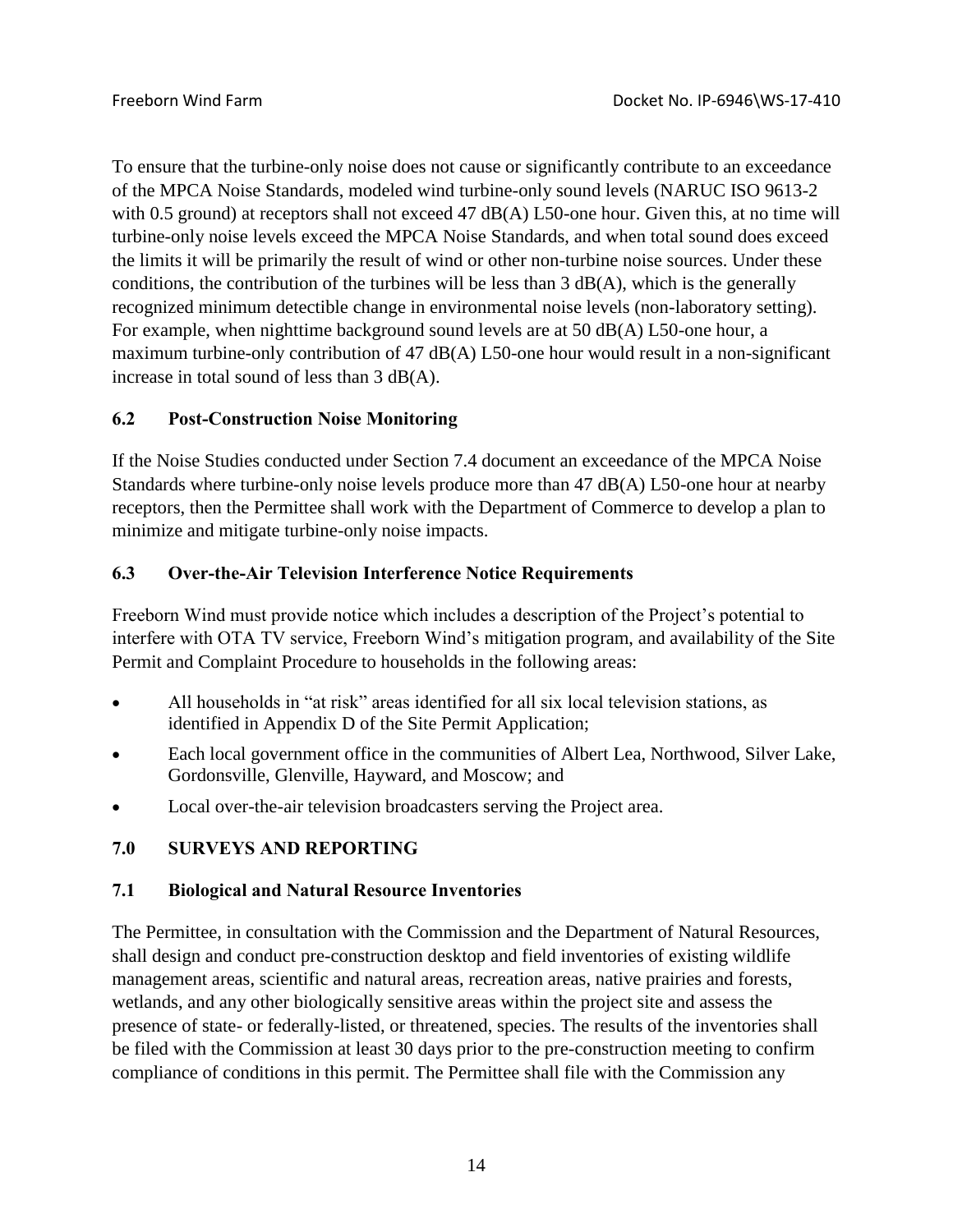To ensure that the turbine-only noise does not cause or significantly contribute to an exceedance of the MPCA Noise Standards, modeled wind turbine-only sound levels (NARUC ISO 9613-2 with 0.5 ground) at receptors shall not exceed 47 dB(A) L50-one hour. Given this, at no time will turbine-only noise levels exceed the MPCA Noise Standards, and when total sound does exceed the limits it will be primarily the result of wind or other non-turbine noise sources. Under these conditions, the contribution of the turbines will be less than 3 dB(A), which is the generally recognized minimum detectible change in environmental noise levels (non-laboratory setting). For example, when nighttime background sound levels are at 50 dB(A) L50-one hour, a maximum turbine-only contribution of 47 dB(A) L50-one hour would result in a non-significant increase in total sound of less than 3 dB(A).

### 6.2 Post-Construction Noise Monitoring

If the Noise Studies conducted under Section 7.4 document an exceedance of the MPCA Noise Standards where turbine-only noise levels produce more than 47 dB(A) L50-one hour at nearby receptors, then the Permittee shall work with the Department of Commerce to develop a plan to minimize and mitigate turbine-only noise impacts.

### 6.3 Over-the-Air Television Interference Notice Requirements

Freeborn Wind must provide notice which includes a description of the Project's potential to interfere with OTA TV service, Freeborn Wind's mitigation program, and availability of the Site Permit and Complaint Procedure to households in the following areas:

- All households in "at risk" areas identified for all six local television stations, as identified in Appendix D of the Site Permit Application;
- Each local government office in the communities of Albert Lea, Northwood, Silver Lake, Gordonsville, Glenville, Hayward, and Moscow; and
- Local over-the-air television broadcasters serving the Project area.

## 7.0 SURVEYS AND REPORTING

### 7.1 Biological and Natural Resource Inventories

The Permittee, in consultation with the Commission and the Department of Natural Resources, shall design and conduct pre-construction desktop and field inventories of existing wildlife management areas, scientific and natural areas, recreation areas, native prairies and forests, wetlands, and any other biologically sensitive areas within the project site and assess the presence of state- or federally-listed, or threatened, species. The results of the inventories shall be filed with the Commission at least 30 days prior to the pre-construction meeting to confirm compliance of conditions in this permit. The Permittee shall file with the Commission any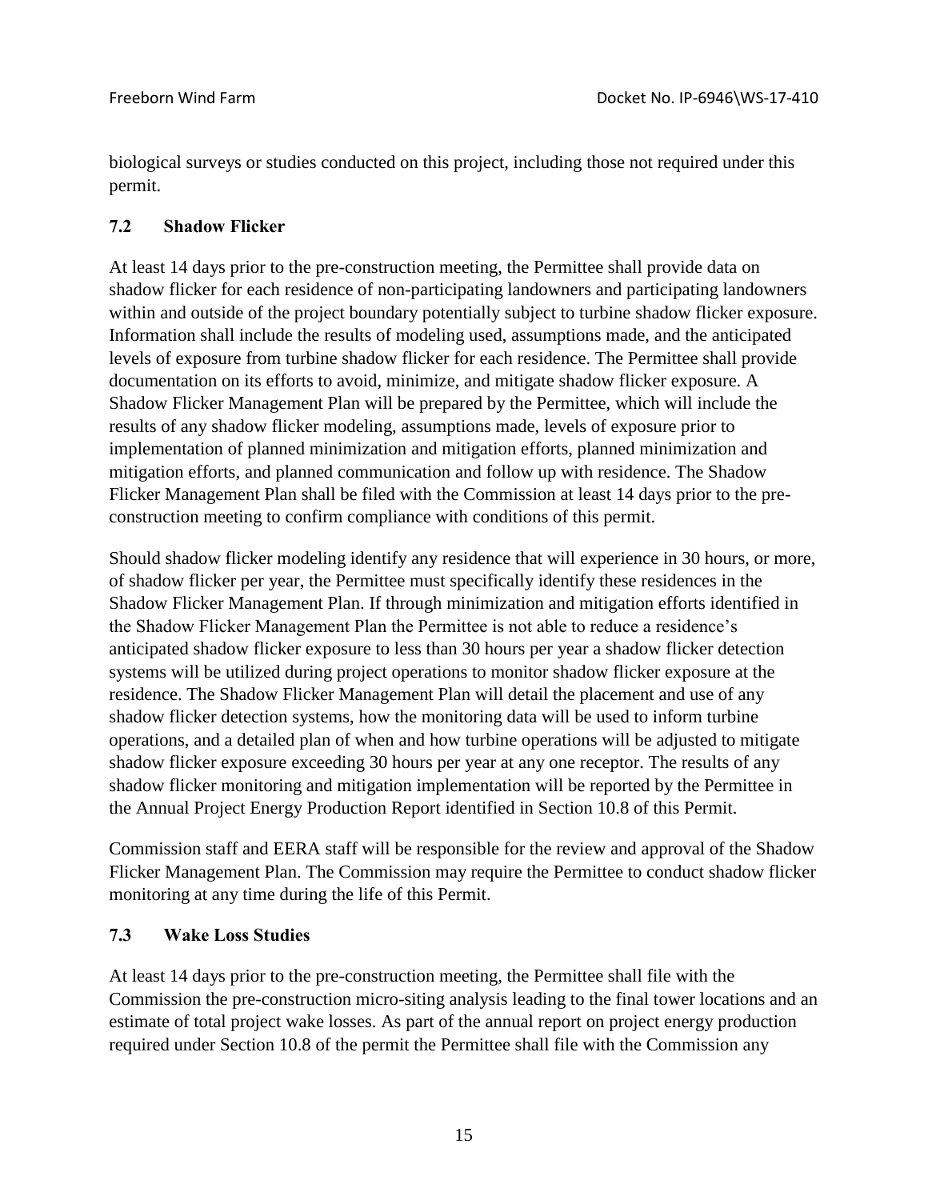biological surveys or studies conducted on this project, including those not required under this permit.

### 7.2 Shadow Flicker

At least 14 days prior to the pre-construction meeting, the Permittee shall provide data on shadow flicker for each residence of non-participating landowners and participating landowners within and outside of the project boundary potentially subject to turbine shadow flicker exposure. Information shall include the results of modeling used, assumptions made, and the anticipated levels of exposure from turbine shadow flicker for each residence. The Permittee shall provide documentation on its efforts to avoid, minimize, and mitigate shadow flicker exposure. A Shadow Flicker Management Plan will be prepared by the Permittee, which will include the results of any shadow flicker modeling, assumptions made, levels of exposure prior to implementation of planned minimization and mitigation efforts, planned minimization and mitigation efforts, and planned communication and follow up with residence. The Shadow Flicker Management Plan shall be filed with the Commission at least 14 days prior to the pre-construction meeting to confirm compliance with conditions of this permit.

Should shadow flicker modeling identify any residence that will experience in 30 hours, or more, of shadow flicker per year, the Permittee must specifically identify these residences in the Shadow Flicker Management Plan. If through minimization and mitigation efforts identified in the Shadow Flicker Management Plan the Permittee is not able to reduce a residence's anticipated shadow flicker exposure to less than 30 hours per year a shadow flicker detection systems will be utilized during project operations to monitor shadow flicker exposure at the residence. The Shadow Flicker Management Plan will detail the placement and use of any shadow flicker detection systems, how the monitoring data will be used to inform turbine operations, and a detailed plan of when and how turbine operations will be adjusted to mitigate shadow flicker exposure exceeding 30 hours per year at any one receptor. The results of any shadow flicker monitoring and mitigation implementation will be reported by the Permittee in the Annual Project Energy Production Report identified in Section 10.8 of this Permit.

Commission staff and EERA staff will be responsible for the review and approval of the Shadow Flicker Management Plan. The Commission may require the Permittee to conduct shadow flicker monitoring at any time during the life of this Permit.

### 7.3 Wake Loss Studies

At least 14 days prior to the pre-construction meeting, the Permittee shall file with the Commission the pre-construction micro-siting analysis leading to the final tower locations and an estimate of total project wake losses. As part of the annual report on project energy production required under Section 10.8 of the permit the Permittee shall file with the Commission any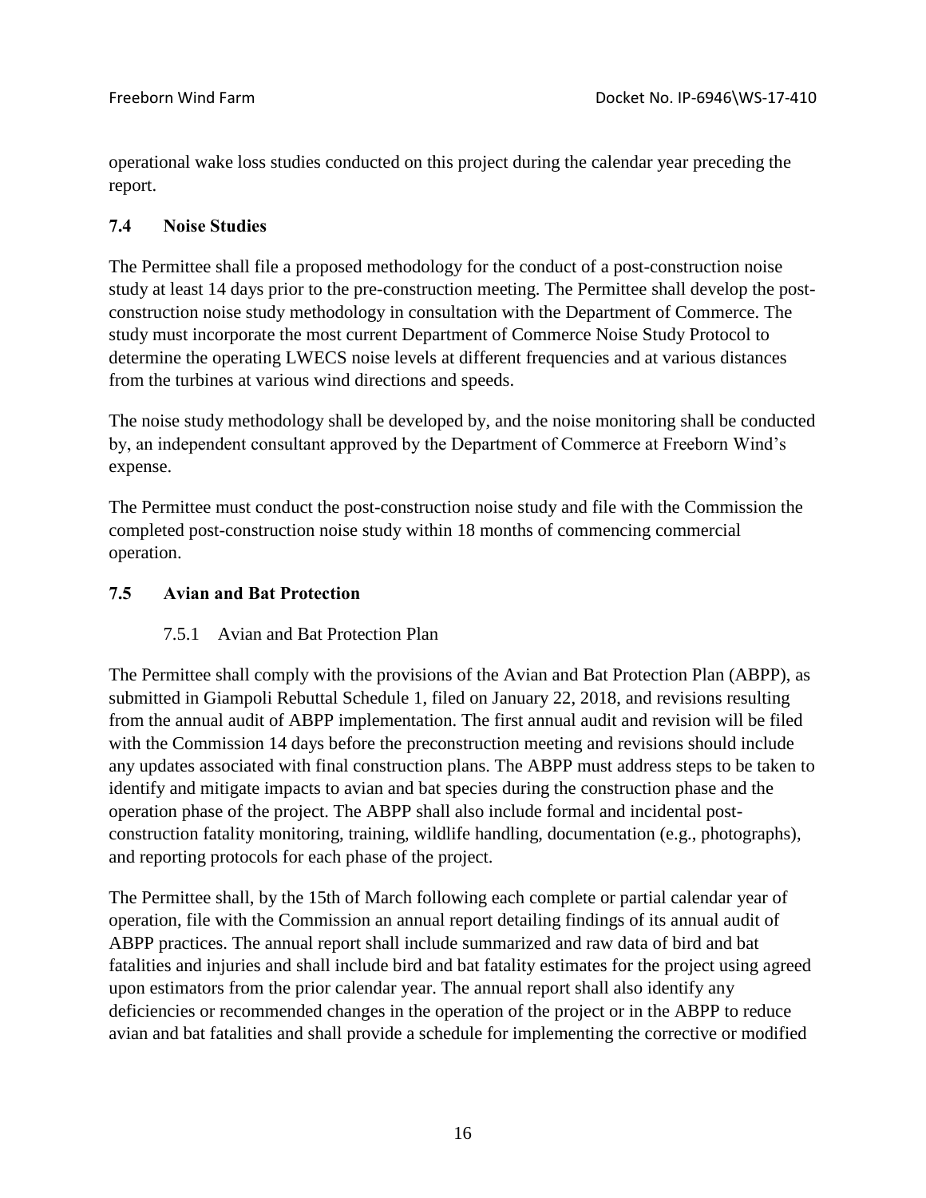operational wake loss studies conducted on this project during the calendar year preceding the report.

### 7.4 Noise Studies

The Permittee shall file a proposed methodology for the conduct of a post-construction noise study at least 14 days prior to the pre-construction meeting. The Permittee shall develop the post-construction noise study methodology in consultation with the Department of Commerce. The study must incorporate the most current Department of Commerce Noise Study Protocol to determine the operating LWECS noise levels at different frequencies and at various distances from the turbines at various wind directions and speeds.

The noise study methodology shall be developed by, and the noise monitoring shall be conducted by, an independent consultant approved by the Department of Commerce at Freeborn Wind's expense.

The Permittee must conduct the post-construction noise study and file with the Commission the completed post-construction noise study within 18 months of commencing commercial operation.

### 7.5 Avian and Bat Protection

#### 7.5.1 Avian and Bat Protection Plan

The Permittee shall comply with the provisions of the Avian and Bat Protection Plan (ABPP), as submitted in Giampoli Rebuttal Schedule 1, filed on January 22, 2018, and revisions resulting from the annual audit of ABPP implementation. The first annual audit and revision will be filed with the Commission 14 days before the preconstruction meeting and revisions should include any updates associated with final construction plans. The ABPP must address steps to be taken to identify and mitigate impacts to avian and bat species during the construction phase and the operation phase of the project. The ABPP shall also include formal and incidental post-construction fatality monitoring, training, wildlife handling, documentation (e.g., photographs), and reporting protocols for each phase of the project.

The Permittee shall, by the 15th of March following each complete or partial calendar year of operation, file with the Commission an annual report detailing findings of its annual audit of ABPP practices. The annual report shall include summarized and raw data of bird and bat fatalities and injuries and shall include bird and bat fatality estimates for the project using agreed upon estimators from the prior calendar year. The annual report shall also identify any deficiencies or recommended changes in the operation of the project or in the ABPP to reduce avian and bat fatalities and shall provide a schedule for implementing the corrective or modified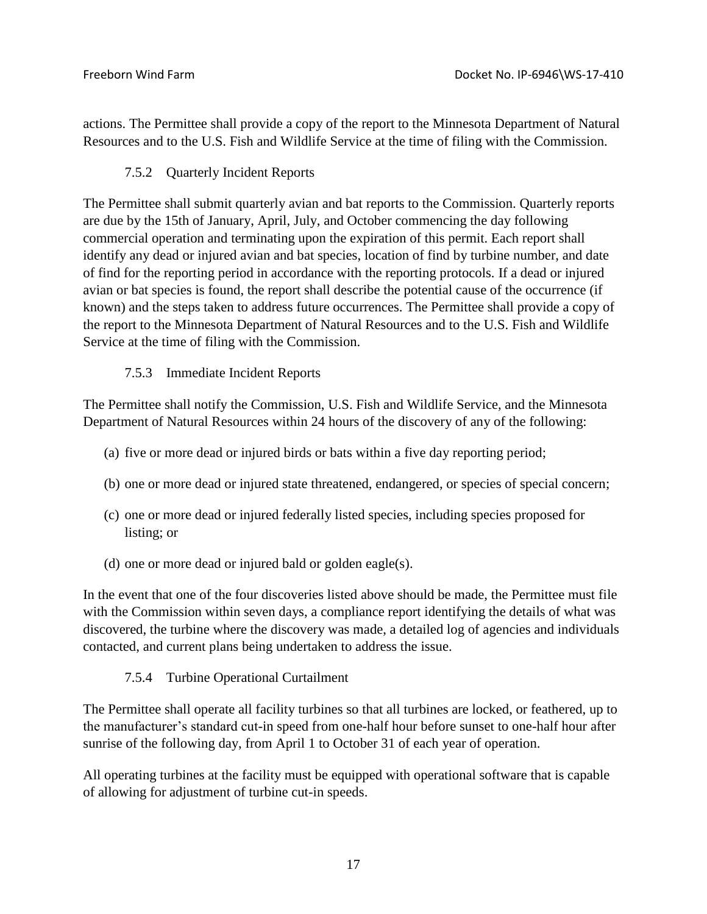actions. The Permittee shall provide a copy of the report to the Minnesota Department of Natural Resources and to the U.S. Fish and Wildlife Service at the time of filing with the Commission.

#### 7.5.2 Quarterly Incident Reports

The Permittee shall submit quarterly avian and bat reports to the Commission. Quarterly reports are due by the 15th of January, April, July, and October commencing the day following commercial operation and terminating upon the expiration of this permit. Each report shall identify any dead or injured avian and bat species, location of find by turbine number, and date of find for the reporting period in accordance with the reporting protocols. If a dead or injured avian or bat species is found, the report shall describe the potential cause of the occurrence (if known) and the steps taken to address future occurrences. The Permittee shall provide a copy of the report to the Minnesota Department of Natural Resources and to the U.S. Fish and Wildlife Service at the time of filing with the Commission.

#### 7.5.3 Immediate Incident Reports

The Permittee shall notify the Commission, U.S. Fish and Wildlife Service, and the Minnesota Department of Natural Resources within 24 hours of the discovery of any of the following:

(a) five or more dead or injured birds or bats within a five day reporting period;

(b) one or more dead or injured state threatened, endangered, or species of special concern;

(c) one or more dead or injured federally listed species, including species proposed for listing; or

(d) one or more dead or injured bald or golden eagle(s).

In the event that one of the four discoveries listed above should be made, the Permittee must file with the Commission within seven days, a compliance report identifying the details of what was discovered, the turbine where the discovery was made, a detailed log of agencies and individuals contacted, and current plans being undertaken to address the issue.

#### 7.5.4 Turbine Operational Curtailment

The Permittee shall operate all facility turbines so that all turbines are locked, or feathered, up to the manufacturer's standard cut-in speed from one-half hour before sunset to one-half hour after sunrise of the following day, from April 1 to October 31 of each year of operation.

All operating turbines at the facility must be equipped with operational software that is capable of allowing for adjustment of turbine cut-in speeds.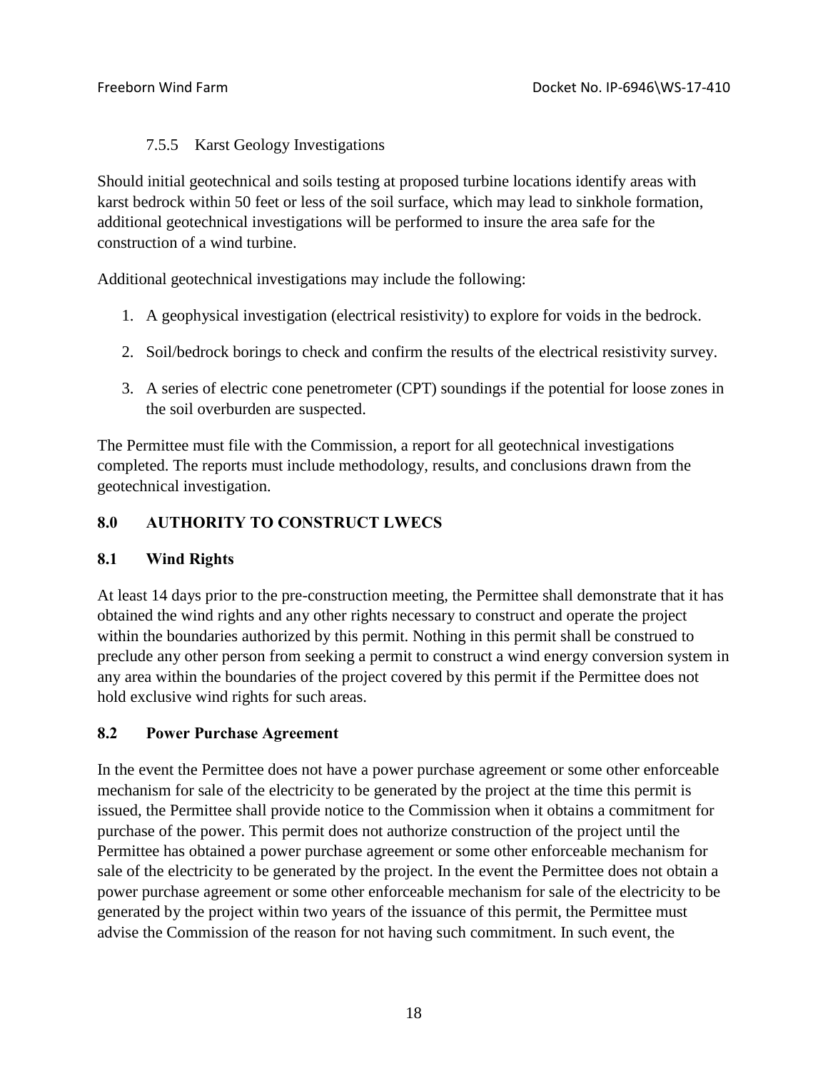#### 7.5.5 Karst Geology Investigations

Should initial geotechnical and soils testing at proposed turbine locations identify areas with karst bedrock within 50 feet or less of the soil surface, which may lead to sinkhole formation, additional geotechnical investigations will be performed to insure the area safe for the construction of a wind turbine.

Additional geotechnical investigations may include the following:

1. A geophysical investigation (electrical resistivity) to explore for voids in the bedrock.
2. Soil/bedrock borings to check and confirm the results of the electrical resistivity survey.
3. A series of electric cone penetrometer (CPT) soundings if the potential for loose zones in the soil overburden are suspected.

The Permittee must file with the Commission, a report for all geotechnical investigations completed. The reports must include methodology, results, and conclusions drawn from the geotechnical investigation.

## 8.0 AUTHORITY TO CONSTRUCT LWECS

### 8.1 Wind Rights

At least 14 days prior to the pre-construction meeting, the Permittee shall demonstrate that it has obtained the wind rights and any other rights necessary to construct and operate the project within the boundaries authorized by this permit. Nothing in this permit shall be construed to preclude any other person from seeking a permit to construct a wind energy conversion system in any area within the boundaries of the project covered by this permit if the Permittee does not hold exclusive wind rights for such areas.

### 8.2 Power Purchase Agreement

In the event the Permittee does not have a power purchase agreement or some other enforceable mechanism for sale of the electricity to be generated by the project at the time this permit is issued, the Permittee shall provide notice to the Commission when it obtains a commitment for purchase of the power. This permit does not authorize construction of the project until the Permittee has obtained a power purchase agreement or some other enforceable mechanism for sale of the electricity to be generated by the project. In the event the Permittee does not obtain a power purchase agreement or some other enforceable mechanism for sale of the electricity to be generated by the project within two years of the issuance of this permit, the Permittee must advise the Commission of the reason for not having such commitment. In such event, the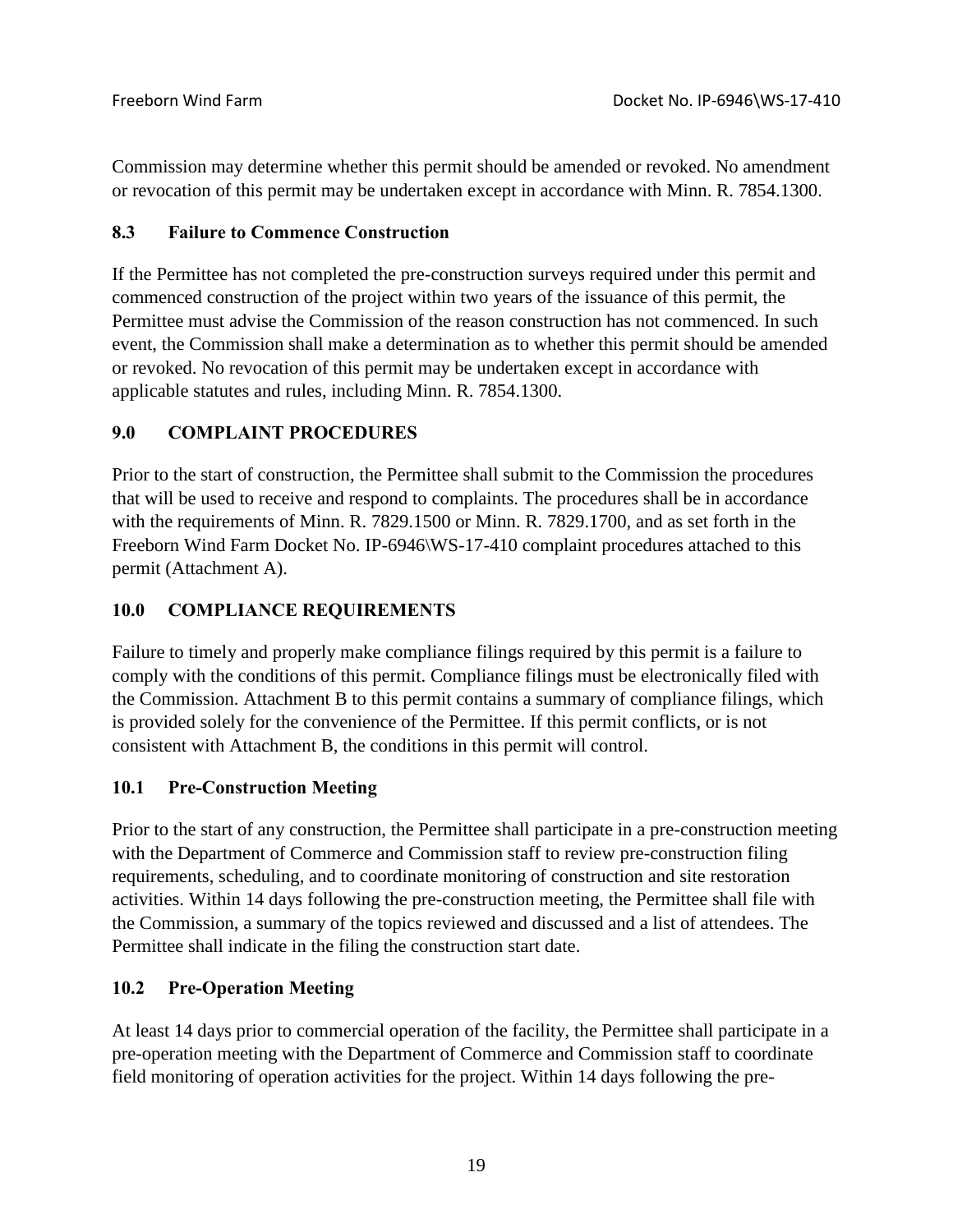Commission may determine whether this permit should be amended or revoked. No amendment or revocation of this permit may be undertaken except in accordance with Minn. R. 7854.1300.

### 8.3 Failure to Commence Construction

If the Permittee has not completed the pre-construction surveys required under this permit and commenced construction of the project within two years of the issuance of this permit, the Permittee must advise the Commission of the reason construction has not commenced. In such event, the Commission shall make a determination as to whether this permit should be amended or revoked. No revocation of this permit may be undertaken except in accordance with applicable statutes and rules, including Minn. R. 7854.1300.

## 9.0 COMPLAINT PROCEDURES

Prior to the start of construction, the Permittee shall submit to the Commission the procedures that will be used to receive and respond to complaints. The procedures shall be in accordance with the requirements of Minn. R. 7829.1500 or Minn. R. 7829.1700, and as set forth in the Freeborn Wind Farm Docket No. IP-6946\WS-17-410 complaint procedures attached to this permit (Attachment A).

## 10.0 COMPLIANCE REQUIREMENTS

Failure to timely and properly make compliance filings required by this permit is a failure to comply with the conditions of this permit. Compliance filings must be electronically filed with the Commission. Attachment B to this permit contains a summary of compliance filings, which is provided solely for the convenience of the Permittee. If this permit conflicts, or is not consistent with Attachment B, the conditions in this permit will control.

### 10.1 Pre-Construction Meeting

Prior to the start of any construction, the Permittee shall participate in a pre-construction meeting with the Department of Commerce and Commission staff to review pre-construction filing requirements, scheduling, and to coordinate monitoring of construction and site restoration activities. Within 14 days following the pre-construction meeting, the Permittee shall file with the Commission, a summary of the topics reviewed and discussed and a list of attendees. The Permittee shall indicate in the filing the construction start date.

### 10.2 Pre-Operation Meeting

At least 14 days prior to commercial operation of the facility, the Permittee shall participate in a pre-operation meeting with the Department of Commerce and Commission staff to coordinate field monitoring of operation activities for the project. Within 14 days following the pre-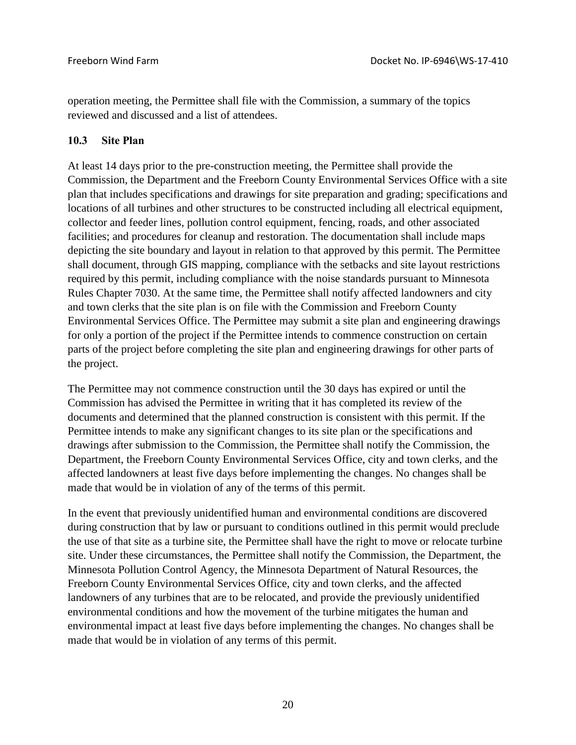operation meeting, the Permittee shall file with the Commission, a summary of the topics reviewed and discussed and a list of attendees.

### 10.3 Site Plan

At least 14 days prior to the pre-construction meeting, the Permittee shall provide the Commission, the Department and the Freeborn County Environmental Services Office with a site plan that includes specifications and drawings for site preparation and grading; specifications and locations of all turbines and other structures to be constructed including all electrical equipment, collector and feeder lines, pollution control equipment, fencing, roads, and other associated facilities; and procedures for cleanup and restoration. The documentation shall include maps depicting the site boundary and layout in relation to that approved by this permit. The Permittee shall document, through GIS mapping, compliance with the setbacks and site layout restrictions required by this permit, including compliance with the noise standards pursuant to Minnesota Rules Chapter 7030. At the same time, the Permittee shall notify affected landowners and city and town clerks that the site plan is on file with the Commission and Freeborn County Environmental Services Office. The Permittee may submit a site plan and engineering drawings for only a portion of the project if the Permittee intends to commence construction on certain parts of the project before completing the site plan and engineering drawings for other parts of the project.

The Permittee may not commence construction until the 30 days has expired or until the Commission has advised the Permittee in writing that it has completed its review of the documents and determined that the planned construction is consistent with this permit. If the Permittee intends to make any significant changes to its site plan or the specifications and drawings after submission to the Commission, the Permittee shall notify the Commission, the Department, the Freeborn County Environmental Services Office, city and town clerks, and the affected landowners at least five days before implementing the changes. No changes shall be made that would be in violation of any of the terms of this permit.

In the event that previously unidentified human and environmental conditions are discovered during construction that by law or pursuant to conditions outlined in this permit would preclude the use of that site as a turbine site, the Permittee shall have the right to move or relocate turbine site. Under these circumstances, the Permittee shall notify the Commission, the Department, the Minnesota Pollution Control Agency, the Minnesota Department of Natural Resources, the Freeborn County Environmental Services Office, city and town clerks, and the affected landowners of any turbines that are to be relocated, and provide the previously unidentified environmental conditions and how the movement of the turbine mitigates the human and environmental impact at least five days before implementing the changes. No changes shall be made that would be in violation of any terms of this permit.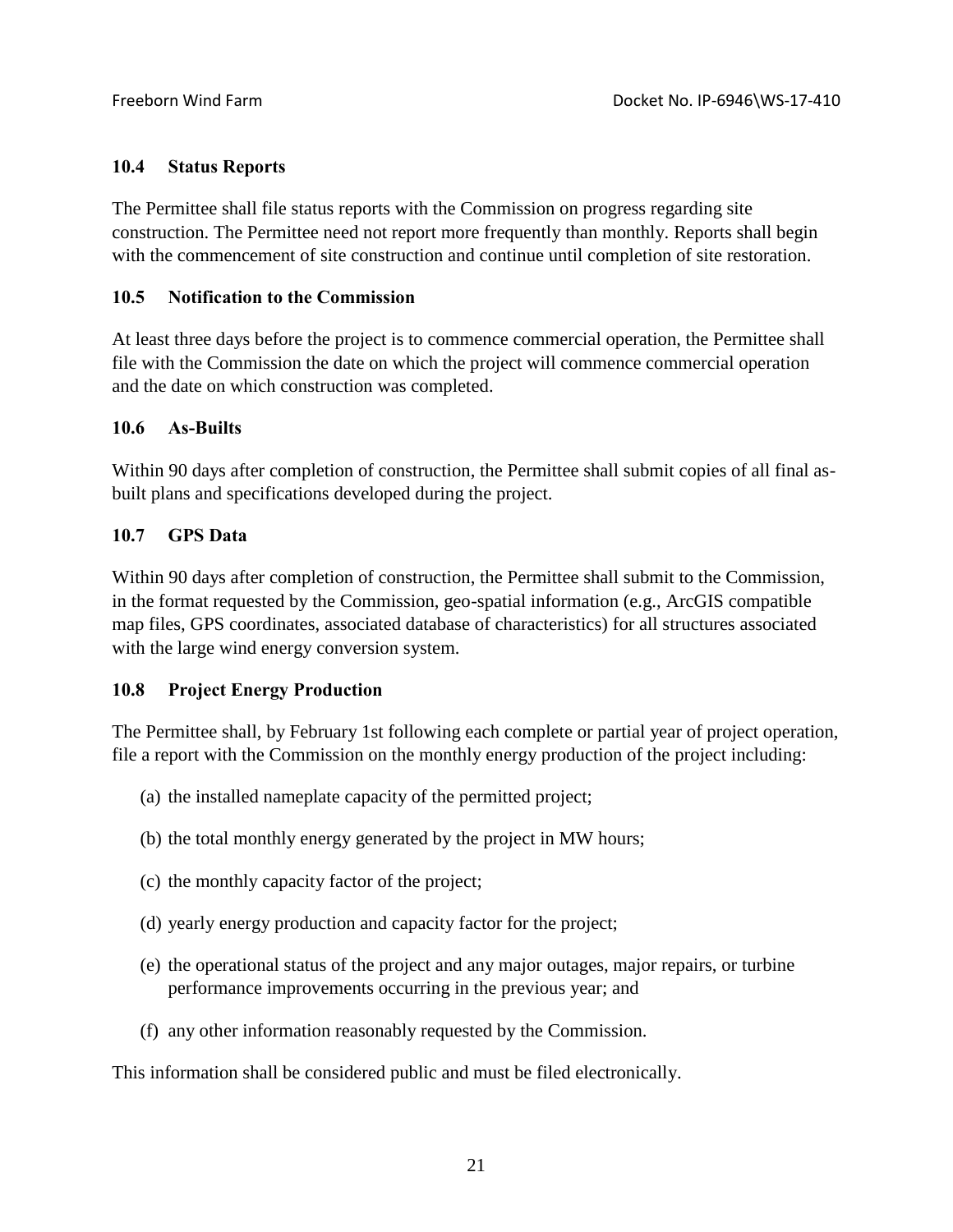### 10.4 Status Reports

The Permittee shall file status reports with the Commission on progress regarding site construction. The Permittee need not report more frequently than monthly. Reports shall begin with the commencement of site construction and continue until completion of site restoration.

### 10.5 Notification to the Commission

At least three days before the project is to commence commercial operation, the Permittee shall file with the Commission the date on which the project will commence commercial operation and the date on which construction was completed.

### 10.6 As-Builts

Within 90 days after completion of construction, the Permittee shall submit copies of all final as-built plans and specifications developed during the project.

### 10.7 GPS Data

Within 90 days after completion of construction, the Permittee shall submit to the Commission, in the format requested by the Commission, geo-spatial information (e.g., ArcGIS compatible map files, GPS coordinates, associated database of characteristics) for all structures associated with the large wind energy conversion system.

### 10.8 Project Energy Production

The Permittee shall, by February 1st following each complete or partial year of project operation, file a report with the Commission on the monthly energy production of the project including:

(a) the installed nameplate capacity of the permitted project;

(b) the total monthly energy generated by the project in MW hours;

(c) the monthly capacity factor of the project;

(d) yearly energy production and capacity factor for the project;

(e) the operational status of the project and any major outages, major repairs, or turbine performance improvements occurring in the previous year; and

(f) any other information reasonably requested by the Commission.

This information shall be considered public and must be filed electronically.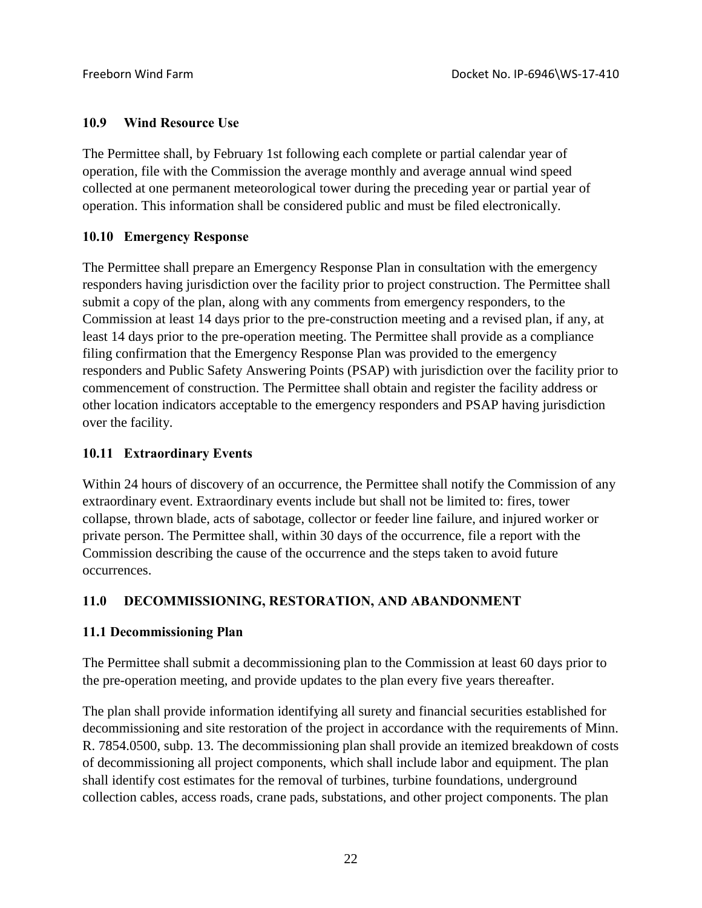### 10.9 Wind Resource Use

The Permittee shall, by February 1st following each complete or partial calendar year of operation, file with the Commission the average monthly and average annual wind speed collected at one permanent meteorological tower during the preceding year or partial year of operation. This information shall be considered public and must be filed electronically.

### 10.10 Emergency Response

The Permittee shall prepare an Emergency Response Plan in consultation with the emergency responders having jurisdiction over the facility prior to project construction. The Permittee shall submit a copy of the plan, along with any comments from emergency responders, to the Commission at least 14 days prior to the pre-construction meeting and a revised plan, if any, at least 14 days prior to the pre-operation meeting. The Permittee shall provide as a compliance filing confirmation that the Emergency Response Plan was provided to the emergency responders and Public Safety Answering Points (PSAP) with jurisdiction over the facility prior to commencement of construction. The Permittee shall obtain and register the facility address or other location indicators acceptable to the emergency responders and PSAP having jurisdiction over the facility.

### 10.11 Extraordinary Events

Within 24 hours of discovery of an occurrence, the Permittee shall notify the Commission of any extraordinary event. Extraordinary events include but shall not be limited to: fires, tower collapse, thrown blade, acts of sabotage, collector or feeder line failure, and injured worker or private person. The Permittee shall, within 30 days of the occurrence, file a report with the Commission describing the cause of the occurrence and the steps taken to avoid future occurrences.

## 11.0 DECOMMISSIONING, RESTORATION, AND ABANDONMENT

### 11.1 Decommissioning Plan

The Permittee shall submit a decommissioning plan to the Commission at least 60 days prior to the pre-operation meeting, and provide updates to the plan every five years thereafter.

The plan shall provide information identifying all surety and financial securities established for decommissioning and site restoration of the project in accordance with the requirements of Minn. R. 7854.0500, subp. 13. The decommissioning plan shall provide an itemized breakdown of costs of decommissioning all project components, which shall include labor and equipment. The plan shall identify cost estimates for the removal of turbines, turbine foundations, underground collection cables, access roads, crane pads, substations, and other project components. The plan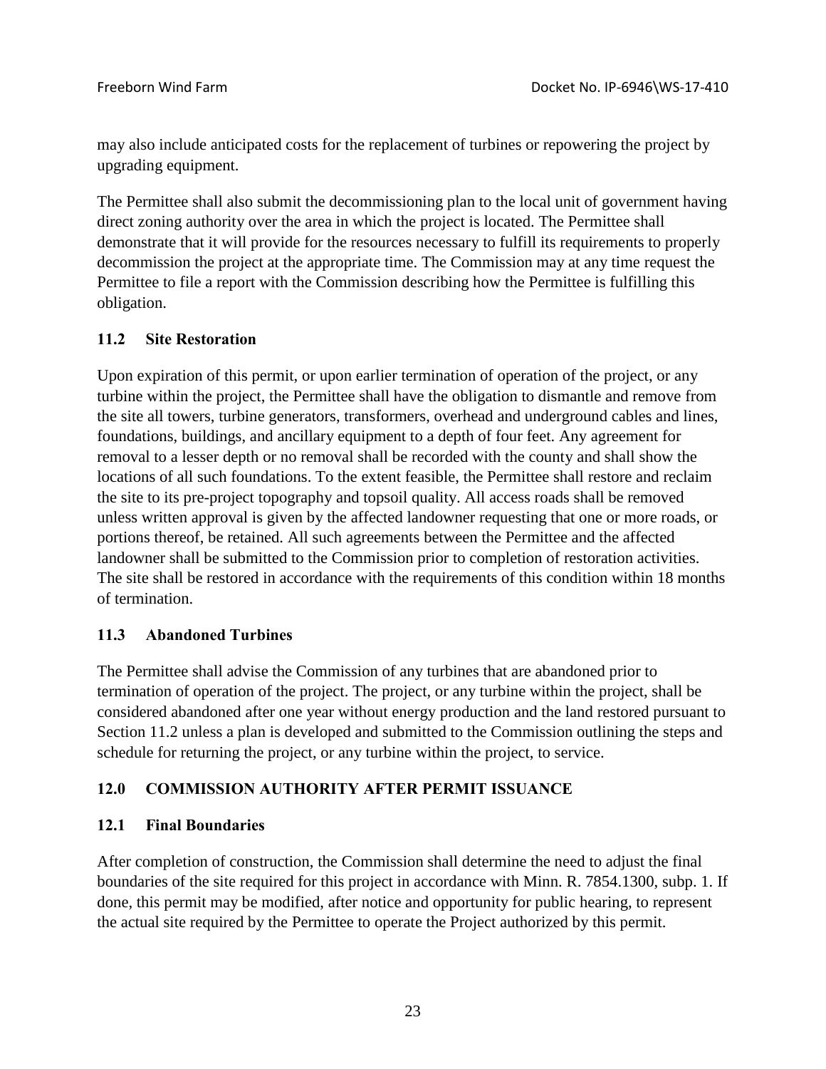may also include anticipated costs for the replacement of turbines or repowering the project by upgrading equipment.

The Permittee shall also submit the decommissioning plan to the local unit of government having direct zoning authority over the area in which the project is located. The Permittee shall demonstrate that it will provide for the resources necessary to fulfill its requirements to properly decommission the project at the appropriate time. The Commission may at any time request the Permittee to file a report with the Commission describing how the Permittee is fulfilling this obligation.

### 11.2 Site Restoration

Upon expiration of this permit, or upon earlier termination of operation of the project, or any turbine within the project, the Permittee shall have the obligation to dismantle and remove from the site all towers, turbine generators, transformers, overhead and underground cables and lines, foundations, buildings, and ancillary equipment to a depth of four feet. Any agreement for removal to a lesser depth or no removal shall be recorded with the county and shall show the locations of all such foundations. To the extent feasible, the Permittee shall restore and reclaim the site to its pre-project topography and topsoil quality. All access roads shall be removed unless written approval is given by the affected landowner requesting that one or more roads, or portions thereof, be retained. All such agreements between the Permittee and the affected landowner shall be submitted to the Commission prior to completion of restoration activities. The site shall be restored in accordance with the requirements of this condition within 18 months of termination.

### 11.3 Abandoned Turbines

The Permittee shall advise the Commission of any turbines that are abandoned prior to termination of operation of the project. The project, or any turbine within the project, shall be considered abandoned after one year without energy production and the land restored pursuant to Section 11.2 unless a plan is developed and submitted to the Commission outlining the steps and schedule for returning the project, or any turbine within the project, to service.

## 12.0 COMMISSION AUTHORITY AFTER PERMIT ISSUANCE

### 12.1 Final Boundaries

After completion of construction, the Commission shall determine the need to adjust the final boundaries of the site required for this project in accordance with Minn. R. 7854.1300, subp. 1. If done, this permit may be modified, after notice and opportunity for public hearing, to represent the actual site required by the Permittee to operate the Project authorized by this permit.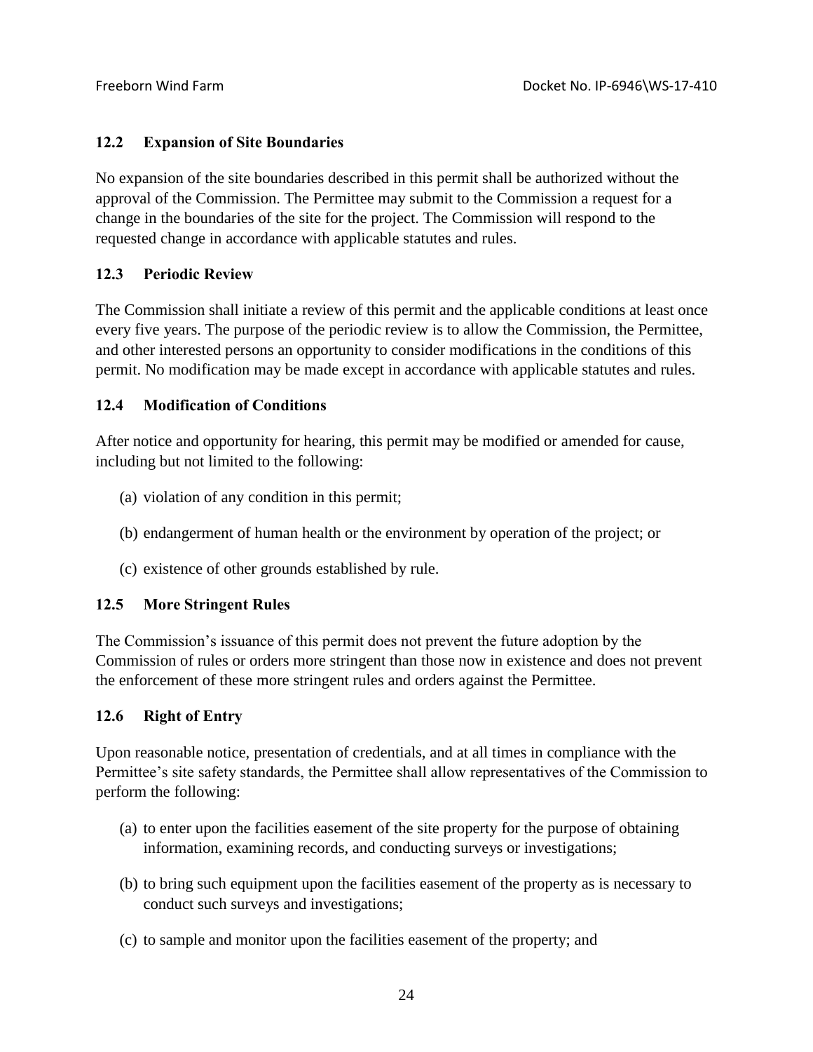### 12.2 Expansion of Site Boundaries

No expansion of the site boundaries described in this permit shall be authorized without the approval of the Commission. The Permittee may submit to the Commission a request for a change in the boundaries of the site for the project. The Commission will respond to the requested change in accordance with applicable statutes and rules.

### 12.3 Periodic Review

The Commission shall initiate a review of this permit and the applicable conditions at least once every five years. The purpose of the periodic review is to allow the Commission, the Permittee, and other interested persons an opportunity to consider modifications in the conditions of this permit. No modification may be made except in accordance with applicable statutes and rules.

### 12.4 Modification of Conditions

After notice and opportunity for hearing, this permit may be modified or amended for cause, including but not limited to the following:

(a) violation of any condition in this permit;

(b) endangerment of human health or the environment by operation of the project; or

(c) existence of other grounds established by rule.

### 12.5 More Stringent Rules

The Commission's issuance of this permit does not prevent the future adoption by the Commission of rules or orders more stringent than those now in existence and does not prevent the enforcement of these more stringent rules and orders against the Permittee.

### 12.6 Right of Entry

Upon reasonable notice, presentation of credentials, and at all times in compliance with the Permittee's site safety standards, the Permittee shall allow representatives of the Commission to perform the following:

(a) to enter upon the facilities easement of the site property for the purpose of obtaining information, examining records, and conducting surveys or investigations;

(b) to bring such equipment upon the facilities easement of the property as is necessary to conduct such surveys and investigations;

(c) to sample and monitor upon the facilities easement of the property; and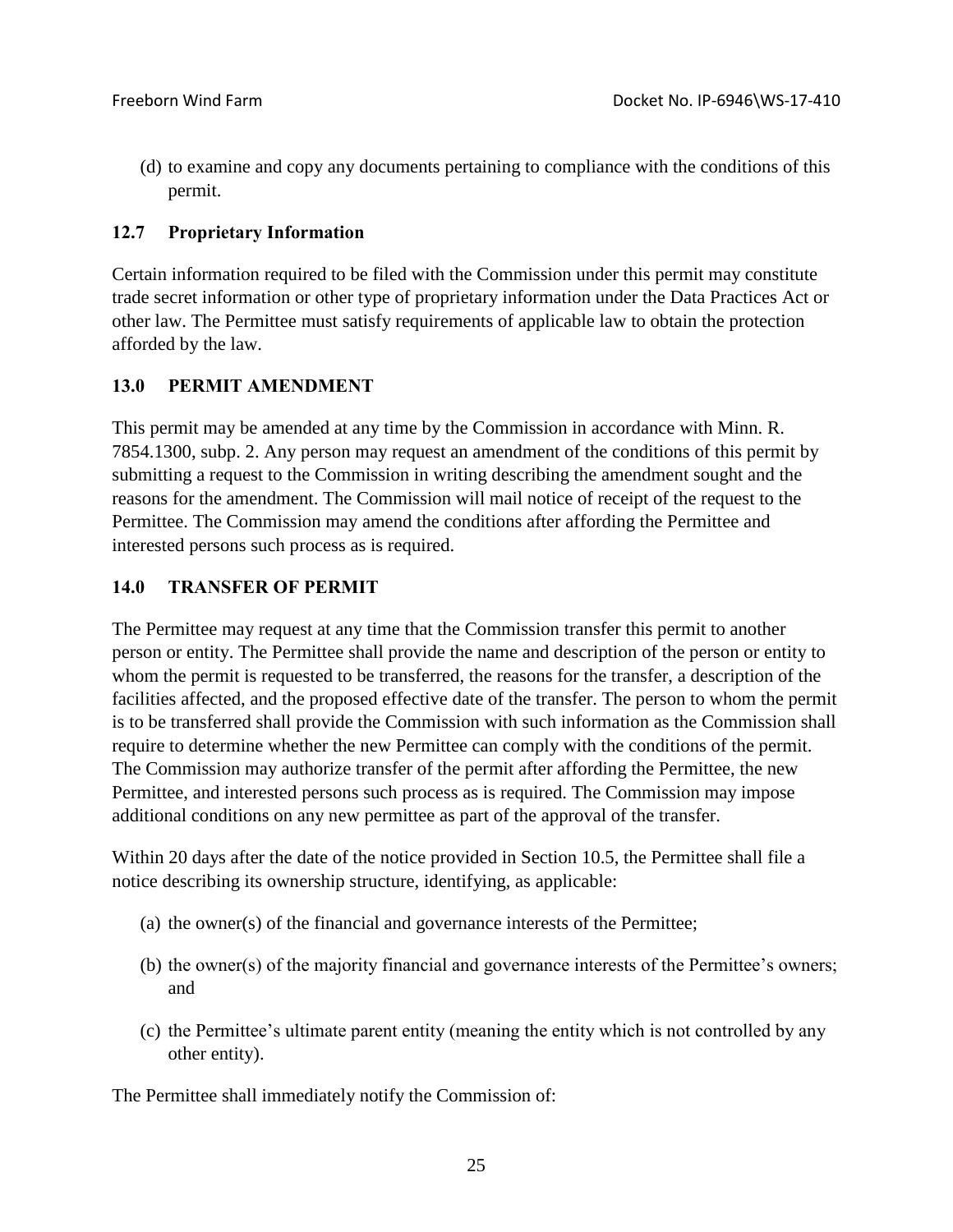(d) to examine and copy any documents pertaining to compliance with the conditions of this permit.

### 12.7 Proprietary Information

Certain information required to be filed with the Commission under this permit may constitute trade secret information or other type of proprietary information under the Data Practices Act or other law. The Permittee must satisfy requirements of applicable law to obtain the protection afforded by the law.

## 13.0 PERMIT AMENDMENT

This permit may be amended at any time by the Commission in accordance with Minn. R. 7854.1300, subp. 2. Any person may request an amendment of the conditions of this permit by submitting a request to the Commission in writing describing the amendment sought and the reasons for the amendment. The Commission will mail notice of receipt of the request to the Permittee. The Commission may amend the conditions after affording the Permittee and interested persons such process as is required.

## 14.0 TRANSFER OF PERMIT

The Permittee may request at any time that the Commission transfer this permit to another person or entity. The Permittee shall provide the name and description of the person or entity to whom the permit is requested to be transferred, the reasons for the transfer, a description of the facilities affected, and the proposed effective date of the transfer. The person to whom the permit is to be transferred shall provide the Commission with such information as the Commission shall require to determine whether the new Permittee can comply with the conditions of the permit. The Commission may authorize transfer of the permit after affording the Permittee, the new Permittee, and interested persons such process as is required. The Commission may impose additional conditions on any new permittee as part of the approval of the transfer.

Within 20 days after the date of the notice provided in Section 10.5, the Permittee shall file a notice describing its ownership structure, identifying, as applicable:

(a) the owner(s) of the financial and governance interests of the Permittee;

(b) the owner(s) of the majority financial and governance interests of the Permittee's owners; and

(c) the Permittee's ultimate parent entity (meaning the entity which is not controlled by any other entity).

The Permittee shall immediately notify the Commission of: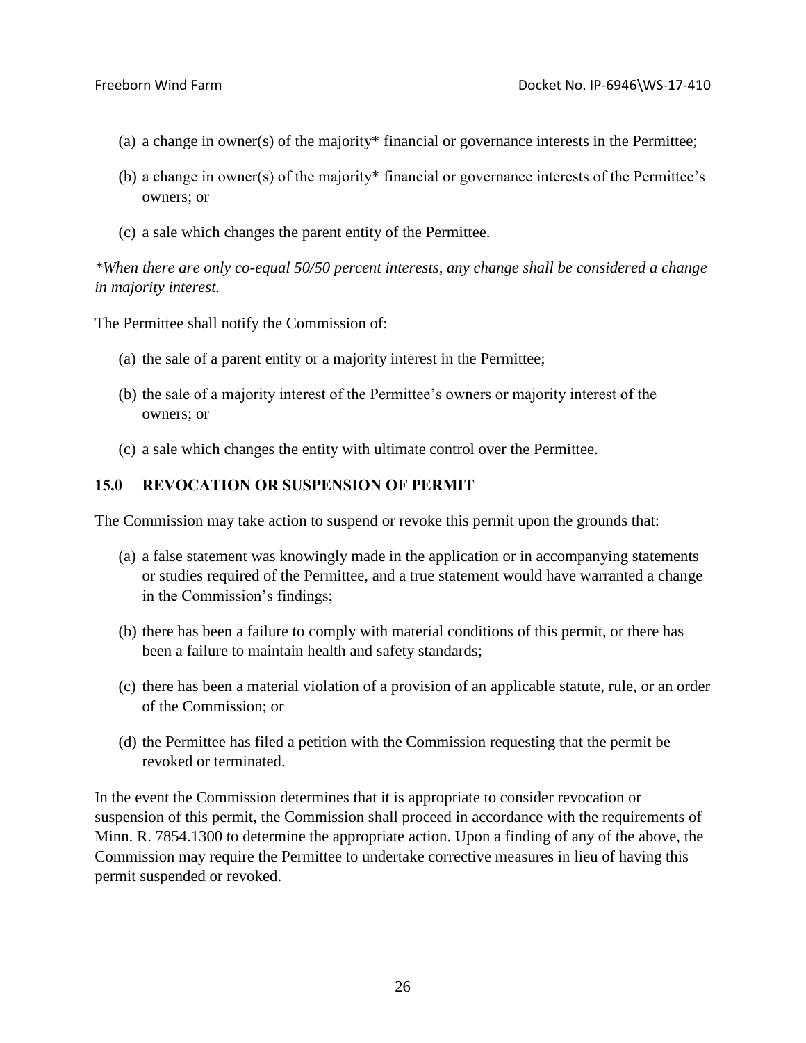(a) a change in owner(s) of the majority* financial or governance interests in the Permittee;

(b) a change in owner(s) of the majority* financial or governance interests of the Permittee's owners; or

(c) a sale which changes the parent entity of the Permittee.

*\*When there are only co-equal 50/50 percent interests, any change shall be considered a change in majority interest.*

The Permittee shall notify the Commission of:

(a) the sale of a parent entity or a majority interest in the Permittee;

(b) the sale of a majority interest of the Permittee's owners or majority interest of the owners; or

(c) a sale which changes the entity with ultimate control over the Permittee.

## 15.0 REVOCATION OR SUSPENSION OF PERMIT

The Commission may take action to suspend or revoke this permit upon the grounds that:

(a) a false statement was knowingly made in the application or in accompanying statements or studies required of the Permittee, and a true statement would have warranted a change in the Commission's findings;

(b) there has been a failure to comply with material conditions of this permit, or there has been a failure to maintain health and safety standards;

(c) there has been a material violation of a provision of an applicable statute, rule, or an order of the Commission; or

(d) the Permittee has filed a petition with the Commission requesting that the permit be revoked or terminated.

In the event the Commission determines that it is appropriate to consider revocation or suspension of this permit, the Commission shall proceed in accordance with the requirements of Minn. R. 7854.1300 to determine the appropriate action. Upon a finding of any of the above, the Commission may require the Permittee to undertake corrective measures in lieu of having this permit suspended or revoked.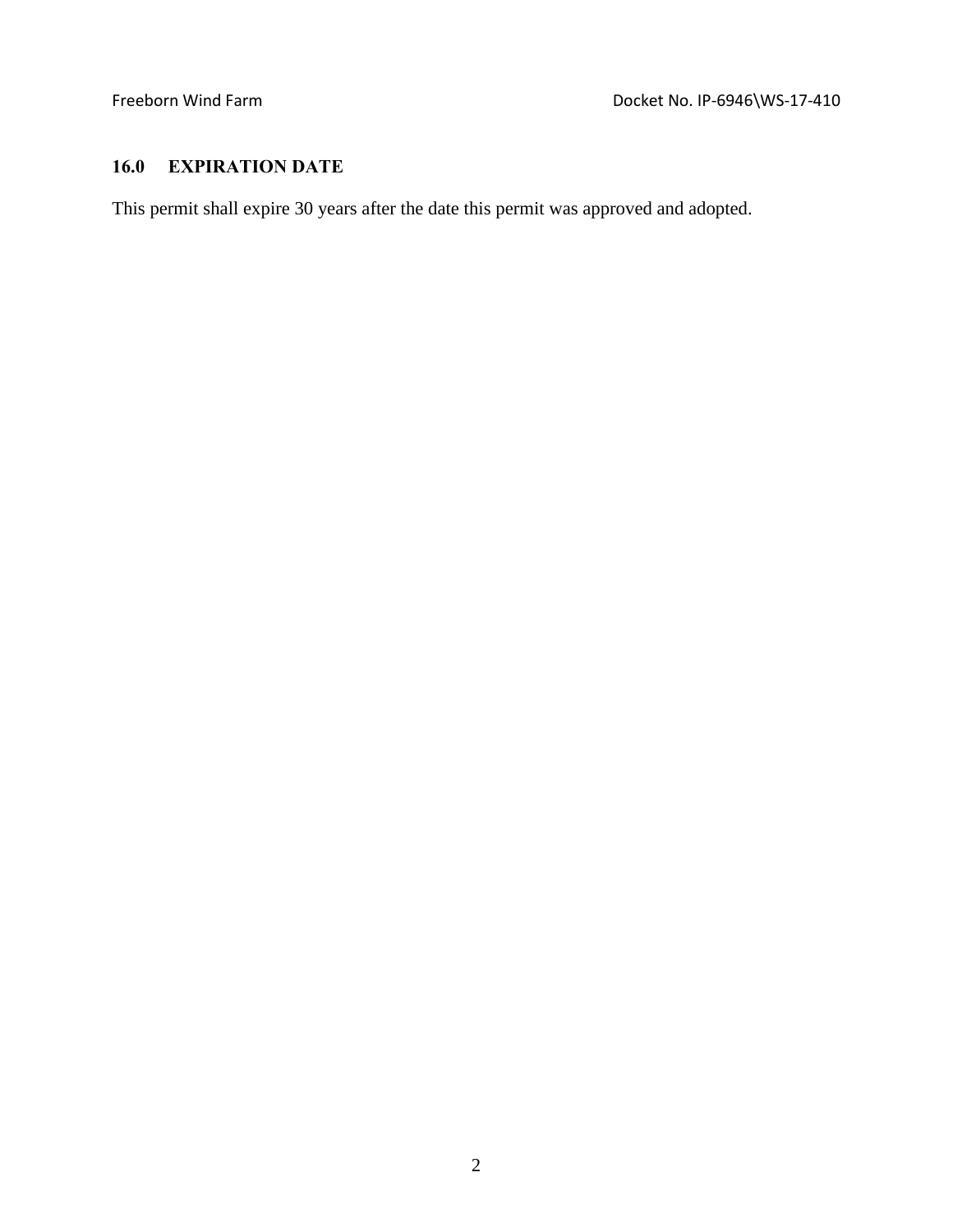## 16.0 EXPIRATION DATE

This permit shall expire 30 years after the date this permit was approved and adopted.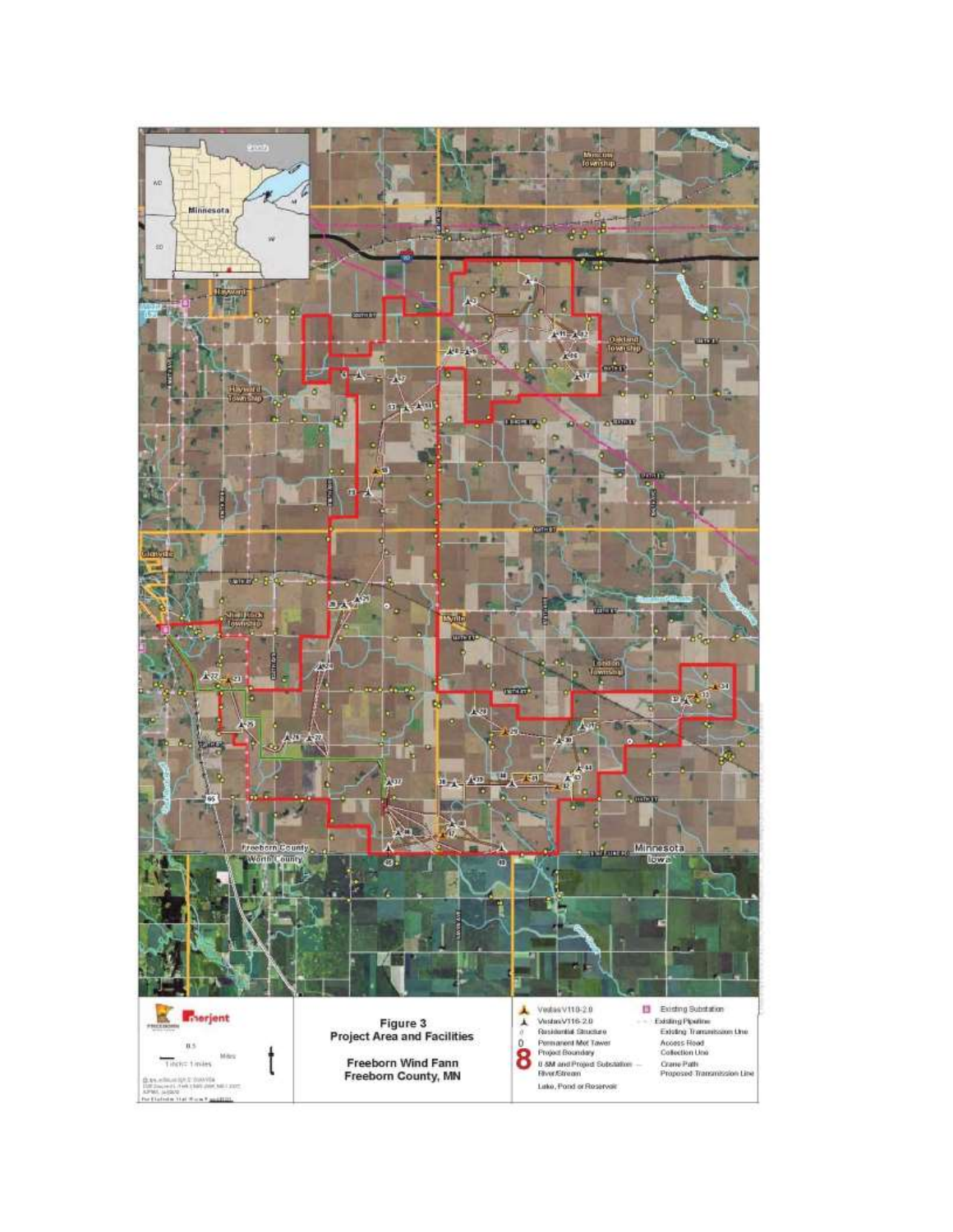**Figure 3**
**Project Area and Facilities**

**Freeborn Wind Farm**
**Freeborn County, MN**

Vestas V110-2.0
Vestas V116-2.0
Residential Structure
Permanent Met Tower
Project Boundary
O&M and Project Substation
River/Stream
Lake, Pond or Reservoir
Existing Substation
Existing Pipeline
Existing Transmission Line
Access Road
Collection Line
Crane Path
Proposed Transmission Line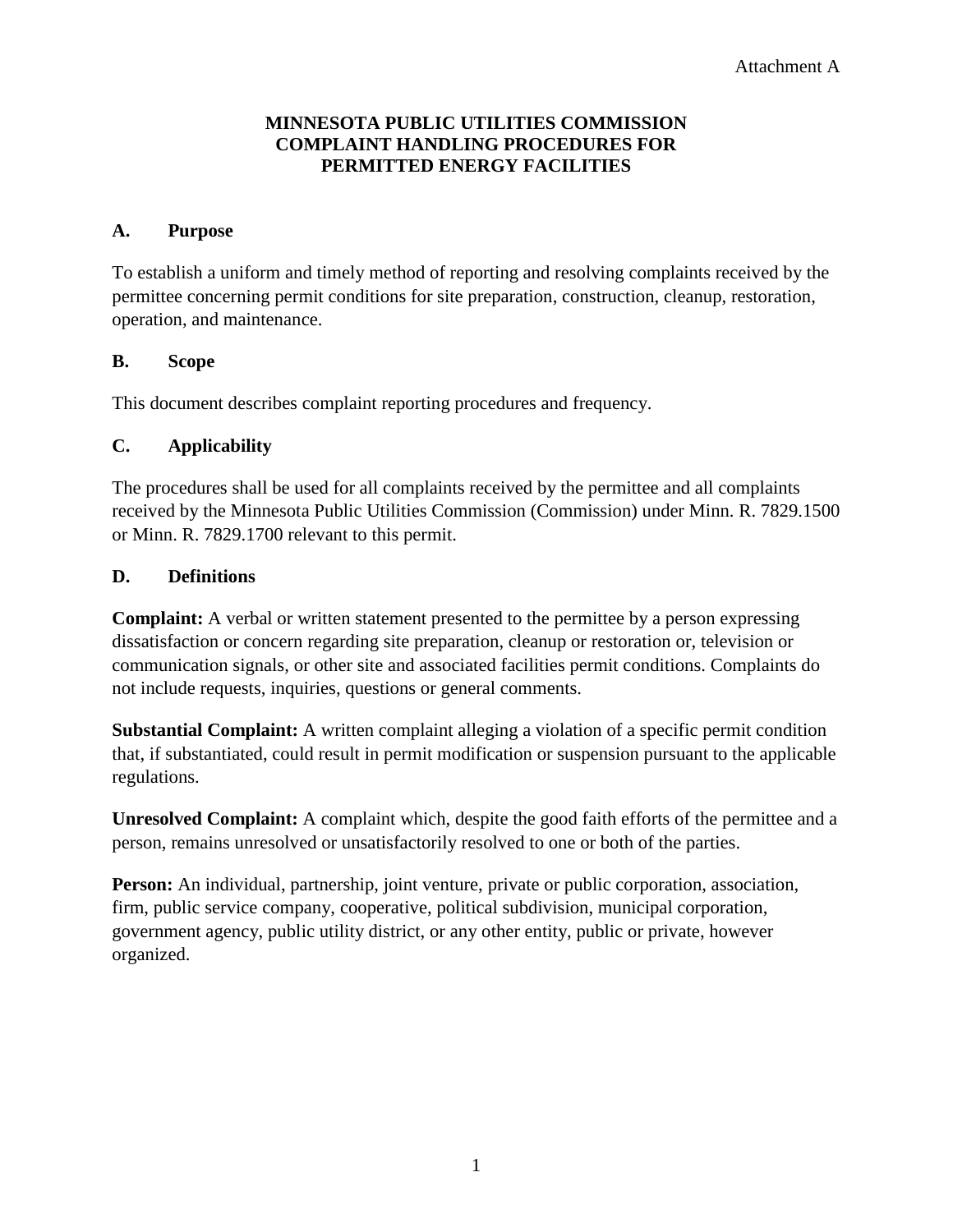Attachment A

# MINNESOTA PUBLIC UTILITIES COMMISSION COMPLAINT HANDLING PROCEDURES FOR PERMITTED ENERGY FACILITIES

## A. Purpose

To establish a uniform and timely method of reporting and resolving complaints received by the permittee concerning permit conditions for site preparation, construction, cleanup, restoration, operation, and maintenance.

## B. Scope

This document describes complaint reporting procedures and frequency.

## C. Applicability

The procedures shall be used for all complaints received by the permittee and all complaints received by the Minnesota Public Utilities Commission (Commission) under Minn. R. 7829.1500 or Minn. R. 7829.1700 relevant to this permit.

## D. Definitions

**Complaint:** A verbal or written statement presented to the permittee by a person expressing dissatisfaction or concern regarding site preparation, cleanup or restoration or, television or communication signals, or other site and associated facilities permit conditions. Complaints do not include requests, inquiries, questions or general comments.

**Substantial Complaint:** A written complaint alleging a violation of a specific permit condition that, if substantiated, could result in permit modification or suspension pursuant to the applicable regulations.

**Unresolved Complaint:** A complaint which, despite the good faith efforts of the permittee and a person, remains unresolved or unsatisfactorily resolved to one or both of the parties.

**Person:** An individual, partnership, joint venture, private or public corporation, association, firm, public service company, cooperative, political subdivision, municipal corporation, government agency, public utility district, or any other entity, public or private, however organized.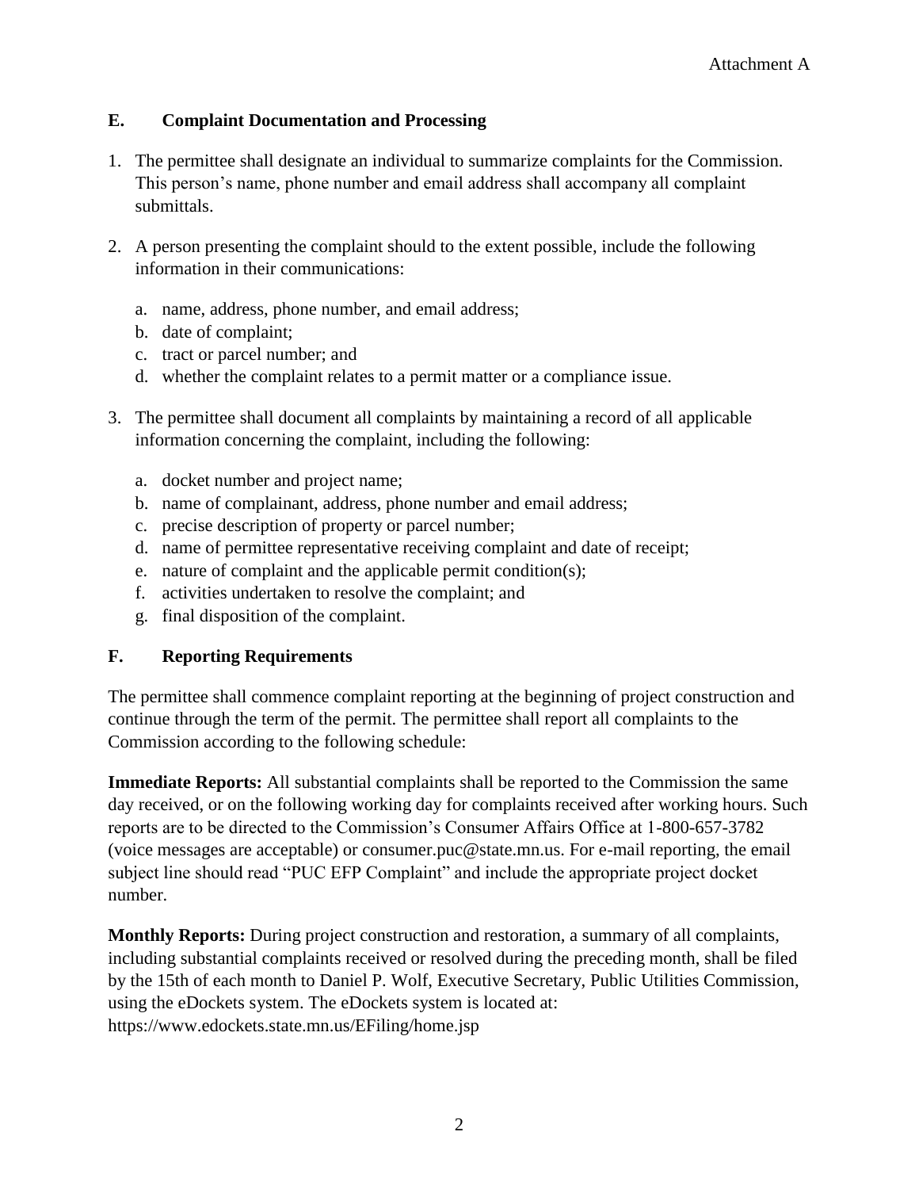### E. Complaint Documentation and Processing

1. The permittee shall designate an individual to summarize complaints for the Commission. This person's name, phone number and email address shall accompany all complaint submittals.

2. A person presenting the complaint should to the extent possible, include the following information in their communications:

   a. name, address, phone number, and email address;
   b. date of complaint;
   c. tract or parcel number; and
   d. whether the complaint relates to a permit matter or a compliance issue.

3. The permittee shall document all complaints by maintaining a record of all applicable information concerning the complaint, including the following:

   a. docket number and project name;
   b. name of complainant, address, phone number and email address;
   c. precise description of property or parcel number;
   d. name of permittee representative receiving complaint and date of receipt;
   e. nature of complaint and the applicable permit condition(s);
   f. activities undertaken to resolve the complaint; and
   g. final disposition of the complaint.

### F. Reporting Requirements

The permittee shall commence complaint reporting at the beginning of project construction and continue through the term of the permit. The permittee shall report all complaints to the Commission according to the following schedule:

**Immediate Reports:** All substantial complaints shall be reported to the Commission the same day received, or on the following working day for complaints received after working hours. Such reports are to be directed to the Commission's Consumer Affairs Office at 1-800-657-3782 (voice messages are acceptable) or consumer.puc@state.mn.us. For e-mail reporting, the email subject line should read "PUC EFP Complaint" and include the appropriate project docket number.

**Monthly Reports:** During project construction and restoration, a summary of all complaints, including substantial complaints received or resolved during the preceding month, shall be filed by the 15th of each month to Daniel P. Wolf, Executive Secretary, Public Utilities Commission, using the eDockets system. The eDockets system is located at: https://www.edockets.state.mn.us/EFiling/home.jsp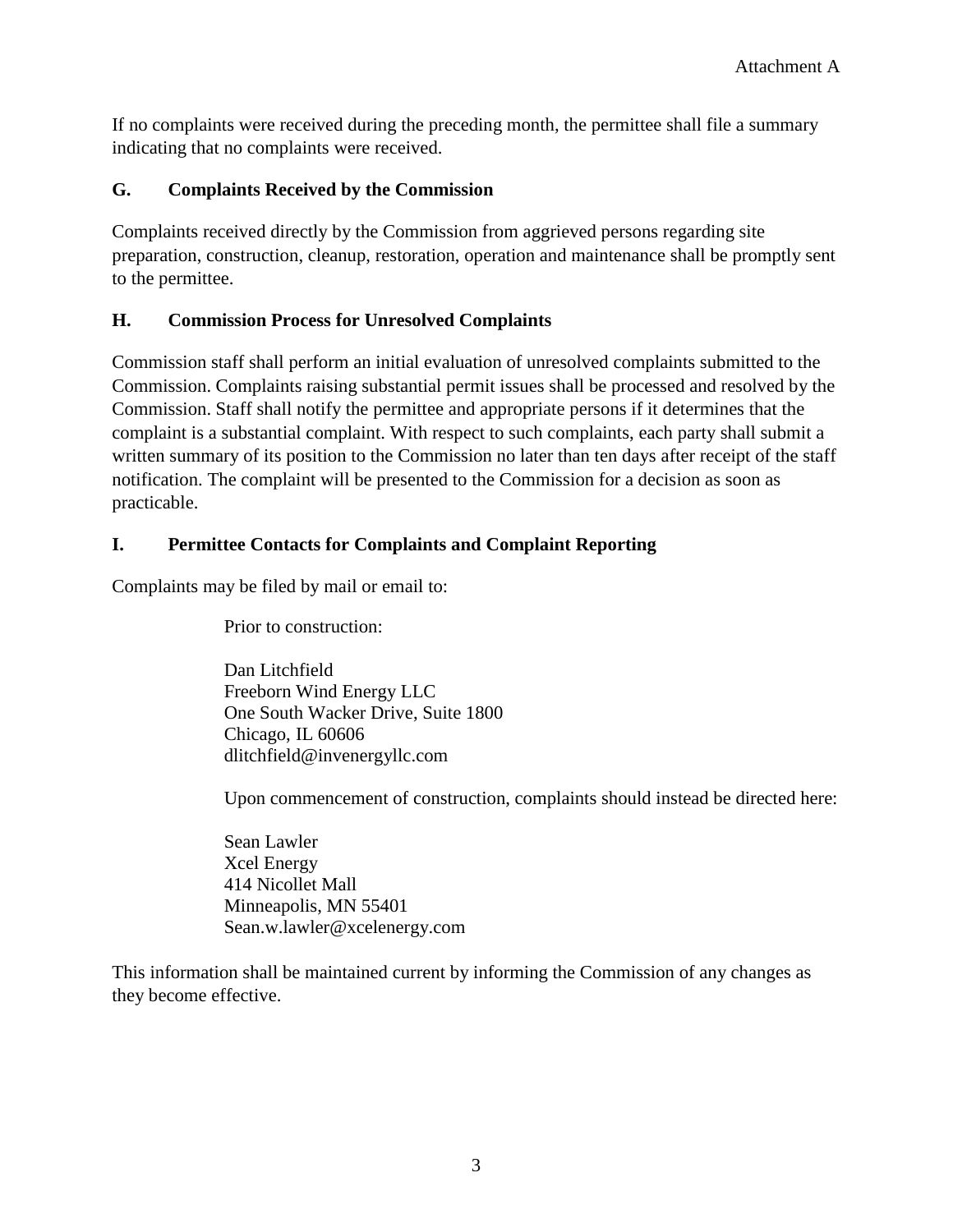If no complaints were received during the preceding month, the permittee shall file a summary indicating that no complaints were received.

### G. Complaints Received by the Commission

Complaints received directly by the Commission from aggrieved persons regarding site preparation, construction, cleanup, restoration, operation and maintenance shall be promptly sent to the permittee.

### H. Commission Process for Unresolved Complaints

Commission staff shall perform an initial evaluation of unresolved complaints submitted to the Commission. Complaints raising substantial permit issues shall be processed and resolved by the Commission. Staff shall notify the permittee and appropriate persons if it determines that the complaint is a substantial complaint. With respect to such complaints, each party shall submit a written summary of its position to the Commission no later than ten days after receipt of the staff notification. The complaint will be presented to the Commission for a decision as soon as practicable.

### I. Permittee Contacts for Complaints and Complaint Reporting

Complaints may be filed by mail or email to:

> Prior to construction:
>
> Dan Litchfield
> Freeborn Wind Energy LLC
> One South Wacker Drive, Suite 1800
> Chicago, IL 60606
> dlitchfield@invenergyllc.com
>
> Upon commencement of construction, complaints should instead be directed here:
>
> Sean Lawler
> Xcel Energy
> 414 Nicollet Mall
> Minneapolis, MN 55401
> Sean.w.lawler@xcelenergy.com

This information shall be maintained current by informing the Commission of any changes as they become effective.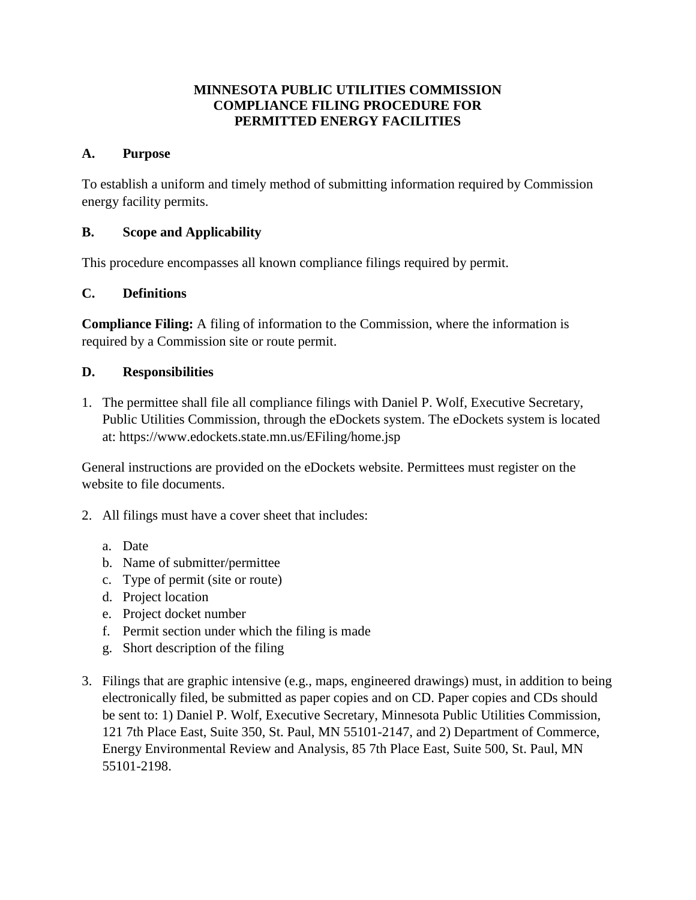# MINNESOTA PUBLIC UTILITIES COMMISSION
# COMPLIANCE FILING PROCEDURE FOR
# PERMITTED ENERGY FACILITIES

## A. Purpose

To establish a uniform and timely method of submitting information required by Commission energy facility permits.

## B. Scope and Applicability

This procedure encompasses all known compliance filings required by permit.

## C. Definitions

**Compliance Filing:** A filing of information to the Commission, where the information is required by a Commission site or route permit.

## D. Responsibilities

1. The permittee shall file all compliance filings with Daniel P. Wolf, Executive Secretary, Public Utilities Commission, through the eDockets system. The eDockets system is located at: https://www.edockets.state.mn.us/EFiling/home.jsp

General instructions are provided on the eDockets website. Permittees must register on the website to file documents.

2. All filings must have a cover sheet that includes:

   a. Date
   b. Name of submitter/permittee
   c. Type of permit (site or route)
   d. Project location
   e. Project docket number
   f. Permit section under which the filing is made
   g. Short description of the filing

3. Filings that are graphic intensive (e.g., maps, engineered drawings) must, in addition to being electronically filed, be submitted as paper copies and on CD. Paper copies and CDs should be sent to: 1) Daniel P. Wolf, Executive Secretary, Minnesota Public Utilities Commission, 121 7th Place East, Suite 350, St. Paul, MN 55101-2147, and 2) Department of Commerce, Energy Environmental Review and Analysis, 85 7th Place East, Suite 500, St. Paul, MN 55101-2198.